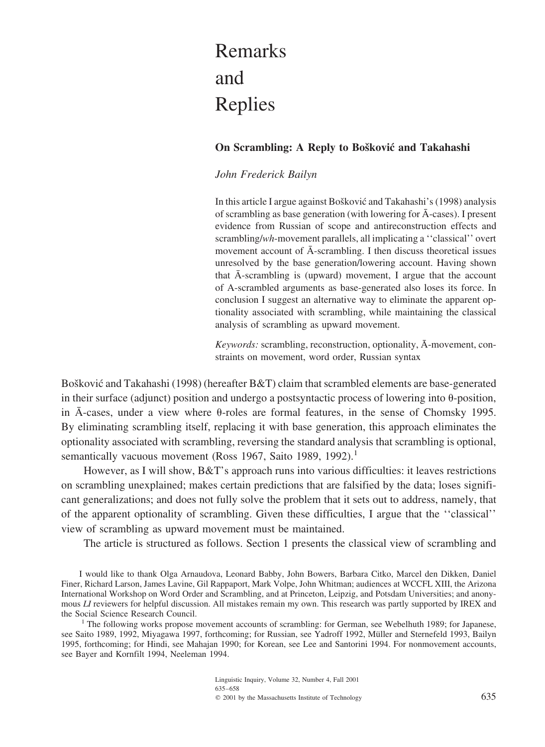# Remarks and Replies

## On Scrambling: A Reply to Bošković and Takahashi

*John Frederick Bailyn*

In this article I argue against Bošković and Takahashi's (1998) analysis of scrambling as base generation (with lowering for Ā-cases). I present evidence from Russian of scope and antireconstruction effects and scrambling/*wh*-movement parallels, all implicating a ''classical'' overt movement account of Ā-scrambling. I then discuss theoretical issues unresolved by the base generation/lowering account. Having shown that Ā-scrambling is (upward) movement, I argue that the account of A-scrambled arguments as base-generated also loses its force. In conclusion I suggest an alternative way to eliminate the apparent optionality associated with scrambling, while maintaining the classical analysis of scrambling as upward movement.

*Keywords:* scrambling, reconstruction, optionality, Ā-movement, constraints on movement, word order, Russian syntax

Bošković and Takahashi (1998) (hereafter B&T) claim that scrambled elements are base-generated in their surface (adjunct) position and undergo a postsyntactic process of lowering into θ-position, in Ā-cases, under a view where θ-roles are formal features, in the sense of Chomsky 1995. By eliminating scrambling itself, replacing it with base generation, this approach eliminates the optionality associated with scrambling, reversing the standard analysis that scrambling is optional, semantically vacuous movement (Ross 1967, Saito 1989, 1992).[1]

However, as I will show, B&T's approach runs into various difficulties: it leaves restrictions on scrambling unexplained; makes certain predictions that are falsified by the data; loses significant generalizations; and does not fully solve the problem that it sets out to address, namely, that of the apparent optionality of scrambling. Given these difficulties, I argue that the ''classical'' view of scrambling as upward movement must be maintained.

The article is structured as follows. Section 1 presents the classical view of scrambling and

I would like to thank Olga Arnaudova, Leonard Babby, John Bowers, Barbara Citko, Marcel den Dikken, Daniel Finer, Richard Larson, James Lavine, Gil Rappaport, Mark Volpe, John Whitman; audiences at WCCFL XIII, the Arizona International Workshop on Word Order and Scrambling, and at Princeton, Leipzig, and Potsdam Universities; and anonymous *LI* reviewers for helpful discussion. All mistakes remain my own. This research was partly supported by IREX and the Social Science Research Council.

[1] The following works propose movement accounts of scrambling: for German, see Webelhuth 1989; for Japanese, see Saito 1989, 1992, Miyagawa 1997, forthcoming; for Russian, see Yadroff 1992, Müller and Sternefeld 1993, Bailyn 1995, forthcoming; for Hindi, see Mahajan 1990; for Korean, see Lee and Santorini 1994. For nonmovement accounts, see Bayer and Kornfilt 1994, Neeleman 1994.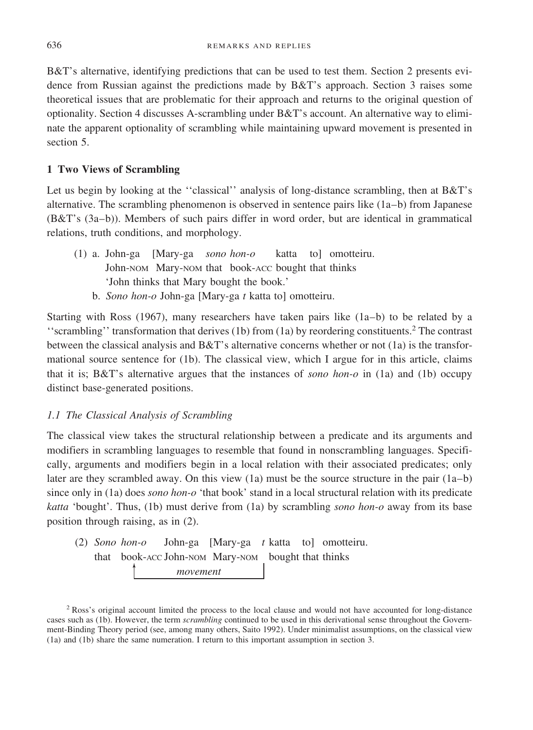B&T's alternative, identifying predictions that can be used to test them. Section 2 presents evidence from Russian against the predictions made by B&T's approach. Section 3 raises some theoretical issues that are problematic for their approach and returns to the original question of optionality. Section 4 discusses A-scrambling under B&T's account. An alternative way to eliminate the apparent optionality of scrambling while maintaining upward movement is presented in section 5.

## 1 Two Views of Scrambling

Let us begin by looking at the ''classical'' analysis of long-distance scrambling, then at B&T's alternative. The scrambling phenomenon is observed in sentence pairs like (1a–b) from Japanese (B&T's (3a–b)). Members of such pairs differ in word order, but are identical in grammatical relations, truth conditions, and morphology.

(1) a. John-ga [Mary-ga *sono hon-o* katta to] omotteiru.
John-NOM Mary-NOM that book-ACC bought that thinks
'John thinks that Mary bought the book.'

b. *Sono hon-o* John-ga [Mary-ga *t* katta to] omotteiru.

Starting with Ross (1967), many researchers have taken pairs like (1a–b) to be related by a ''scrambling'' transformation that derives (1b) from (1a) by reordering constituents.[2] The contrast between the classical analysis and B&T's alternative concerns whether or not (1a) is the transformational source sentence for (1b). The classical view, which I argue for in this article, claims that it is; B&T's alternative argues that the instances of *sono hon-o* in (1a) and (1b) occupy distinct base-generated positions.

### *1.1 The Classical Analysis of Scrambling*

The classical view takes the structural relationship between a predicate and its arguments and modifiers in scrambling languages to resemble that found in nonscrambling languages. Specifically, arguments and modifiers begin in a local relation with their associated predicates; only later are they scrambled away. On this view (1a) must be the source structure in the pair (1a–b) since only in (1a) does *sono hon-o* 'that book' stand in a local structural relation with its predicate *katta* 'bought'. Thus, (1b) must derive from (1a) by scrambling *sono hon-o* away from its base position through raising, as in (2).

(2) *Sono hon-o* John-ga [Mary-ga *t* katta to] omotteiru.
that book-ACC John-NOM Mary-NOM bought that thinks
(movement)

[2] Ross's original account limited the process to the local clause and would not have accounted for long-distance cases such as (1b). However, the term *scrambling* continued to be used in this derivational sense throughout the Government-Binding Theory period (see, among many others, Saito 1992). Under minimalist assumptions, on the classical view (1a) and (1b) share the same numeration. I return to this important assumption in section 3.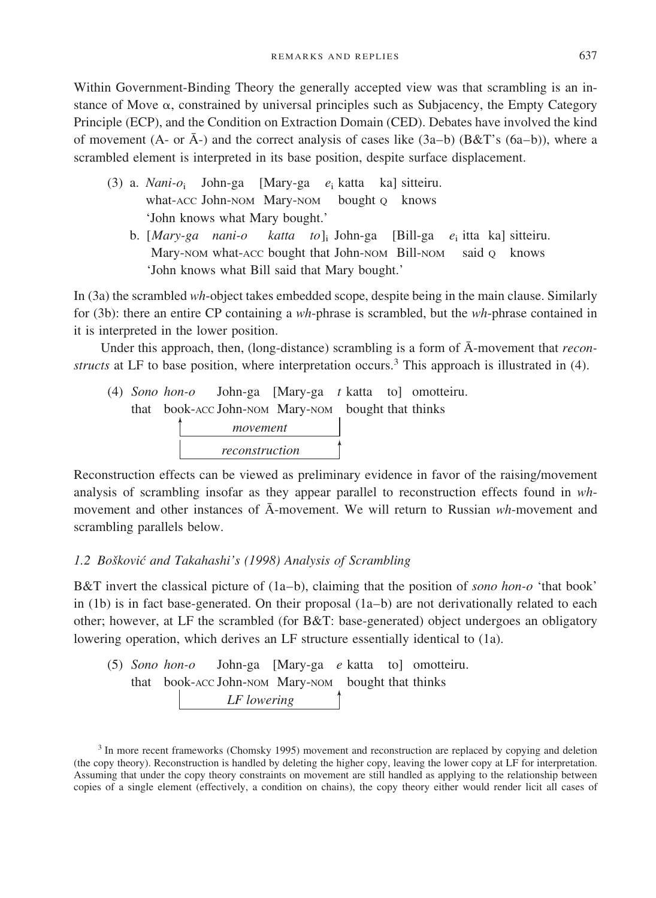Within Government-Binding Theory the generally accepted view was that scrambling is an instance of Move α, constrained by universal principles such as Subjacency, the Empty Category Principle (ECP), and the Condition on Extraction Domain (CED). Debates have involved the kind of movement (A- or Ā-) and the correct analysis of cases like (3a–b) (B&T's (6a–b)), where a scrambled element is interpreted in its base position, despite surface displacement.

(3) a. *Nani-o*$_i$ John-ga [Mary-ga $e_i$ katta ka] sitteiru.
   what-ACC John-NOM Mary-NOM bought Q knows
   'John knows what Mary bought.'

   b. [*Mary-ga nani-o katta to*]$_i$ John-ga [Bill-ga $e_i$ itta ka] sitteiru.
   Mary-NOM what-ACC bought that John-NOM Bill-NOM said Q knows
   'John knows what Bill said that Mary bought.'

In (3a) the scrambled *wh*-object takes embedded scope, despite being in the main clause. Similarly for (3b): there an entire CP containing a *wh*-phrase is scrambled, but the *wh*-phrase contained in it is interpreted in the lower position.

Under this approach, then, (long-distance) scrambling is a form of Ā-movement that *reconstructs* at LF to base position, where interpretation occurs.[3] This approach is illustrated in (4).

(4) *Sono hon-o* John-ga [Mary-ga *t* katta to] omotteiru.
   that book-ACC John-NOM Mary-NOM bought that thinks
   *movement*
   *reconstruction*

Reconstruction effects can be viewed as preliminary evidence in favor of the raising/movement analysis of scrambling insofar as they appear parallel to reconstruction effects found in *wh*-movement and other instances of Ā-movement. We will return to Russian *wh*-movement and scrambling parallels below.

### *1.2 Bošković and Takahashi's (1998) Analysis of Scrambling*

B&T invert the classical picture of (1a–b), claiming that the position of *sono hon-o* 'that book' in (1b) is in fact base-generated. On their proposal (1a–b) are not derivationally related to each other; however, at LF the scrambled (for B&T: base-generated) object undergoes an obligatory lowering operation, which derives an LF structure essentially identical to (1a).

(5) *Sono hon-o* John-ga [Mary-ga *e* katta to] omotteiru.
   that book-ACC John-NOM Mary-NOM bought that thinks
   *LF lowering*

[3] In more recent frameworks (Chomsky 1995) movement and reconstruction are replaced by copying and deletion (the copy theory). Reconstruction is handled by deleting the higher copy, leaving the lower copy at LF for interpretation. Assuming that under the copy theory constraints on movement are still handled as applying to the relationship between copies of a single element (effectively, a condition on chains), the copy theory either would render licit all cases of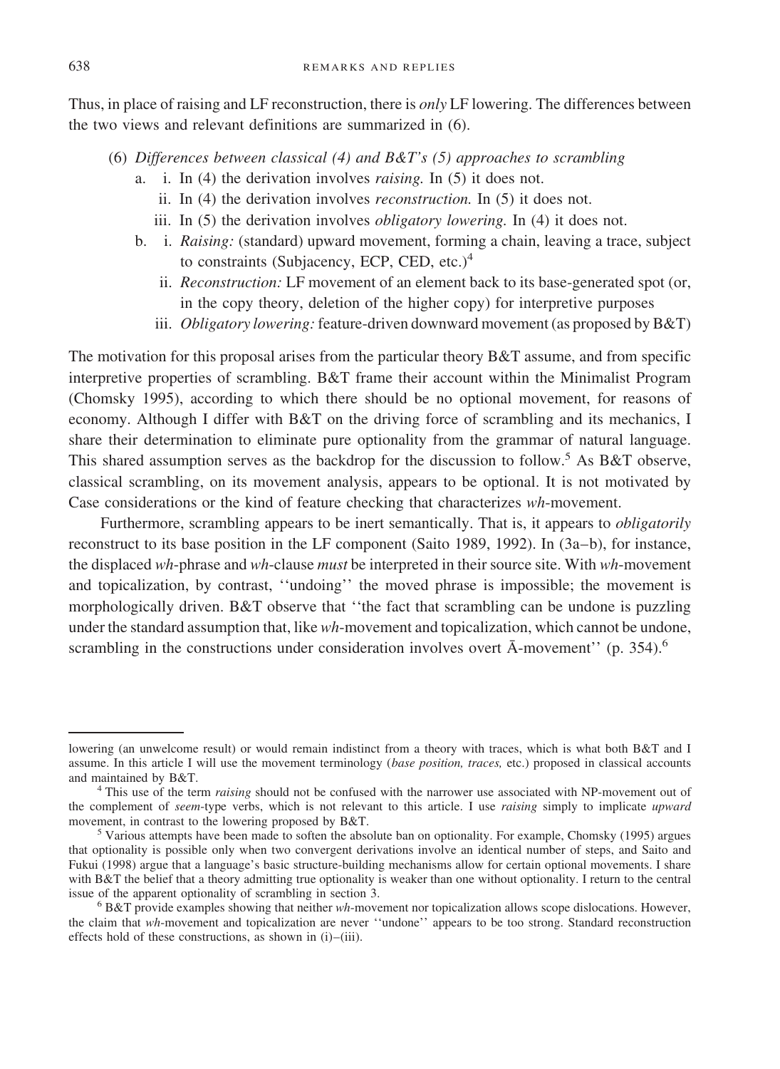Thus, in place of raising and LF reconstruction, there is *only* LF lowering. The differences between the two views and relevant definitions are summarized in (6).

(6) *Differences between classical (4) and B&T's (5) approaches to scrambling*

a. i. In (4) the derivation involves *raising.* In (5) it does not.
   ii. In (4) the derivation involves *reconstruction.* In (5) it does not.
   iii. In (5) the derivation involves *obligatory lowering.* In (4) it does not.

b. i. *Raising:* (standard) upward movement, forming a chain, leaving a trace, subject to constraints (Subjacency, ECP, CED, etc.)[4]
   ii. *Reconstruction:* LF movement of an element back to its base-generated spot (or, in the copy theory, deletion of the higher copy) for interpretive purposes
   iii. *Obligatory lowering:* feature-driven downward movement (as proposed by B&T)

The motivation for this proposal arises from the particular theory B&T assume, and from specific interpretive properties of scrambling. B&T frame their account within the Minimalist Program (Chomsky 1995), according to which there should be no optional movement, for reasons of economy. Although I differ with B&T on the driving force of scrambling and its mechanics, I share their determination to eliminate pure optionality from the grammar of natural language. This shared assumption serves as the backdrop for the discussion to follow.[5] As B&T observe, classical scrambling, on its movement analysis, appears to be optional. It is not motivated by Case considerations or the kind of feature checking that characterizes *wh*-movement.

Furthermore, scrambling appears to be inert semantically. That is, it appears to *obligatorily* reconstruct to its base position in the LF component (Saito 1989, 1992). In (3a–b), for instance, the displaced *wh*-phrase and *wh*-clause *must* be interpreted in their source site. With *wh*-movement and topicalization, by contrast, ''undoing'' the moved phrase is impossible; the movement is morphologically driven. B&T observe that ''the fact that scrambling can be undone is puzzling under the standard assumption that, like *wh*-movement and topicalization, which cannot be undone, scrambling in the constructions under consideration involves overt Ā-movement'' (p. 354).[6]

---

lowering (an unwelcome result) or would remain indistinct from a theory with traces, which is what both B&T and I assume. In this article I will use the movement terminology (*base position, traces,* etc.) proposed in classical accounts and maintained by B&T.

[4] This use of the term *raising* should not be confused with the narrower use associated with NP-movement out of the complement of *seem*-type verbs, which is not relevant to this article. I use *raising* simply to implicate *upward* movement, in contrast to the lowering proposed by B&T.

[5] Various attempts have been made to soften the absolute ban on optionality. For example, Chomsky (1995) argues that optionality is possible only when two convergent derivations involve an identical number of steps, and Saito and Fukui (1998) argue that a language's basic structure-building mechanisms allow for certain optional movements. I share with B&T the belief that a theory admitting true optionality is weaker than one without optionality. I return to the central issue of the apparent optionality of scrambling in section 3.

[6] B&T provide examples showing that neither *wh*-movement nor topicalization allows scope dislocations. However, the claim that *wh*-movement and topicalization are never ''undone'' appears to be too strong. Standard reconstruction effects hold of these constructions, as shown in (i)–(iii).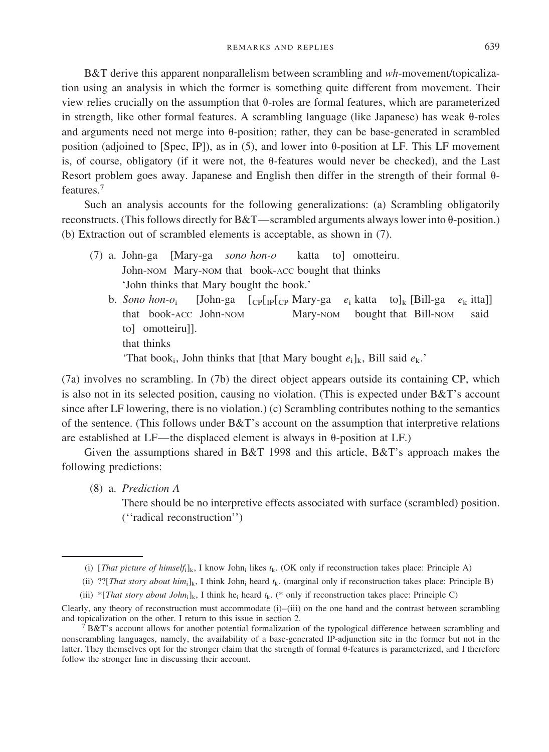B&T derive this apparent nonparallelism between scrambling and *wh*-movement/topicalization using an analysis in which the former is something quite different from movement. Their view relies crucially on the assumption that θ-roles are formal features, which are parameterized in strength, like other formal features. A scrambling language (like Japanese) has weak θ-roles and arguments need not merge into θ-position; rather, they can be base-generated in scrambled position (adjoined to [Spec, IP]), as in (5), and lower into θ-position at LF. This LF movement is, of course, obligatory (if it were not, the θ-features would never be checked), and the Last Resort problem goes away. Japanese and English then differ in the strength of their formal θ-features.[7]

Such an analysis accounts for the following generalizations: (a) Scrambling obligatorily reconstructs. (This follows directly for B&T—scrambled arguments always lower into θ-position.) (b) Extraction out of scrambled elements is acceptable, as shown in (7).

(7) a. John-ga [Mary-ga *sono hon-o* katta to] omotteiru.
John-NOM Mary-NOM that book-ACC bought that thinks
'John thinks that Mary bought the book.'

b. *Sono hon-o*$_i$ [John-ga [$_{CP}$[$_{IP}$[$_{CP}$ Mary-ga $e_i$ katta to]$_k$ [Bill-ga $e_k$ itta]] to] omotteiru]].
that book-ACC John-NOM Mary-NOM bought that Bill-NOM said that thinks
'That book$_i$, John thinks that [that Mary bought $e_i$]$_k$, Bill said $e_k$.'

(7a) involves no scrambling. In (7b) the direct object appears outside its containing CP, which is also not in its selected position, causing no violation. (This is expected under B&T's account since after LF lowering, there is no violation.) (c) Scrambling contributes nothing to the semantics of the sentence. (This follows under B&T's account on the assumption that interpretive relations are established at LF—the displaced element is always in θ-position at LF.)

Given the assumptions shared in B&T 1998 and this article, B&T's approach makes the following predictions:

(8) a. *Prediction A*
There should be no interpretive effects associated with surface (scrambled) position. (''radical reconstruction'')

---

(i) [*That picture of himself*$_i$]$_k$, I know John$_i$ likes $t_k$. (OK only if reconstruction takes place: Principle A)

(ii) ??[*That story about him*$_i$]$_k$, I think John$_i$ heard $t_k$. (marginal only if reconstruction takes place: Principle B)

(iii) *[*That story about John*$_i$]$_k$, I think he$_i$ heard $t_k$. (* only if reconstruction takes place: Principle C)

Clearly, any theory of reconstruction must accommodate (i)–(iii) on the one hand and the contrast between scrambling and topicalization on the other. I return to this issue in section 2.

[7] B&T's account allows for another potential formalization of the typological difference between scrambling and nonscrambling languages, namely, the availability of a base-generated IP-adjunction site in the former but not in the latter. They themselves opt for the stronger claim that the strength of formal θ-features is parameterized, and I therefore follow the stronger line in discussing their account.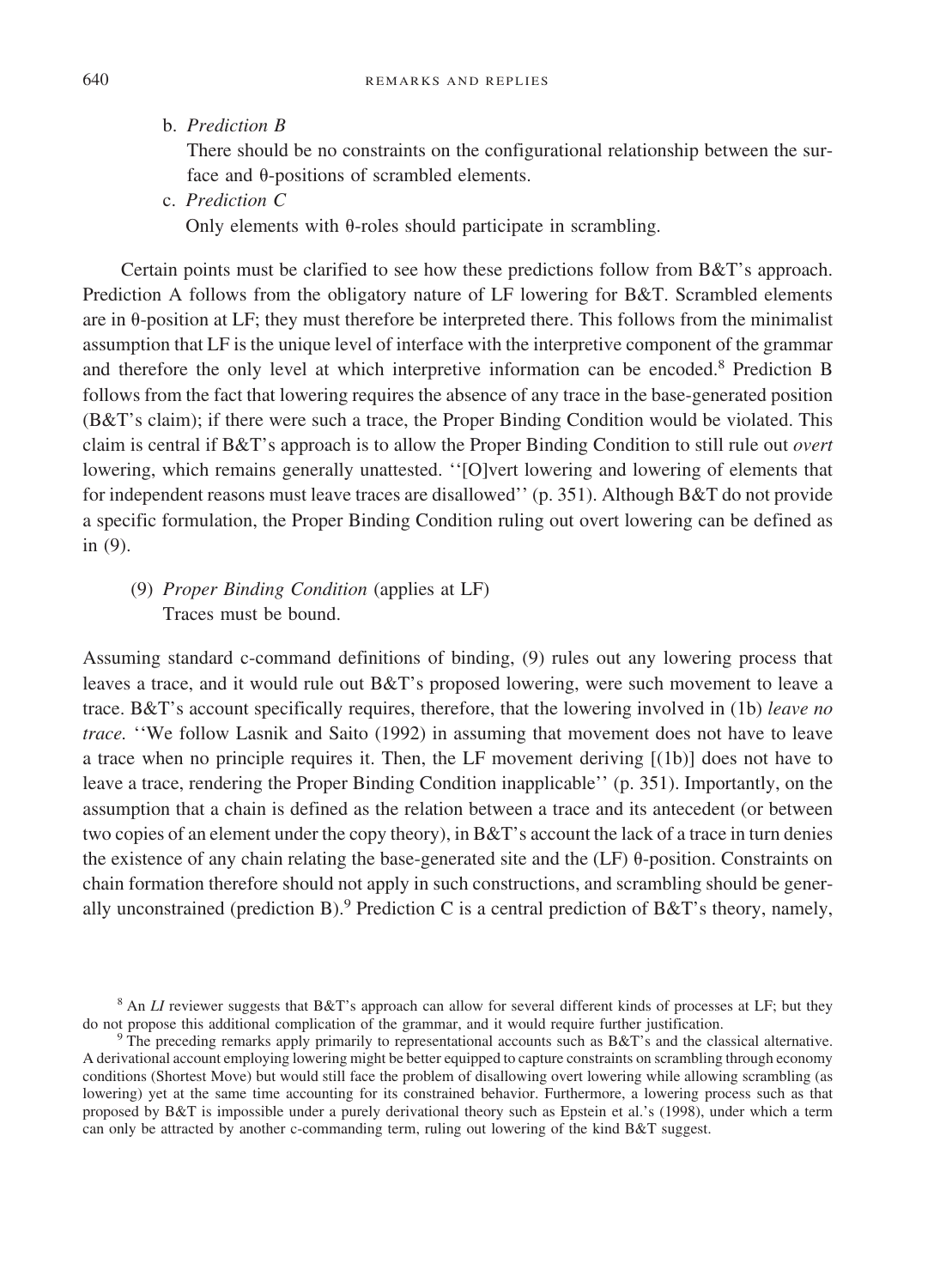b. *Prediction B*

   There should be no constraints on the configurational relationship between the surface and θ-positions of scrambled elements.

c. *Prediction C*

   Only elements with θ-roles should participate in scrambling.

Certain points must be clarified to see how these predictions follow from B&T's approach. Prediction A follows from the obligatory nature of LF lowering for B&T. Scrambled elements are in θ-position at LF; they must therefore be interpreted there. This follows from the minimalist assumption that LF is the unique level of interface with the interpretive component of the grammar and therefore the only level at which interpretive information can be encoded.[8] Prediction B follows from the fact that lowering requires the absence of any trace in the base-generated position (B&T's claim); if there were such a trace, the Proper Binding Condition would be violated. This claim is central if B&T's approach is to allow the Proper Binding Condition to still rule out *overt* lowering, which remains generally unattested. ''[O]vert lowering and lowering of elements that for independent reasons must leave traces are disallowed'' (p. 351). Although B&T do not provide a specific formulation, the Proper Binding Condition ruling out overt lowering can be defined as in (9).

(9) *Proper Binding Condition* (applies at LF)
    Traces must be bound.

Assuming standard c-command definitions of binding, (9) rules out any lowering process that leaves a trace, and it would rule out B&T's proposed lowering, were such movement to leave a trace. B&T's account specifically requires, therefore, that the lowering involved in (1b) *leave no trace.* ''We follow Lasnik and Saito (1992) in assuming that movement does not have to leave a trace when no principle requires it. Then, the LF movement deriving [(1b)] does not have to leave a trace, rendering the Proper Binding Condition inapplicable'' (p. 351). Importantly, on the assumption that a chain is defined as the relation between a trace and its antecedent (or between two copies of an element under the copy theory), in B&T's account the lack of a trace in turn denies the existence of any chain relating the base-generated site and the (LF) θ-position. Constraints on chain formation therefore should not apply in such constructions, and scrambling should be generally unconstrained (prediction B).[9] Prediction C is a central prediction of B&T's theory, namely,

[8] An *LI* reviewer suggests that B&T's approach can allow for several different kinds of processes at LF; but they do not propose this additional complication of the grammar, and it would require further justification.

[9] The preceding remarks apply primarily to representational accounts such as B&T's and the classical alternative. A derivational account employing lowering might be better equipped to capture constraints on scrambling through economy conditions (Shortest Move) but would still face the problem of disallowing overt lowering while allowing scrambling (as lowering) yet at the same time accounting for its constrained behavior. Furthermore, a lowering process such as that proposed by B&T is impossible under a purely derivational theory such as Epstein et al.'s (1998), under which a term can only be attracted by another c-commanding term, ruling out lowering of the kind B&T suggest.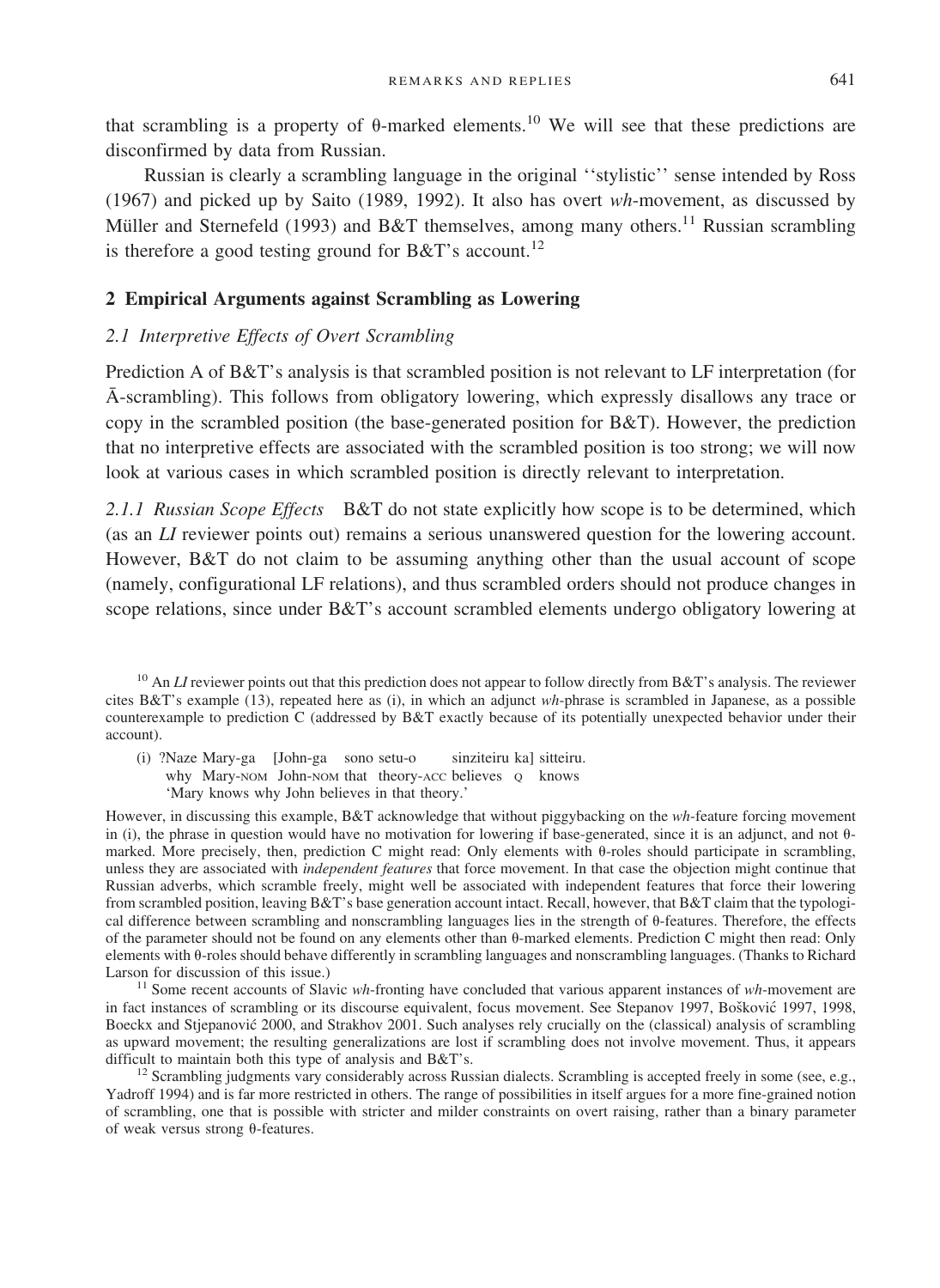that scrambling is a property of θ-marked elements.[10] We will see that these predictions are disconfirmed by data from Russian.

Russian is clearly a scrambling language in the original ''stylistic'' sense intended by Ross (1967) and picked up by Saito (1989, 1992). It also has overt *wh*-movement, as discussed by Müller and Sternefeld (1993) and B&T themselves, among many others.[11] Russian scrambling is therefore a good testing ground for B&T's account.[12]

## 2 Empirical Arguments against Scrambling as Lowering

### 2.1 Interpretive Effects of Overt Scrambling

Prediction A of B&T's analysis is that scrambled position is not relevant to LF interpretation (for Ā-scrambling). This follows from obligatory lowering, which expressly disallows any trace or copy in the scrambled position (the base-generated position for B&T). However, the prediction that no interpretive effects are associated with the scrambled position is too strong; we will now look at various cases in which scrambled position is directly relevant to interpretation.

*2.1.1 Russian Scope Effects* B&T do not state explicitly how scope is to be determined, which (as an *LI* reviewer points out) remains a serious unanswered question for the lowering account. However, B&T do not claim to be assuming anything other than the usual account of scope (namely, configurational LF relations), and thus scrambled orders should not produce changes in scope relations, since under B&T's account scrambled elements undergo obligatory lowering at

---

[10] An *LI* reviewer points out that this prediction does not appear to follow directly from B&T's analysis. The reviewer cites B&T's example (13), repeated here as (i), in which an adjunct *wh*-phrase is scrambled in Japanese, as a possible counterexample to prediction C (addressed by B&T exactly because of its potentially unexpected behavior under their account).

(i) ?Naze Mary-ga [John-ga sono setu-o sinziteiru ka] sitteiru.
   why Mary-NOM John-NOM that theory-ACC believes Q knows
   'Mary knows why John believes in that theory.'

However, in discussing this example, B&T acknowledge that without piggybacking on the *wh*-feature forcing movement in (i), the phrase in question would have no motivation for lowering if base-generated, since it is an adjunct, and not θ-marked. More precisely, then, prediction C might read: Only elements with θ-roles should participate in scrambling, unless they are associated with *independent features* that force movement. In that case the objection might continue that Russian adverbs, which scramble freely, might well be associated with independent features that force their lowering from scrambled position, leaving B&T's base generation account intact. Recall, however, that B&T claim that the typological difference between scrambling and nonscrambling languages lies in the strength of θ-features. Therefore, the effects of the parameter should not be found on any elements other than θ-marked elements. Prediction C might then read: Only elements with θ-roles should behave differently in scrambling languages and nonscrambling languages. (Thanks to Richard Larson for discussion of this issue.)

[11] Some recent accounts of Slavic *wh*-fronting have concluded that various apparent instances of *wh*-movement are in fact instances of scrambling or its discourse equivalent, focus movement. See Stepanov 1997, Bošković 1997, 1998, Boeckx and Stjepanović 2000, and Strakhov 2001. Such analyses rely crucially on the (classical) analysis of scrambling as upward movement; the resulting generalizations are lost if scrambling does not involve movement. Thus, it appears difficult to maintain both this type of analysis and B&T's.

[12] Scrambling judgments vary considerably across Russian dialects. Scrambling is accepted freely in some (see, e.g., Yadroff 1994) and is far more restricted in others. The range of possibilities in itself argues for a more fine-grained notion of scrambling, one that is possible with stricter and milder constraints on overt raising, rather than a binary parameter of weak versus strong θ-features.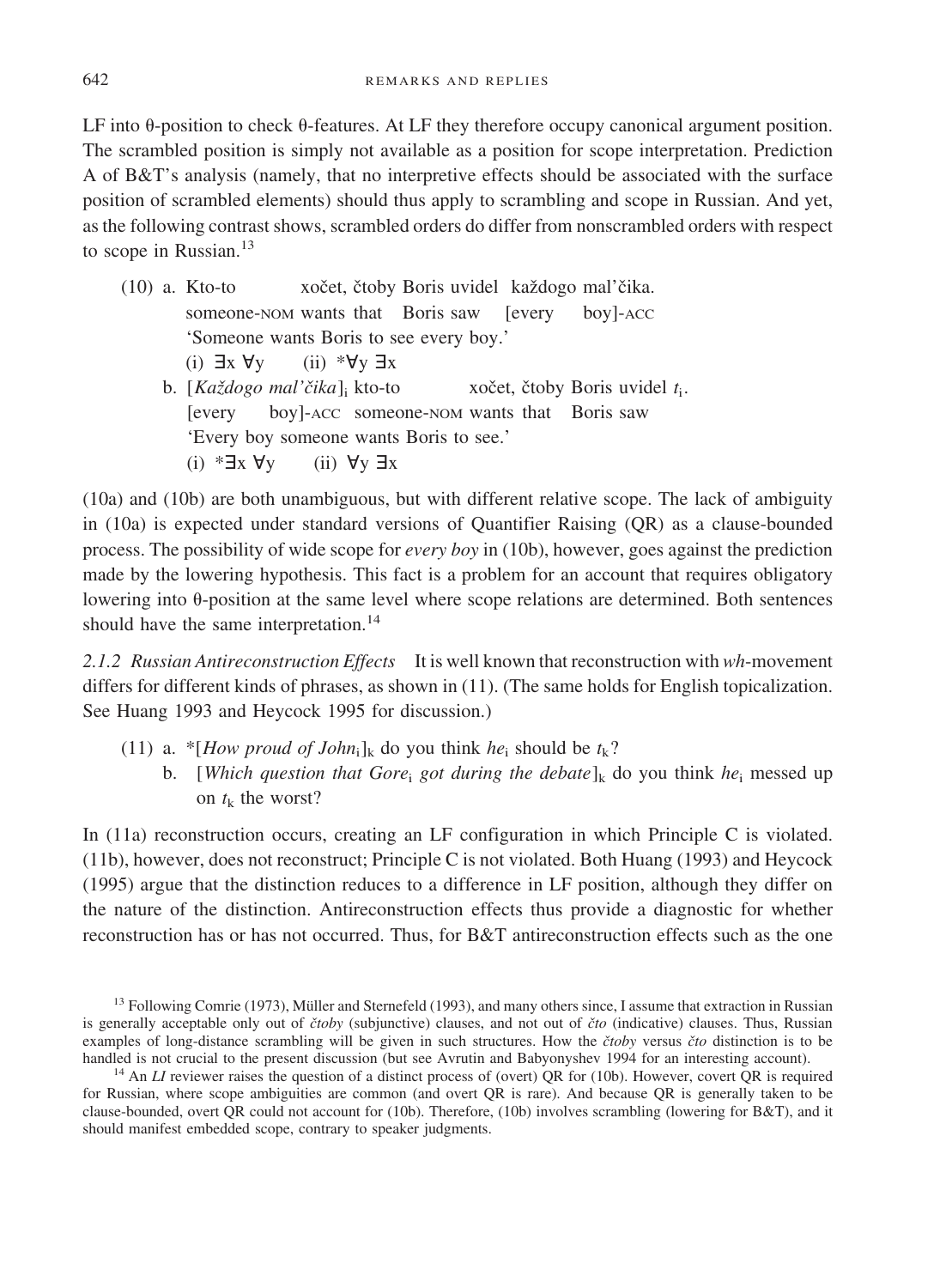LF into θ-position to check θ-features. At LF they therefore occupy canonical argument position. The scrambled position is simply not available as a position for scope interpretation. Prediction A of B&T's analysis (namely, that no interpretive effects should be associated with the surface position of scrambled elements) should thus apply to scrambling and scope in Russian. And yet, as the following contrast shows, scrambled orders do differ from nonscrambled orders with respect to scope in Russian.[13]

(10) a. Kto-to xočet, čtoby Boris uvidel každogo mal'čika.
   someone-NOM wants that Boris saw [every boy]-ACC
   'Someone wants Boris to see every boy.'
   (i) $\exists x\ \forall y$ (ii) $*\forall y\ \exists x$

b. [*Každogo mal'čika*]$_i$ kto-to xočet, čtoby Boris uvidel $t_i$.
   [every boy]-ACC someone-NOM wants that Boris saw
   'Every boy someone wants Boris to see.'
   (i) $*\exists x\ \forall y$ (ii) $\forall y\ \exists x$

(10a) and (10b) are both unambiguous, but with different relative scope. The lack of ambiguity in (10a) is expected under standard versions of Quantifier Raising (QR) as a clause-bounded process. The possibility of wide scope for *every boy* in (10b), however, goes against the prediction made by the lowering hypothesis. This fact is a problem for an account that requires obligatory lowering into θ-position at the same level where scope relations are determined. Both sentences should have the same interpretation.[14]

*2.1.2 Russian Antireconstruction Effects* It is well known that reconstruction with *wh*-movement differs for different kinds of phrases, as shown in (11). (The same holds for English topicalization. See Huang 1993 and Heycock 1995 for discussion.)

(11) a. *[*How proud of John*$_i$]$_k$ do you think *he*$_i$ should be $t_k$?

b. [*Which question that Gore*$_i$ *got during the debate*]$_k$ do you think *he*$_i$ messed up on $t_k$ the worst?

In (11a) reconstruction occurs, creating an LF configuration in which Principle C is violated. (11b), however, does not reconstruct; Principle C is not violated. Both Huang (1993) and Heycock (1995) argue that the distinction reduces to a difference in LF position, although they differ on the nature of the distinction. Antireconstruction effects thus provide a diagnostic for whether reconstruction has or has not occurred. Thus, for B&T antireconstruction effects such as the one

[13] Following Comrie (1973), Müller and Sternefeld (1993), and many others since, I assume that extraction in Russian is generally acceptable only out of *čtoby* (subjunctive) clauses, and not out of *čto* (indicative) clauses. Thus, Russian examples of long-distance scrambling will be given in such structures. How the *čtoby* versus *čto* distinction is to be handled is not crucial to the present discussion (but see Avrutin and Babyonyshev 1994 for an interesting account).

[14] An *LI* reviewer raises the question of a distinct process of (overt) QR for (10b). However, covert QR is required for Russian, where scope ambiguities are common (and overt QR is rare). And because QR is generally taken to be clause-bounded, overt QR could not account for (10b). Therefore, (10b) involves scrambling (lowering for B&T), and it should manifest embedded scope, contrary to speaker judgments.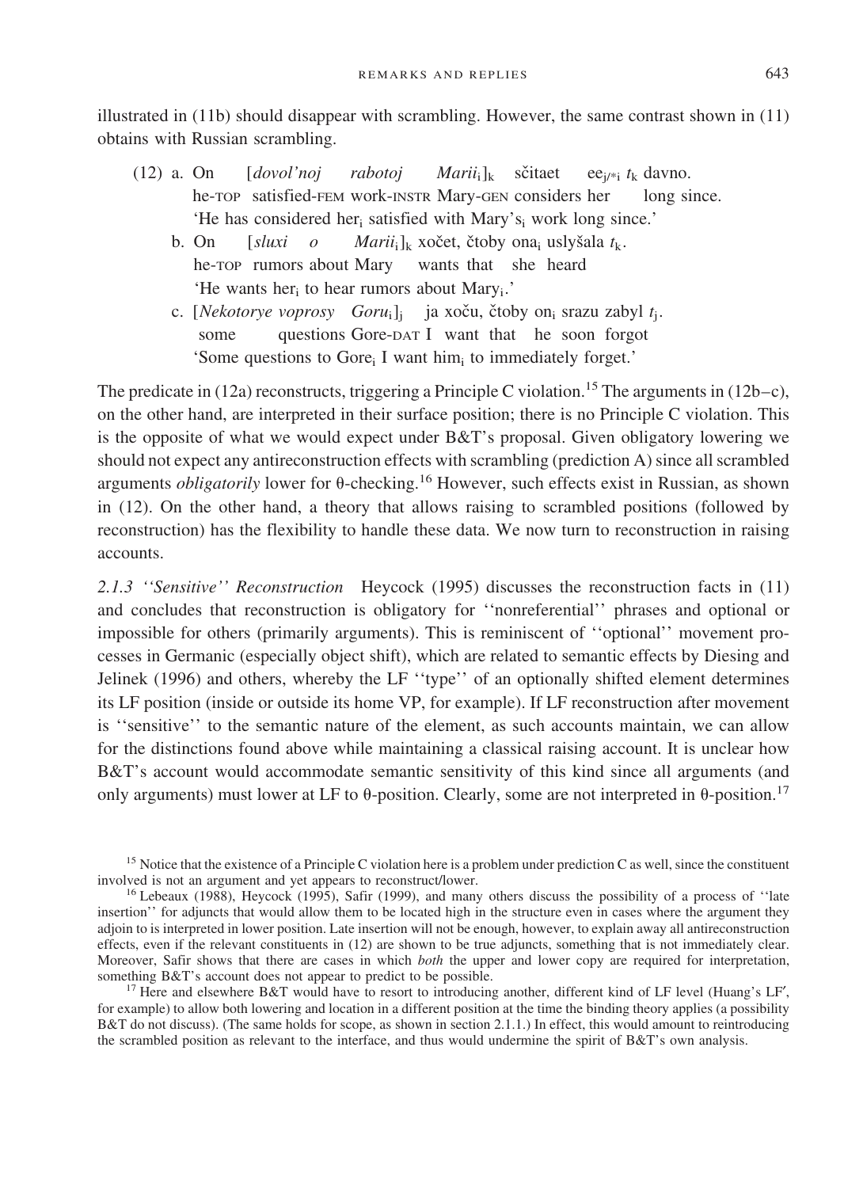illustrated in (11b) should disappear with scrambling. However, the same contrast shown in (11) obtains with Russian scrambling.

(12) a. On [*dovol'noj rabotoj Marii*$_i$]$_k$ sčitaet ee$_{j/*i}$ $t_k$ davno.
he-TOP satisfied-FEM work-INSTR Mary-GEN considers her long since.
'He has considered her$_i$ satisfied with Mary's$_i$ work long since.'

b. On [*sluxi o Marii*$_i$]$_k$ xočet, čtoby ona$_i$ uslyšala $t_k$.
he-TOP rumors about Mary wants that she heard
'He wants her$_i$ to hear rumors about Mary$_i$.'

c. [*Nekotorye voprosy Goru*$_i$]$_j$ ja xoču, čtoby on$_i$ srazu zabyl $t_j$.
some questions Gore-DAT I want that he soon forgot
'Some questions to Gore$_i$ I want him$_i$ to immediately forget.'

The predicate in (12a) reconstructs, triggering a Principle C violation.[15] The arguments in (12b–c), on the other hand, are interpreted in their surface position; there is no Principle C violation. This is the opposite of what we would expect under B&T's proposal. Given obligatory lowering we should not expect any antireconstruction effects with scrambling (prediction A) since all scrambled arguments *obligatorily* lower for θ-checking.[16] However, such effects exist in Russian, as shown in (12). On the other hand, a theory that allows raising to scrambled positions (followed by reconstruction) has the flexibility to handle these data. We now turn to reconstruction in raising accounts.

*2.1.3 ''Sensitive'' Reconstruction* Heycock (1995) discusses the reconstruction facts in (11) and concludes that reconstruction is obligatory for ''nonreferential'' phrases and optional or impossible for others (primarily arguments). This is reminiscent of ''optional'' movement processes in Germanic (especially object shift), which are related to semantic effects by Diesing and Jelinek (1996) and others, whereby the LF ''type'' of an optionally shifted element determines its LF position (inside or outside its home VP, for example). If LF reconstruction after movement is ''sensitive'' to the semantic nature of the element, as such accounts maintain, we can allow for the distinctions found above while maintaining a classical raising account. It is unclear how B&T's account would accommodate semantic sensitivity of this kind since all arguments (and only arguments) must lower at LF to θ-position. Clearly, some are not interpreted in θ-position.[17]

[15] Notice that the existence of a Principle C violation here is a problem under prediction C as well, since the constituent involved is not an argument and yet appears to reconstruct/lower.

[16] Lebeaux (1988), Heycock (1995), Safir (1999), and many others discuss the possibility of a process of ''late insertion'' for adjuncts that would allow them to be located high in the structure even in cases where the argument they adjoin to is interpreted in lower position. Late insertion will not be enough, however, to explain away all antireconstruction effects, even if the relevant constituents in (12) are shown to be true adjuncts, something that is not immediately clear. Moreover, Safir shows that there are cases in which *both* the upper and lower copy are required for interpretation, something B&T's account does not appear to predict to be possible.

[17] Here and elsewhere B&T would have to resort to introducing another, different kind of LF level (Huang's LF′, for example) to allow both lowering and location in a different position at the time the binding theory applies (a possibility B&T do not discuss). (The same holds for scope, as shown in section 2.1.1.) In effect, this would amount to reintroducing the scrambled position as relevant to the interface, and thus would undermine the spirit of B&T's own analysis.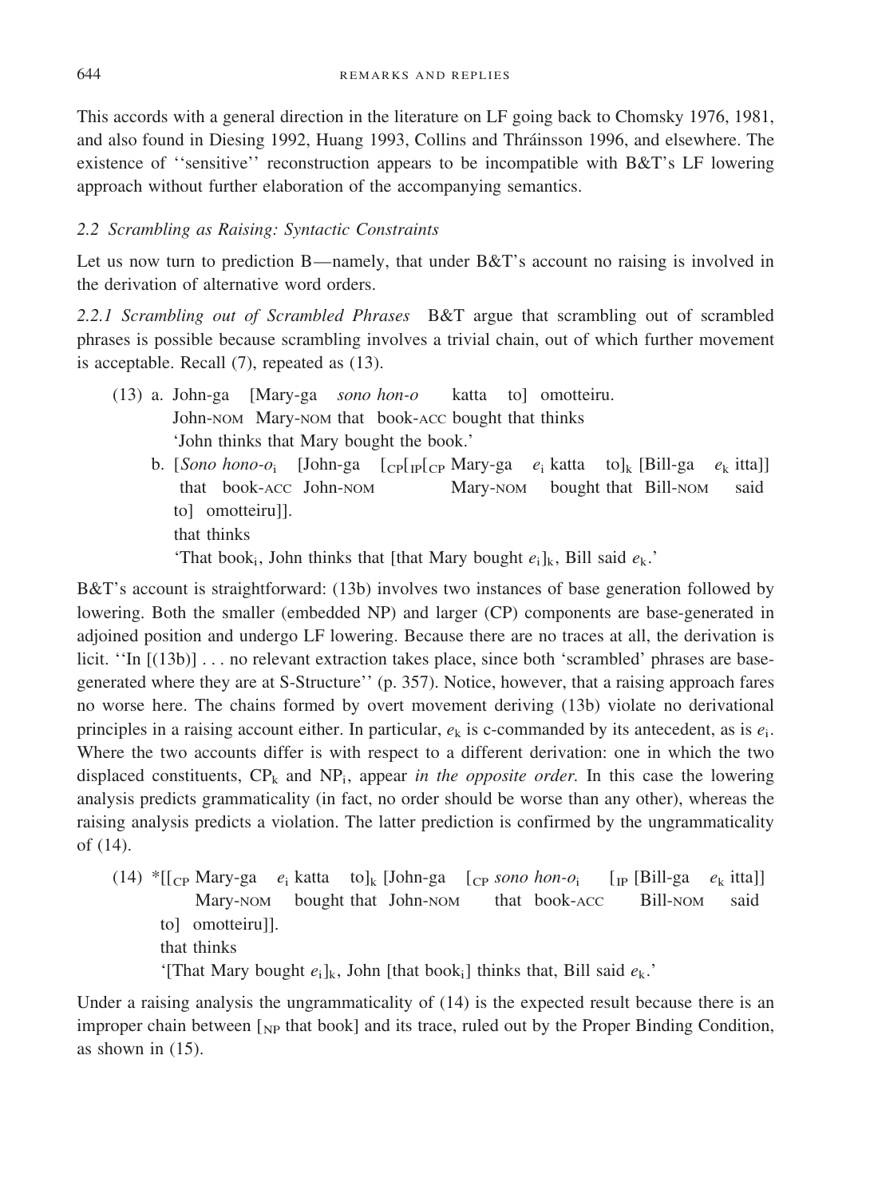This accords with a general direction in the literature on LF going back to Chomsky 1976, 1981, and also found in Diesing 1992, Huang 1993, Collins and Thráinsson 1996, and elsewhere. The existence of ''sensitive'' reconstruction appears to be incompatible with B&T's LF lowering approach without further elaboration of the accompanying semantics.

### 2.2 Scrambling as Raising: Syntactic Constraints

Let us now turn to prediction B—namely, that under B&T's account no raising is involved in the derivation of alternative word orders.

*2.2.1 Scrambling out of Scrambled Phrases* B&T argue that scrambling out of scrambled phrases is possible because scrambling involves a trivial chain, out of which further movement is acceptable. Recall (7), repeated as (13).

(13) a. John-ga [Mary-ga *sono hon-o* katta to] omotteiru.
John-NOM Mary-NOM that book-ACC bought that thinks
'John thinks that Mary bought the book.'

b. [*Sono hono-o*$_i$ [John-ga [$_{CP}$[$_{IP}$[$_{CP}$ Mary-ga $e_i$ katta to]$_k$ [Bill-ga $e_k$ itta]]
that book-ACC John-NOM Mary-NOM bought that Bill-NOM said
to] omotteiru]].
that thinks
'That book$_i$, John thinks that [that Mary bought $e_i$]$_k$, Bill said $e_k$.'

B&T's account is straightforward: (13b) involves two instances of base generation followed by lowering. Both the smaller (embedded NP) and larger (CP) components are base-generated in adjoined position and undergo LF lowering. Because there are no traces at all, the derivation is licit. ''In [(13b)] . . . no relevant extraction takes place, since both 'scrambled' phrases are base-generated where they are at S-Structure'' (p. 357). Notice, however, that a raising approach fares no worse here. The chains formed by overt movement deriving (13b) violate no derivational principles in a raising account either. In particular, $e_k$ is c-commanded by its antecedent, as is $e_i$. Where the two accounts differ is with respect to a different derivation: one in which the two displaced constituents, CP$_k$ and NP$_i$, appear *in the opposite order*. In this case the lowering analysis predicts grammaticality (in fact, no order should be worse than any other), whereas the raising analysis predicts a violation. The latter prediction is confirmed by the ungrammaticality of (14).

(14) *[[$_{CP}$ Mary-ga $e_i$ katta to]$_k$ [John-ga [$_{CP}$ *sono hon-o*$_i$ [$_{IP}$ [Bill-ga $e_k$ itta]]
Mary-NOM bought that John-NOM that book-ACC Bill-NOM said
to] omotteiru]].
that thinks
'[That Mary bought $e_i$]$_k$, John [that book$_i$] thinks that, Bill said $e_k$.'

Under a raising analysis the ungrammaticality of (14) is the expected result because there is an improper chain between [$_{NP}$ that book] and its trace, ruled out by the Proper Binding Condition, as shown in (15).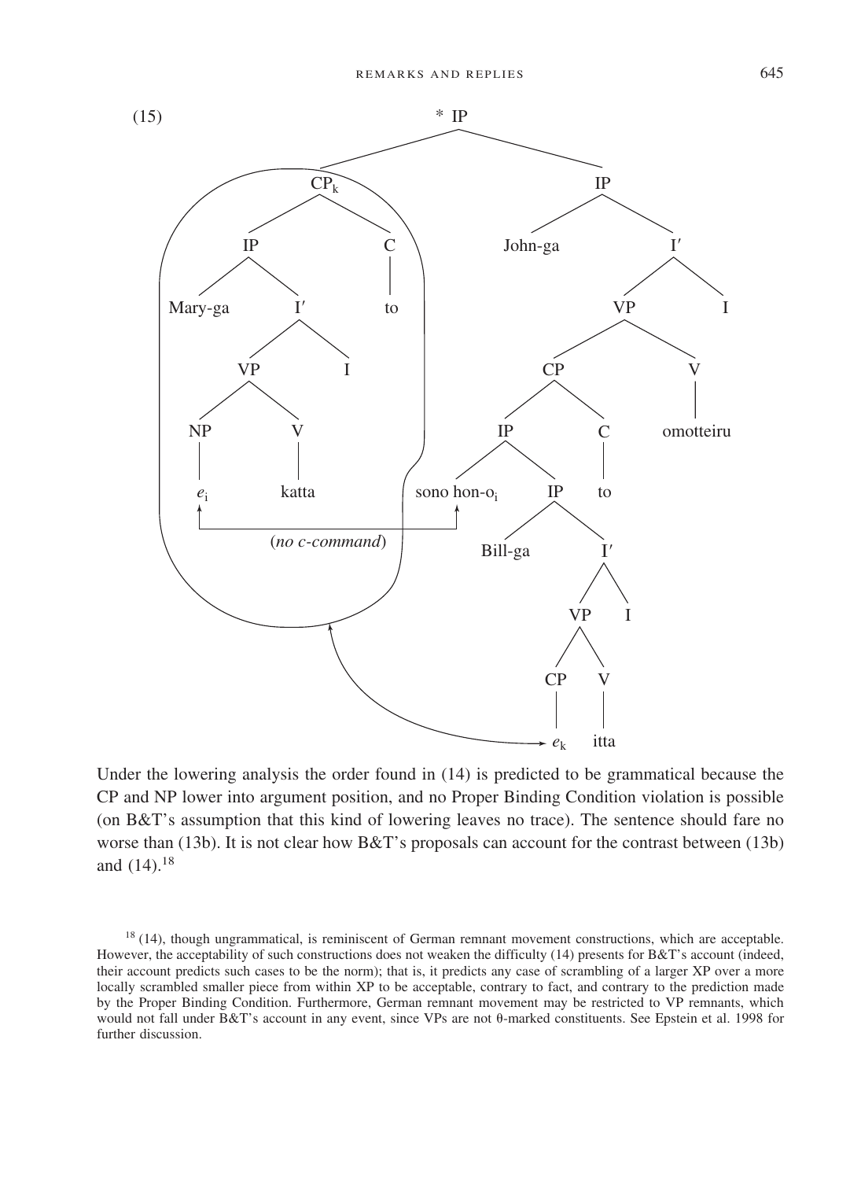(15) [Tree diagram: * IP dominating CP$_k$ [IP [Mary-ga [I′ [VP [NP $e_i$] [V katta]] I]] [C to]] and IP [John-ga [I′ [VP [CP [IP sono hon-o$_i$ [IP Bill-ga [I′ [VP [CP $e_k$] [V itta]] I]]] [C to]] [V omotteiru]] I]]; arrow between $e_i$ and sono hon-o$_i$ labeled (*no c-command*); arrow from $e_k$ to CP$_k$]

Under the lowering analysis the order found in (14) is predicted to be grammatical because the CP and NP lower into argument position, and no Proper Binding Condition violation is possible (on B&T's assumption that this kind of lowering leaves no trace). The sentence should fare no worse than (13b). It is not clear how B&T's proposals can account for the contrast between (13b) and (14).[18]

[18] (14), though ungrammatical, is reminiscent of German remnant movement constructions, which are acceptable. However, the acceptability of such constructions does not weaken the difficulty (14) presents for B&T's account (indeed, their account predicts such cases to be the norm); that is, it predicts any case of scrambling of a larger XP over a more locally scrambled smaller piece from within XP to be acceptable, contrary to fact, and contrary to the prediction made by the Proper Binding Condition. Furthermore, German remnant movement may be restricted to VP remnants, which would not fall under B&T's account in any event, since VPs are not θ-marked constituents. See Epstein et al. 1998 for further discussion.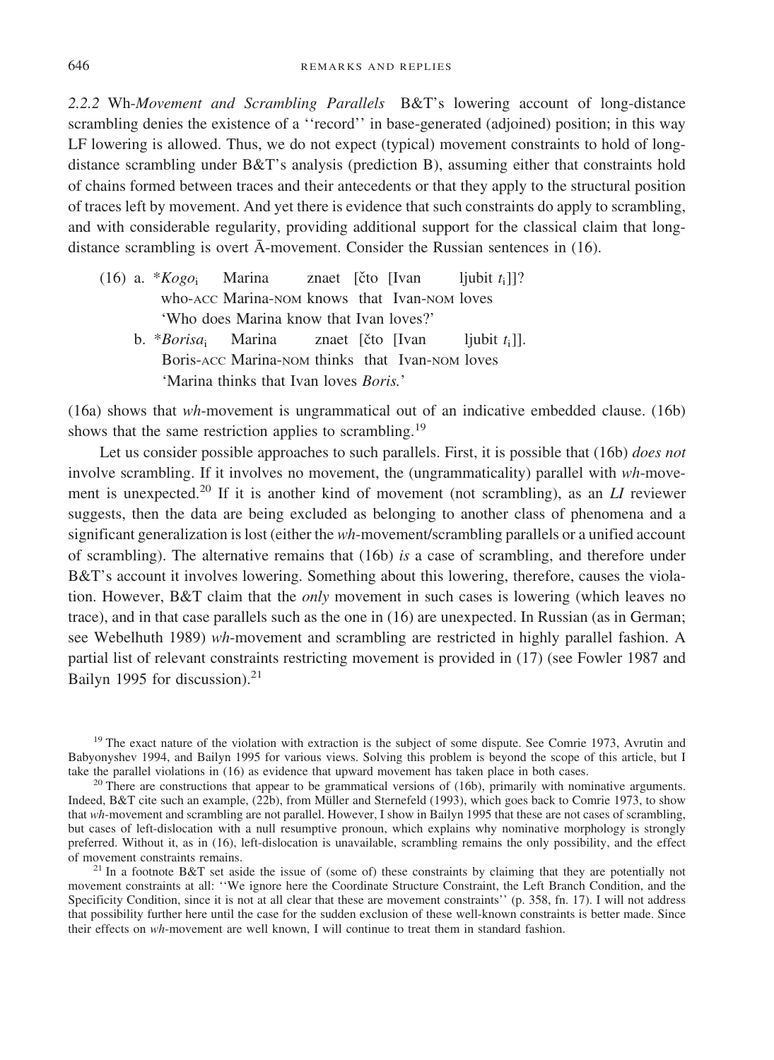*2.2.2* Wh-*Movement and Scrambling Parallels* B&T's lowering account of long-distance scrambling denies the existence of a ''record'' in base-generated (adjoined) position; in this way LF lowering is allowed. Thus, we do not expect (typical) movement constraints to hold of long-distance scrambling under B&T's analysis (prediction B), assuming either that constraints hold of chains formed between traces and their antecedents or that they apply to the structural position of traces left by movement. And yet there is evidence that such constraints do apply to scrambling, and with considerable regularity, providing additional support for the classical claim that long-distance scrambling is overt Ā-movement. Consider the Russian sentences in (16).

(16) a. \**Kogo*$_i$ Marina znaet [čto [Ivan ljubit $t_i$]]?
who-ACC Marina-NOM knows that Ivan-NOM loves
'Who does Marina know that Ivan loves?'

b. \**Borisa*$_i$ Marina znaet [čto [Ivan ljubit $t_i$]].
Boris-ACC Marina-NOM thinks that Ivan-NOM loves
'Marina thinks that Ivan loves *Boris.*'

(16a) shows that *wh*-movement is ungrammatical out of an indicative embedded clause. (16b) shows that the same restriction applies to scrambling.[19]

Let us consider possible approaches to such parallels. First, it is possible that (16b) *does not* involve scrambling. If it involves no movement, the (ungrammaticality) parallel with *wh*-movement is unexpected.[20] If it is another kind of movement (not scrambling), as an *LI* reviewer suggests, then the data are being excluded as belonging to another class of phenomena and a significant generalization is lost (either the *wh*-movement/scrambling parallels or a unified account of scrambling). The alternative remains that (16b) *is* a case of scrambling, and therefore under B&T's account it involves lowering. Something about this lowering, therefore, causes the violation. However, B&T claim that the *only* movement in such cases is lowering (which leaves no trace), and in that case parallels such as the one in (16) are unexpected. In Russian (as in German; see Webelhuth 1989) *wh*-movement and scrambling are restricted in highly parallel fashion. A partial list of relevant constraints restricting movement is provided in (17) (see Fowler 1987 and Bailyn 1995 for discussion).[21]

[19] The exact nature of the violation with extraction is the subject of some dispute. See Comrie 1973, Avrutin and Babyonyshev 1994, and Bailyn 1995 for various views. Solving this problem is beyond the scope of this article, but I take the parallel violations in (16) as evidence that upward movement has taken place in both cases.

[20] There are constructions that appear to be grammatical versions of (16b), primarily with nominative arguments. Indeed, B&T cite such an example, (22b), from Müller and Sternefeld (1993), which goes back to Comrie 1973, to show that *wh*-movement and scrambling are not parallel. However, I show in Bailyn 1995 that these are not cases of scrambling, but cases of left-dislocation with a null resumptive pronoun, which explains why nominative morphology is strongly preferred. Without it, as in (16), left-dislocation is unavailable, scrambling remains the only possibility, and the effect of movement constraints remains.

[21] In a footnote B&T set aside the issue of (some of) these constraints by claiming that they are potentially not movement constraints at all: ''We ignore here the Coordinate Structure Constraint, the Left Branch Condition, and the Specificity Condition, since it is not at all clear that these are movement constraints'' (p. 358, fn. 17). I will not address that possibility further here until the case for the sudden exclusion of these well-known constraints is better made. Since their effects on *wh*-movement are well known, I will continue to treat them in standard fashion.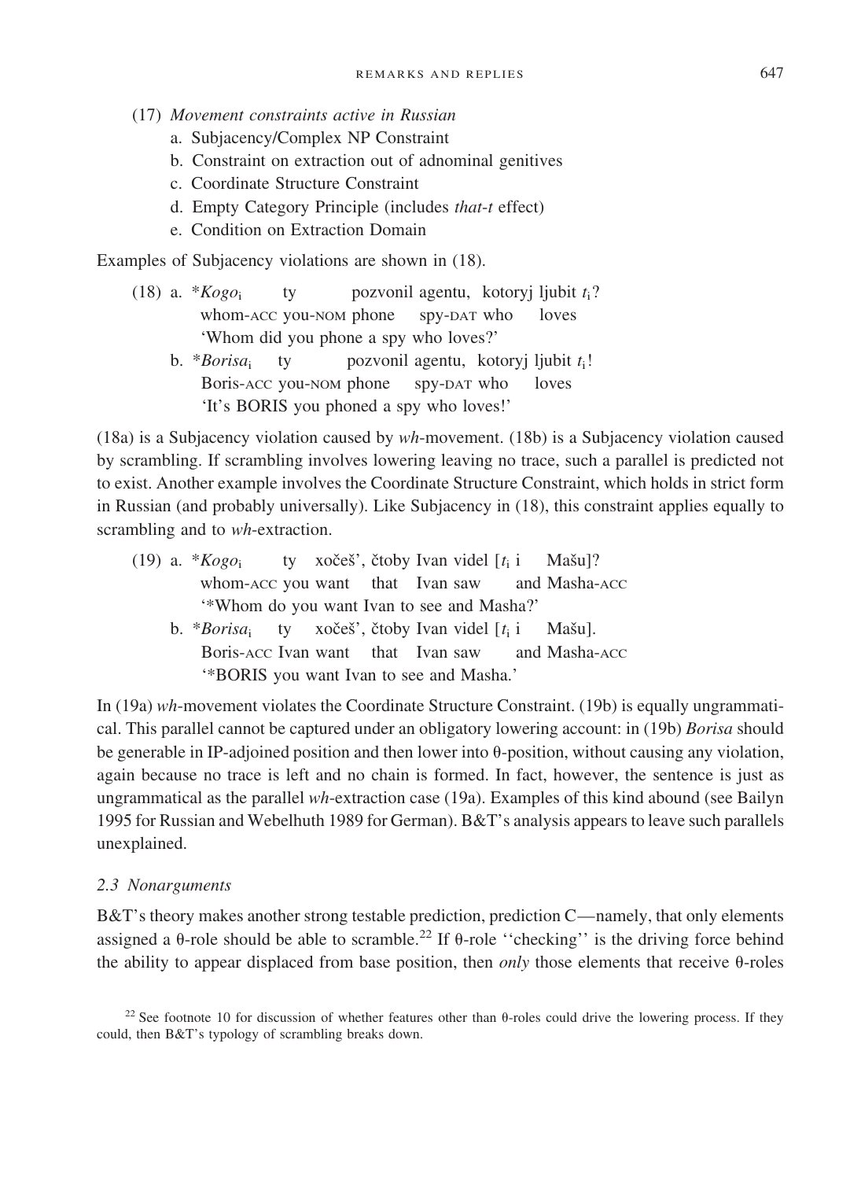(17) *Movement constraints active in Russian*

a. Subjacency/Complex NP Constraint
b. Constraint on extraction out of adnominal genitives
c. Coordinate Structure Constraint
d. Empty Category Principle (includes *that-t* effect)
e. Condition on Extraction Domain

Examples of Subjacency violations are shown in (18).

(18) a. \**Kogo*$_i$ ty pozvonil agentu, kotoryj ljubit $t_i$?
whom-ACC you-NOM phone spy-DAT who loves
'Whom did you phone a spy who loves?'

b. \**Borisa*$_i$ ty pozvonil agentu, kotoryj ljubit $t_i$!
Boris-ACC you-NOM phone spy-DAT who loves
'It's BORIS you phoned a spy who loves!'

(18a) is a Subjacency violation caused by *wh*-movement. (18b) is a Subjacency violation caused by scrambling. If scrambling involves lowering leaving no trace, such a parallel is predicted not to exist. Another example involves the Coordinate Structure Constraint, which holds in strict form in Russian (and probably universally). Like Subjacency in (18), this constraint applies equally to scrambling and to *wh*-extraction.

(19) a. \**Kogo*$_i$ ty xočeš', čtoby Ivan videl [$t_i$ i Mašu]?
whom-ACC you want that Ivan saw and Masha-ACC
'\*Whom do you want Ivan to see and Masha?'

b. \**Borisa*$_i$ ty xočeš', čtoby Ivan videl [$t_i$ i Mašu].
Boris-ACC Ivan want that Ivan saw and Masha-ACC
'\*BORIS you want Ivan to see and Masha.'

In (19a) *wh*-movement violates the Coordinate Structure Constraint. (19b) is equally ungrammatical. This parallel cannot be captured under an obligatory lowering account: in (19b) *Borisa* should be generable in IP-adjoined position and then lower into θ-position, without causing any violation, again because no trace is left and no chain is formed. In fact, however, the sentence is just as ungrammatical as the parallel *wh*-extraction case (19a). Examples of this kind abound (see Bailyn 1995 for Russian and Webelhuth 1989 for German). B&T's analysis appears to leave such parallels unexplained.

### 2.3 Nonarguments

B&T's theory makes another strong testable prediction, prediction C—namely, that only elements assigned a θ-role should be able to scramble.[22] If θ-role ''checking'' is the driving force behind the ability to appear displaced from base position, then *only* those elements that receive θ-roles

[22] See footnote 10 for discussion of whether features other than θ-roles could drive the lowering process. If they could, then B&T's typology of scrambling breaks down.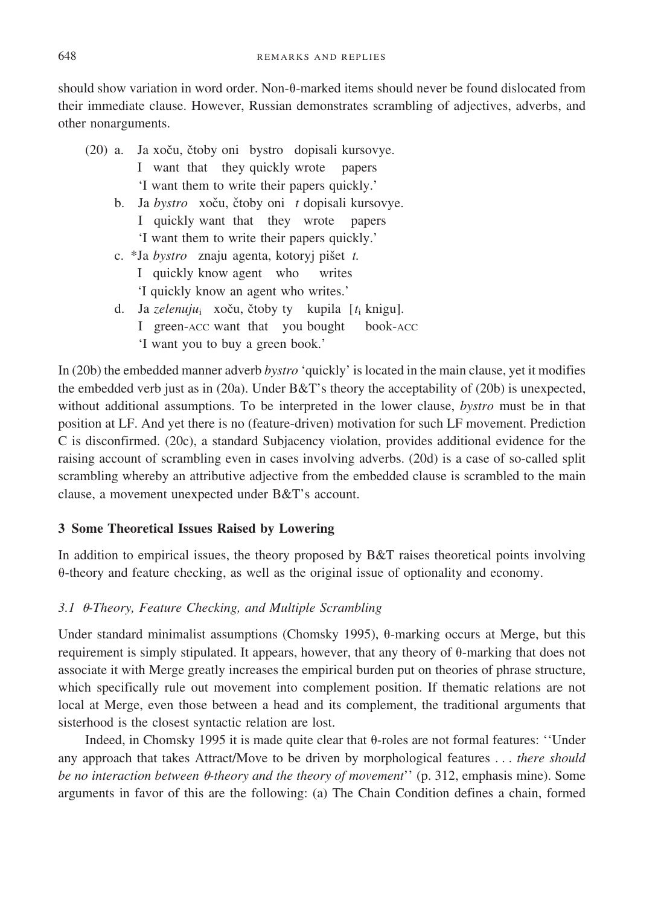should show variation in word order. Non-θ-marked items should never be found dislocated from their immediate clause. However, Russian demonstrates scrambling of adjectives, adverbs, and other nonarguments.

(20) a. Ja xoču, čtoby oni bystro dopisali kursovye.
   I want that they quickly wrote papers
   'I want them to write their papers quickly.'

  b. Ja *bystro* xoču, čtoby oni *t* dopisali kursovye.
   I quickly want that they wrote papers
   'I want them to write their papers quickly.'

  c. *Ja *bystro* znaju agenta, kotoryj pišet *t*.
   I quickly know agent who writes
   'I quickly know an agent who writes.'

  d. Ja *zelenuju*$_i$ xoču, čtoby ty kupila [$t_i$ knigu].
   I green-ACC want that you bought book-ACC
   'I want you to buy a green book.'

In (20b) the embedded manner adverb *bystro* 'quickly' is located in the main clause, yet it modifies the embedded verb just as in (20a). Under B&T's theory the acceptability of (20b) is unexpected, without additional assumptions. To be interpreted in the lower clause, *bystro* must be in that position at LF. And yet there is no (feature-driven) motivation for such LF movement. Prediction C is disconfirmed. (20c), a standard Subjacency violation, provides additional evidence for the raising account of scrambling even in cases involving adverbs. (20d) is a case of so-called split scrambling whereby an attributive adjective from the embedded clause is scrambled to the main clause, a movement unexpected under B&T's account.

## 3 Some Theoretical Issues Raised by Lowering

In addition to empirical issues, the theory proposed by B&T raises theoretical points involving θ-theory and feature checking, as well as the original issue of optionality and economy.

### 3.1 *θ-Theory, Feature Checking, and Multiple Scrambling*

Under standard minimalist assumptions (Chomsky 1995), θ-marking occurs at Merge, but this requirement is simply stipulated. It appears, however, that any theory of θ-marking that does not associate it with Merge greatly increases the empirical burden put on theories of phrase structure, which specifically rule out movement into complement position. If thematic relations are not local at Merge, even those between a head and its complement, the traditional arguments that sisterhood is the closest syntactic relation are lost.

Indeed, in Chomsky 1995 it is made quite clear that θ-roles are not formal features: ''Under any approach that takes Attract/Move to be driven by morphological features . . . *there should be no interaction between θ-theory and the theory of movement*'' (p. 312, emphasis mine). Some arguments in favor of this are the following: (a) The Chain Condition defines a chain, formed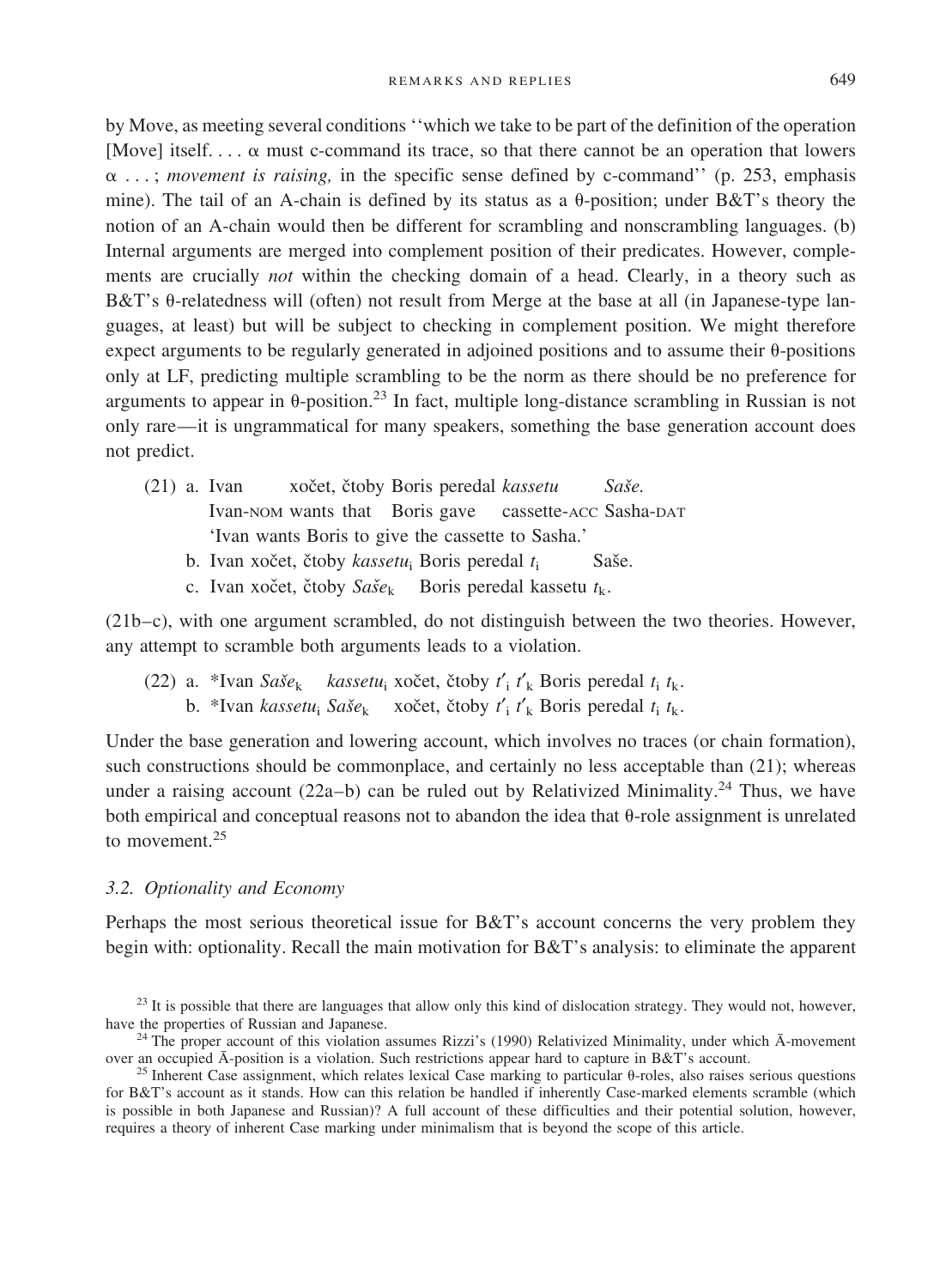by Move, as meeting several conditions ''which we take to be part of the definition of the operation [Move] itself. . . . α must c-command its trace, so that there cannot be an operation that lowers α . . . ; *movement is raising,* in the specific sense defined by c-command'' (p. 253, emphasis mine). The tail of an A-chain is defined by its status as a θ-position; under B&T's theory the notion of an A-chain would then be different for scrambling and nonscrambling languages. (b) Internal arguments are merged into complement position of their predicates. However, complements are crucially *not* within the checking domain of a head. Clearly, in a theory such as B&T's θ-relatedness will (often) not result from Merge at the base at all (in Japanese-type languages, at least) but will be subject to checking in complement position. We might therefore expect arguments to be regularly generated in adjoined positions and to assume their θ-positions only at LF, predicting multiple scrambling to be the norm as there should be no preference for arguments to appear in θ-position.[23] In fact, multiple long-distance scrambling in Russian is not only rare—it is ungrammatical for many speakers, something the base generation account does not predict.

(21) a. Ivan xočet, čtoby Boris peredal *kassetu* *Saše.*
Ivan-NOM wants that Boris gave cassette-ACC Sasha-DAT
'Ivan wants Boris to give the cassette to Sasha.'

b. Ivan xočet, čtoby *kassetu*$_i$ Boris peredal $t_i$ Saše.

c. Ivan xočet, čtoby *Saše*$_k$ Boris peredal kassetu $t_k$.

(21b–c), with one argument scrambled, do not distinguish between the two theories. However, any attempt to scramble both arguments leads to a violation.

(22) a. *Ivan *Saše*$_k$ *kassetu*$_i$ xočet, čtoby $t'_i$ $t'_k$ Boris peredal $t_i$ $t_k$.

b. *Ivan *kassetu*$_i$ *Saše*$_k$ xočet, čtoby $t'_i$ $t'_k$ Boris peredal $t_i$ $t_k$.

Under the base generation and lowering account, which involves no traces (or chain formation), such constructions should be commonplace, and certainly no less acceptable than (21); whereas under a raising account (22a–b) can be ruled out by Relativized Minimality.[24] Thus, we have both empirical and conceptual reasons not to abandon the idea that θ-role assignment is unrelated to movement.[25]

### 3.2. Optionality and Economy

Perhaps the most serious theoretical issue for B&T's account concerns the very problem they begin with: optionality. Recall the main motivation for B&T's analysis: to eliminate the apparent

[23] It is possible that there are languages that allow only this kind of dislocation strategy. They would not, however, have the properties of Russian and Japanese.

[24] The proper account of this violation assumes Rizzi's (1990) Relativized Minimality, under which Ā-movement over an occupied Ā-position is a violation. Such restrictions appear hard to capture in B&T's account.

[25] Inherent Case assignment, which relates lexical Case marking to particular θ-roles, also raises serious questions for B&T's account as it stands. How can this relation be handled if inherently Case-marked elements scramble (which is possible in both Japanese and Russian)? A full account of these difficulties and their potential solution, however, requires a theory of inherent Case marking under minimalism that is beyond the scope of this article.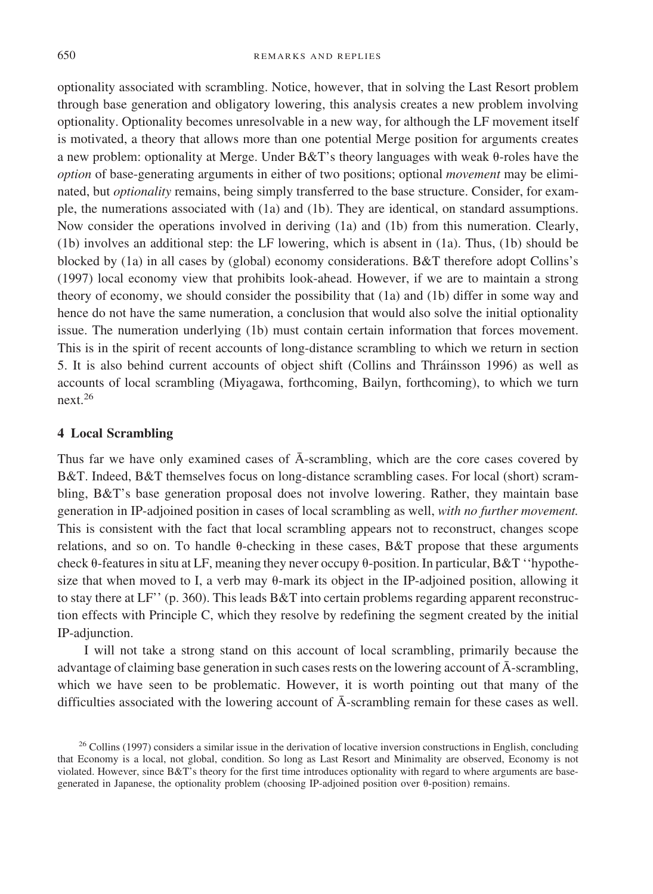optionality associated with scrambling. Notice, however, that in solving the Last Resort problem through base generation and obligatory lowering, this analysis creates a new problem involving optionality. Optionality becomes unresolvable in a new way, for although the LF movement itself is motivated, a theory that allows more than one potential Merge position for arguments creates a new problem: optionality at Merge. Under B&T's theory languages with weak θ-roles have the *option* of base-generating arguments in either of two positions; optional *movement* may be eliminated, but *optionality* remains, being simply transferred to the base structure. Consider, for example, the numerations associated with (1a) and (1b). They are identical, on standard assumptions. Now consider the operations involved in deriving (1a) and (1b) from this numeration. Clearly, (1b) involves an additional step: the LF lowering, which is absent in (1a). Thus, (1b) should be blocked by (1a) in all cases by (global) economy considerations. B&T therefore adopt Collins's (1997) local economy view that prohibits look-ahead. However, if we are to maintain a strong theory of economy, we should consider the possibility that (1a) and (1b) differ in some way and hence do not have the same numeration, a conclusion that would also solve the initial optionality issue. The numeration underlying (1b) must contain certain information that forces movement. This is in the spirit of recent accounts of long-distance scrambling to which we return in section 5. It is also behind current accounts of object shift (Collins and Thráinsson 1996) as well as accounts of local scrambling (Miyagawa, forthcoming, Bailyn, forthcoming), to which we turn next.[26]

## 4 Local Scrambling

Thus far we have only examined cases of Ā-scrambling, which are the core cases covered by B&T. Indeed, B&T themselves focus on long-distance scrambling cases. For local (short) scrambling, B&T's base generation proposal does not involve lowering. Rather, they maintain base generation in IP-adjoined position in cases of local scrambling as well, *with no further movement.* This is consistent with the fact that local scrambling appears not to reconstruct, changes scope relations, and so on. To handle θ-checking in these cases, B&T propose that these arguments check θ-features in situ at LF, meaning they never occupy θ-position. In particular, B&T ''hypothesize that when moved to I, a verb may θ-mark its object in the IP-adjoined position, allowing it to stay there at LF'' (p. 360). This leads B&T into certain problems regarding apparent reconstruction effects with Principle C, which they resolve by redefining the segment created by the initial IP-adjunction.

I will not take a strong stand on this account of local scrambling, primarily because the advantage of claiming base generation in such cases rests on the lowering account of Ā-scrambling, which we have seen to be problematic. However, it is worth pointing out that many of the difficulties associated with the lowering account of Ā-scrambling remain for these cases as well.

[26] Collins (1997) considers a similar issue in the derivation of locative inversion constructions in English, concluding that Economy is a local, not global, condition. So long as Last Resort and Minimality are observed, Economy is not violated. However, since B&T's theory for the first time introduces optionality with regard to where arguments are base-generated in Japanese, the optionality problem (choosing IP-adjoined position over θ-position) remains.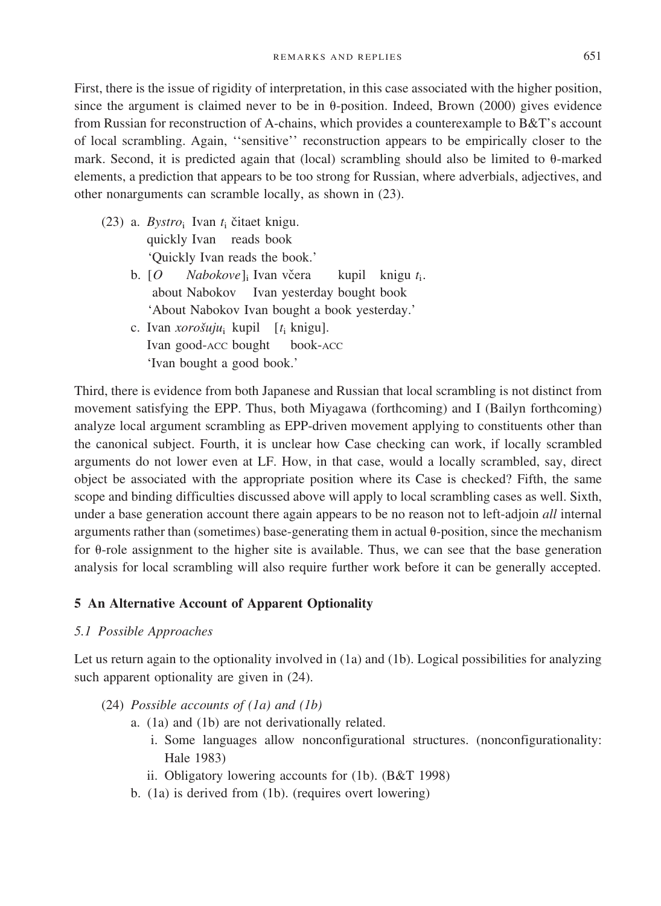First, there is the issue of rigidity of interpretation, in this case associated with the higher position, since the argument is claimed never to be in θ-position. Indeed, Brown (2000) gives evidence from Russian for reconstruction of A-chains, which provides a counterexample to B&T's account of local scrambling. Again, ''sensitive'' reconstruction appears to be empirically closer to the mark. Second, it is predicted again that (local) scrambling should also be limited to θ-marked elements, a prediction that appears to be too strong for Russian, where adverbials, adjectives, and other nonarguments can scramble locally, as shown in (23).

(23) a. *Bystro*$_i$ Ivan $t_i$ čitaet knigu.
   quickly Ivan reads book
   'Quickly Ivan reads the book.'

b. [*O Nabokove*]$_i$ Ivan včera kupil knigu $t_i$.
   about Nabokov Ivan yesterday bought book
   'About Nabokov Ivan bought a book yesterday.'

c. Ivan *xorošuju*$_i$ kupil [$t_i$ knigu].
   Ivan good-ACC bought book-ACC
   'Ivan bought a good book.'

Third, there is evidence from both Japanese and Russian that local scrambling is not distinct from movement satisfying the EPP. Thus, both Miyagawa (forthcoming) and I (Bailyn forthcoming) analyze local argument scrambling as EPP-driven movement applying to constituents other than the canonical subject. Fourth, it is unclear how Case checking can work, if locally scrambled arguments do not lower even at LF. How, in that case, would a locally scrambled, say, direct object be associated with the appropriate position where its Case is checked? Fifth, the same scope and binding difficulties discussed above will apply to local scrambling cases as well. Sixth, under a base generation account there again appears to be no reason not to left-adjoin *all* internal arguments rather than (sometimes) base-generating them in actual θ-position, since the mechanism for θ-role assignment to the higher site is available. Thus, we can see that the base generation analysis for local scrambling will also require further work before it can be generally accepted.

## 5 An Alternative Account of Apparent Optionality

### *5.1 Possible Approaches*

Let us return again to the optionality involved in (1a) and (1b). Logical possibilities for analyzing such apparent optionality are given in (24).

(24) *Possible accounts of (1a) and (1b)*

a. (1a) and (1b) are not derivationally related.
   i. Some languages allow nonconfigurational structures. (nonconfigurationality: Hale 1983)
   ii. Obligatory lowering accounts for (1b). (B&T 1998)

b. (1a) is derived from (1b). (requires overt lowering)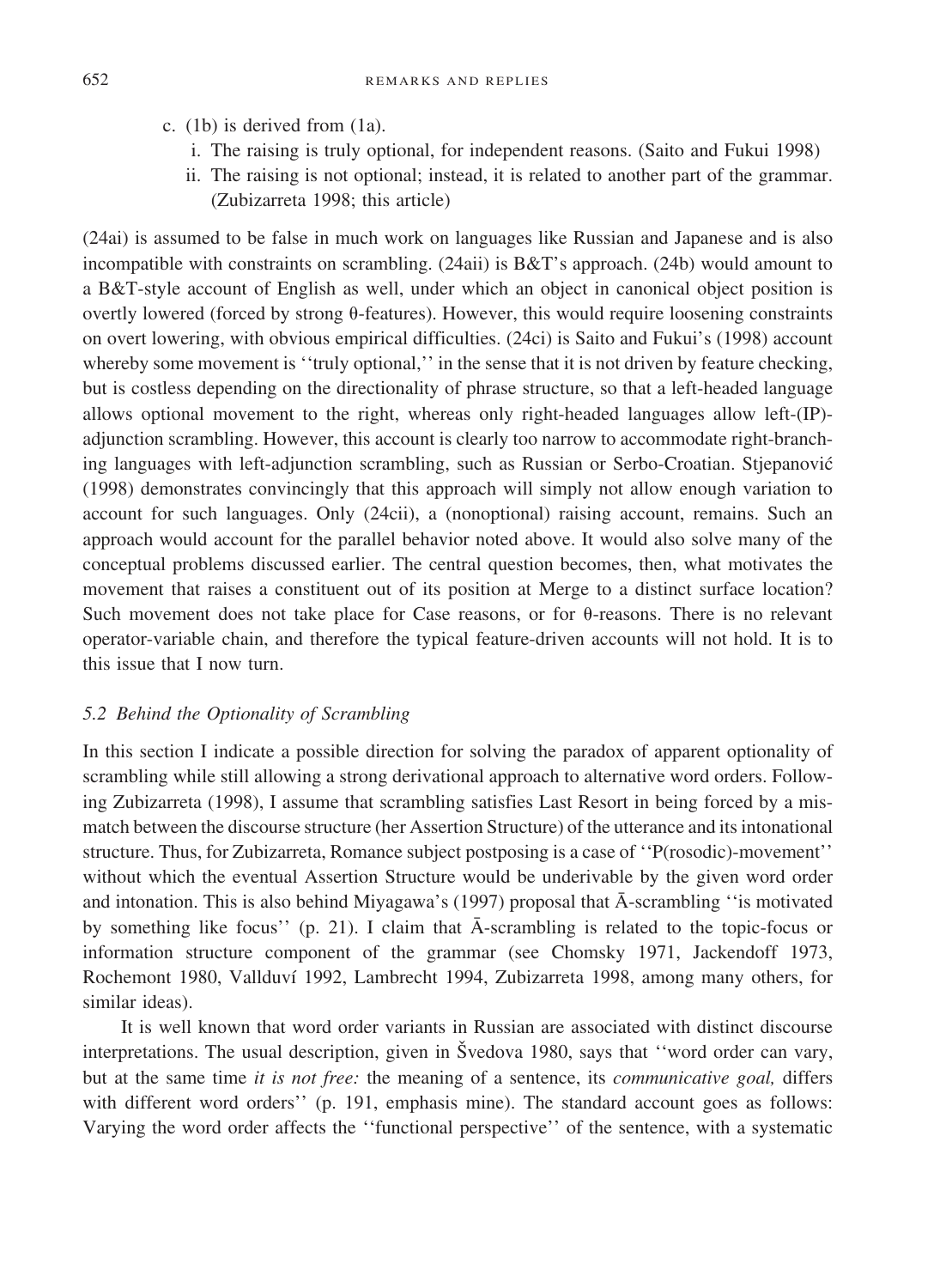c. (1b) is derived from (1a).

   i. The raising is truly optional, for independent reasons. (Saito and Fukui 1998)

   ii. The raising is not optional; instead, it is related to another part of the grammar. (Zubizarreta 1998; this article)

(24ai) is assumed to be false in much work on languages like Russian and Japanese and is also incompatible with constraints on scrambling. (24aii) is B&T's approach. (24b) would amount to a B&T-style account of English as well, under which an object in canonical object position is overtly lowered (forced by strong θ-features). However, this would require loosening constraints on overt lowering, with obvious empirical difficulties. (24ci) is Saito and Fukui's (1998) account whereby some movement is ''truly optional,'' in the sense that it is not driven by feature checking, but is costless depending on the directionality of phrase structure, so that a left-headed language allows optional movement to the right, whereas only right-headed languages allow left-(IP)-adjunction scrambling. However, this account is clearly too narrow to accommodate right-branching languages with left-adjunction scrambling, such as Russian or Serbo-Croatian. Stjepanović (1998) demonstrates convincingly that this approach will simply not allow enough variation to account for such languages. Only (24cii), a (nonoptional) raising account, remains. Such an approach would account for the parallel behavior noted above. It would also solve many of the conceptual problems discussed earlier. The central question becomes, then, what motivates the movement that raises a constituent out of its position at Merge to a distinct surface location? Such movement does not take place for Case reasons, or for θ-reasons. There is no relevant operator-variable chain, and therefore the typical feature-driven accounts will not hold. It is to this issue that I now turn.

### *5.2 Behind the Optionality of Scrambling*

In this section I indicate a possible direction for solving the paradox of apparent optionality of scrambling while still allowing a strong derivational approach to alternative word orders. Following Zubizarreta (1998), I assume that scrambling satisfies Last Resort in being forced by a mismatch between the discourse structure (her Assertion Structure) of the utterance and its intonational structure. Thus, for Zubizarreta, Romance subject postposing is a case of ''P(rosodic)-movement'' without which the eventual Assertion Structure would be underivable by the given word order and intonation. This is also behind Miyagawa's (1997) proposal that Ā-scrambling ''is motivated by something like focus'' (p. 21). I claim that Ā-scrambling is related to the topic-focus or information structure component of the grammar (see Chomsky 1971, Jackendoff 1973, Rochemont 1980, Vallduví 1992, Lambrecht 1994, Zubizarreta 1998, among many others, for similar ideas).

It is well known that word order variants in Russian are associated with distinct discourse interpretations. The usual description, given in Švedova 1980, says that ''word order can vary, but at the same time *it is not free:* the meaning of a sentence, its *communicative goal,* differs with different word orders'' (p. 191, emphasis mine). The standard account goes as follows: Varying the word order affects the ''functional perspective'' of the sentence, with a systematic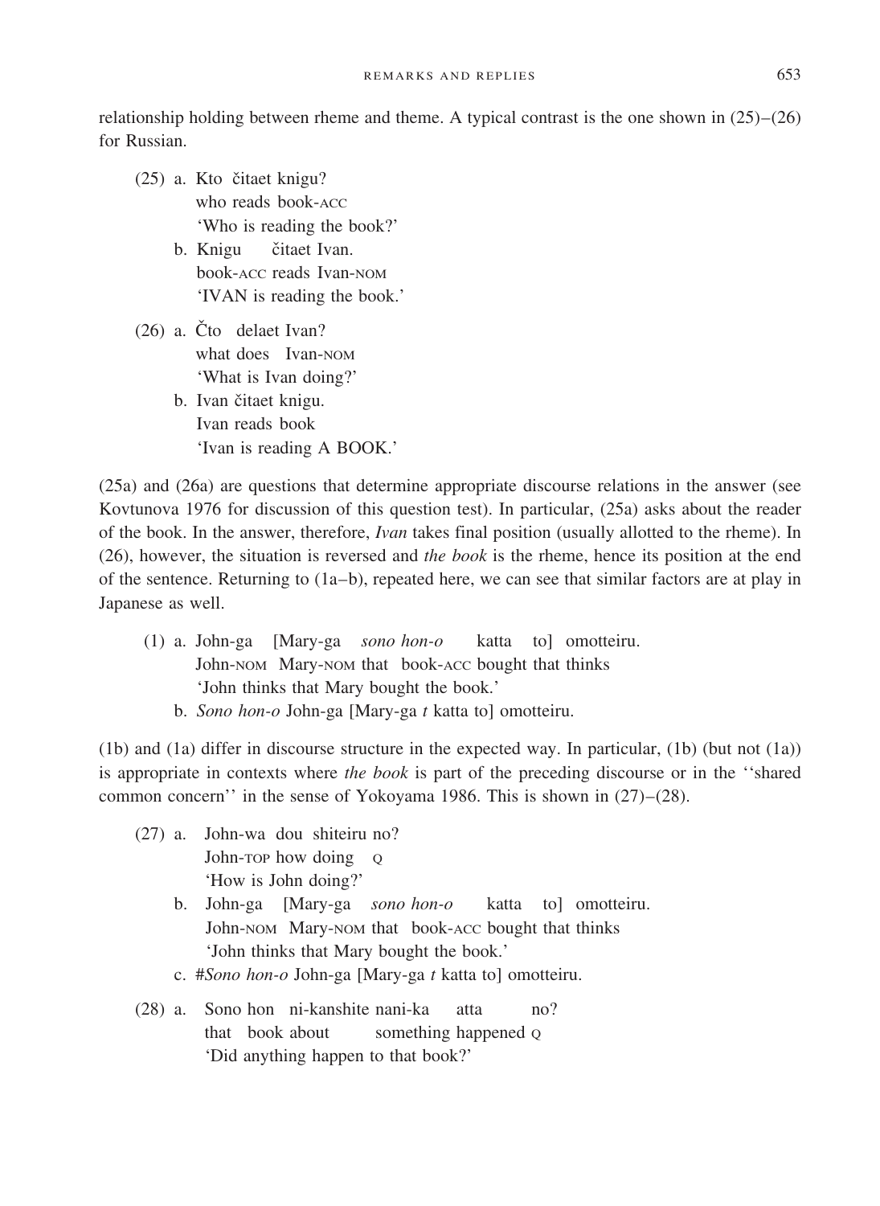relationship holding between rheme and theme. A typical contrast is the one shown in (25)–(26) for Russian.

(25) a. Kto čitaet knigu?
  who reads book-ACC
  'Who is reading the book?'

 b. Knigu čitaet Ivan.
  book-ACC reads Ivan-NOM
  'IVAN is reading the book.'

(26) a. Čto delaet Ivan?
  what does Ivan-NOM
  'What is Ivan doing?'

 b. Ivan čitaet knigu.
  Ivan reads book
  'Ivan is reading A BOOK.'

(25a) and (26a) are questions that determine appropriate discourse relations in the answer (see Kovtunova 1976 for discussion of this question test). In particular, (25a) asks about the reader of the book. In the answer, therefore, *Ivan* takes final position (usually allotted to the rheme). In (26), however, the situation is reversed and *the book* is the rheme, hence its position at the end of the sentence. Returning to (1a–b), repeated here, we can see that similar factors are at play in Japanese as well.

(1) a. John-ga [Mary-ga *sono hon-o* katta to] omotteiru.
  John-NOM Mary-NOM that book-ACC bought that thinks
  'John thinks that Mary bought the book.'

 b. *Sono hon-o* John-ga [Mary-ga *t* katta to] omotteiru.

(1b) and (1a) differ in discourse structure in the expected way. In particular, (1b) (but not (1a)) is appropriate in contexts where *the book* is part of the preceding discourse or in the ''shared common concern'' in the sense of Yokoyama 1986. This is shown in (27)–(28).

(27) a. John-wa dou shiteiru no?
  John-TOP how doing Q
  'How is John doing?'

 b. John-ga [Mary-ga *sono hon-o* katta to] omotteiru.
  John-NOM Mary-NOM that book-ACC bought that thinks
  'John thinks that Mary bought the book.'

 c. #*Sono hon-o* John-ga [Mary-ga *t* katta to] omotteiru.

(28) a. Sono hon ni-kanshite nani-ka atta no?
  that book about something happened Q
  'Did anything happen to that book?'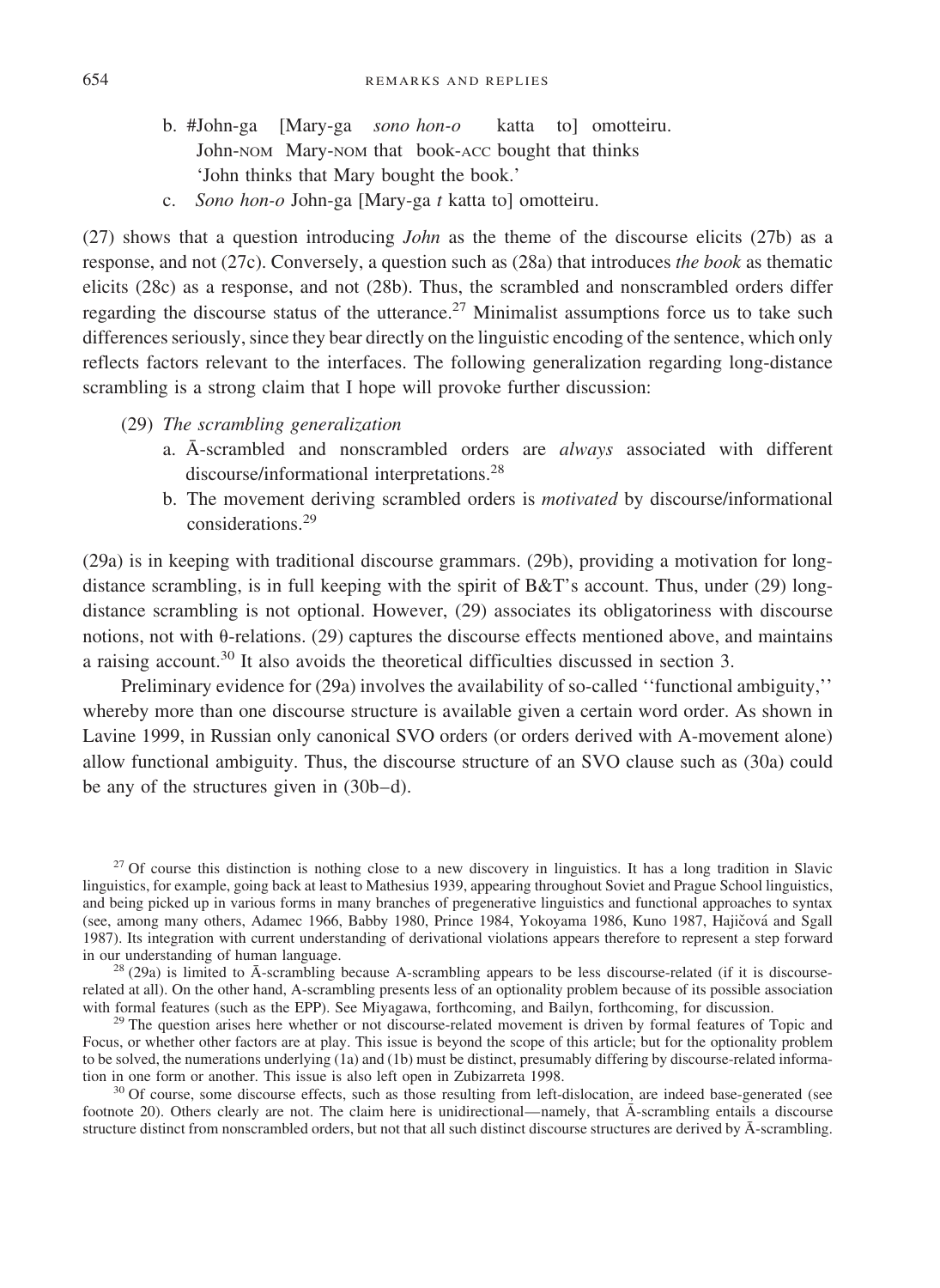b. #John-ga [Mary-ga *sono hon-o* katta to] omotteiru.
   John-NOM Mary-NOM that book-ACC bought that thinks
   'John thinks that Mary bought the book.'

c. *Sono hon-o* John-ga [Mary-ga *t* katta to] omotteiru.

(27) shows that a question introducing *John* as the theme of the discourse elicits (27b) as a response, and not (27c). Conversely, a question such as (28a) that introduces *the book* as thematic elicits (28c) as a response, and not (28b). Thus, the scrambled and nonscrambled orders differ regarding the discourse status of the utterance.[27] Minimalist assumptions force us to take such differences seriously, since they bear directly on the linguistic encoding of the sentence, which only reflects factors relevant to the interfaces. The following generalization regarding long-distance scrambling is a strong claim that I hope will provoke further discussion:

(29) *The scrambling generalization*
   a. Ā-scrambled and nonscrambled orders are *always* associated with different discourse/informational interpretations.[28]
   b. The movement deriving scrambled orders is *motivated* by discourse/informational considerations.[29]

(29a) is in keeping with traditional discourse grammars. (29b), providing a motivation for long-distance scrambling, is in full keeping with the spirit of B&T's account. Thus, under (29) long-distance scrambling is not optional. However, (29) associates its obligatoriness with discourse notions, not with θ-relations. (29) captures the discourse effects mentioned above, and maintains a raising account.[30] It also avoids the theoretical difficulties discussed in section 3.

Preliminary evidence for (29a) involves the availability of so-called ''functional ambiguity,'' whereby more than one discourse structure is available given a certain word order. As shown in Lavine 1999, in Russian only canonical SVO orders (or orders derived with A-movement alone) allow functional ambiguity. Thus, the discourse structure of an SVO clause such as (30a) could be any of the structures given in (30b–d).

[27] Of course this distinction is nothing close to a new discovery in linguistics. It has a long tradition in Slavic linguistics, for example, going back at least to Mathesius 1939, appearing throughout Soviet and Prague School linguistics, and being picked up in various forms in many branches of pregenerative linguistics and functional approaches to syntax (see, among many others, Adamec 1966, Babby 1980, Prince 1984, Yokoyama 1986, Kuno 1987, Hajičová and Sgall 1987). Its integration with current understanding of derivational violations appears therefore to represent a step forward in our understanding of human language.

[28] (29a) is limited to Ā-scrambling because A-scrambling appears to be less discourse-related (if it is discourse-related at all). On the other hand, A-scrambling presents less of an optionality problem because of its possible association with formal features (such as the EPP). See Miyagawa, forthcoming, and Bailyn, forthcoming, for discussion.

[29] The question arises here whether or not discourse-related movement is driven by formal features of Topic and Focus, or whether other factors are at play. This issue is beyond the scope of this article; but for the optionality problem to be solved, the numerations underlying (1a) and (1b) must be distinct, presumably differing by discourse-related information in one form or another. This issue is also left open in Zubizarreta 1998.

[30] Of course, some discourse effects, such as those resulting from left-dislocation, are indeed base-generated (see footnote 20). Others clearly are not. The claim here is unidirectional—namely, that Ā-scrambling entails a discourse structure distinct from nonscrambled orders, but not that all such distinct discourse structures are derived by Ā-scrambling.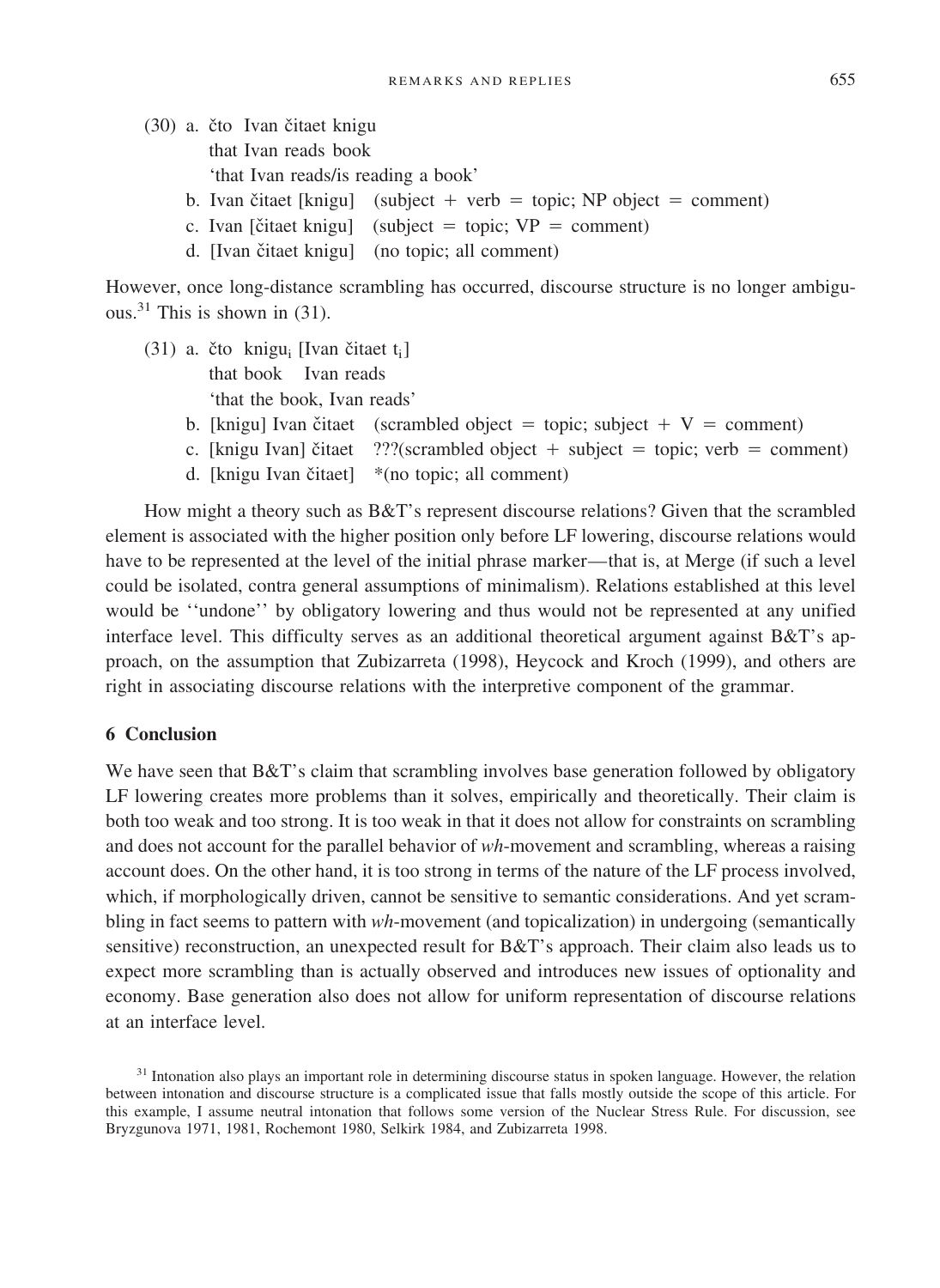(30) a. čto Ivan čitaet knigu
    that Ivan reads book
    'that Ivan reads/is reading a book'

  b. Ivan čitaet [knigu] (subject + verb = topic; NP object = comment)

  c. Ivan [čitaet knigu] (subject = topic; VP = comment)

  d. [Ivan čitaet knigu] (no topic; all comment)

However, once long-distance scrambling has occurred, discourse structure is no longer ambiguous.[31] This is shown in (31).

(31) a. čto knigu$_i$ [Ivan čitaet t$_i$]
    that book Ivan reads
    'that the book, Ivan reads'

  b. [knigu] Ivan čitaet (scrambled object = topic; subject + V = comment)

  c. [knigu Ivan] čitaet ???(scrambled object + subject = topic; verb = comment)

  d. [knigu Ivan čitaet] *(no topic; all comment)

How might a theory such as B&T's represent discourse relations? Given that the scrambled element is associated with the higher position only before LF lowering, discourse relations would have to be represented at the level of the initial phrase marker—that is, at Merge (if such a level could be isolated, contra general assumptions of minimalism). Relations established at this level would be ''undone'' by obligatory lowering and thus would not be represented at any unified interface level. This difficulty serves as an additional theoretical argument against B&T's approach, on the assumption that Zubizarreta (1998), Heycock and Kroch (1999), and others are right in associating discourse relations with the interpretive component of the grammar.

## 6 Conclusion

We have seen that B&T's claim that scrambling involves base generation followed by obligatory LF lowering creates more problems than it solves, empirically and theoretically. Their claim is both too weak and too strong. It is too weak in that it does not allow for constraints on scrambling and does not account for the parallel behavior of *wh*-movement and scrambling, whereas a raising account does. On the other hand, it is too strong in terms of the nature of the LF process involved, which, if morphologically driven, cannot be sensitive to semantic considerations. And yet scrambling in fact seems to pattern with *wh*-movement (and topicalization) in undergoing (semantically sensitive) reconstruction, an unexpected result for B&T's approach. Their claim also leads us to expect more scrambling than is actually observed and introduces new issues of optionality and economy. Base generation also does not allow for uniform representation of discourse relations at an interface level.

[31] Intonation also plays an important role in determining discourse status in spoken language. However, the relation between intonation and discourse structure is a complicated issue that falls mostly outside the scope of this article. For this example, I assume neutral intonation that follows some version of the Nuclear Stress Rule. For discussion, see Bryzgunova 1971, 1981, Rochemont 1980, Selkirk 1984, and Zubizarreta 1998.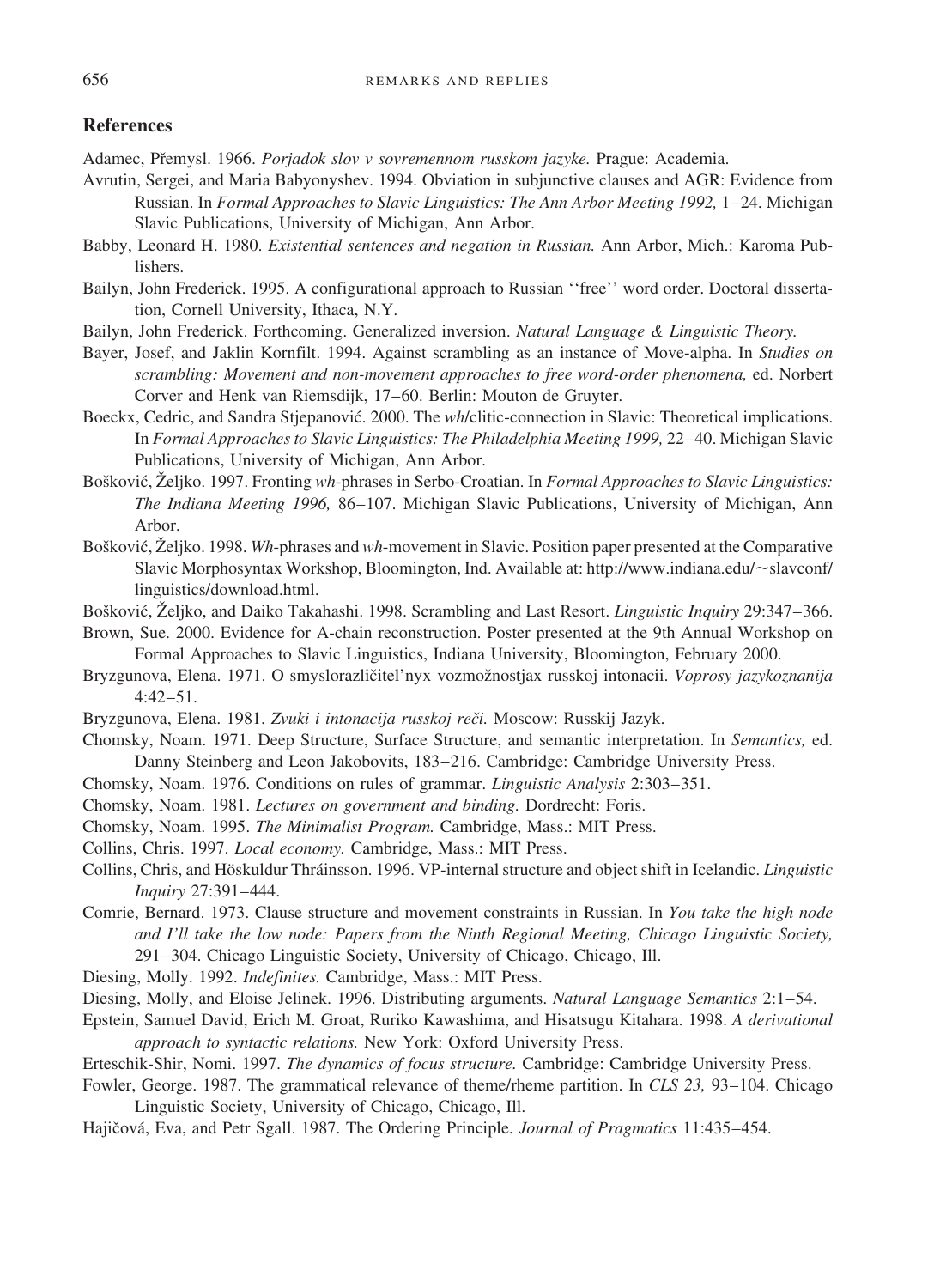## References

Adamec, Přemysl. 1966. *Porjadok slov v sovremennom russkom jazyke.* Prague: Academia.

Avrutin, Sergei, and Maria Babyonyshev. 1994. Obviation in subjunctive clauses and AGR: Evidence from Russian. In *Formal Approaches to Slavic Linguistics: The Ann Arbor Meeting 1992,* 1–24. Michigan Slavic Publications, University of Michigan, Ann Arbor.

Babby, Leonard H. 1980. *Existential sentences and negation in Russian.* Ann Arbor, Mich.: Karoma Publishers.

Bailyn, John Frederick. 1995. A configurational approach to Russian ''free'' word order. Doctoral dissertation, Cornell University, Ithaca, N.Y.

Bailyn, John Frederick. Forthcoming. Generalized inversion. *Natural Language & Linguistic Theory.*

Bayer, Josef, and Jaklin Kornfilt. 1994. Against scrambling as an instance of Move-alpha. In *Studies on scrambling: Movement and non-movement approaches to free word-order phenomena,* ed. Norbert Corver and Henk van Riemsdijk, 17–60. Berlin: Mouton de Gruyter.

Boeckx, Cedric, and Sandra Stjepanović. 2000. The *wh*/clitic-connection in Slavic: Theoretical implications. In *Formal Approaches to Slavic Linguistics: The Philadelphia Meeting 1999,* 22–40. Michigan Slavic Publications, University of Michigan, Ann Arbor.

Bošković, Željko. 1997. Fronting *wh*-phrases in Serbo-Croatian. In *Formal Approaches to Slavic Linguistics: The Indiana Meeting 1996,* 86–107. Michigan Slavic Publications, University of Michigan, Ann Arbor.

Bošković, Željko. 1998. *Wh*-phrases and *wh*-movement in Slavic. Position paper presented at the Comparative Slavic Morphosyntax Workshop, Bloomington, Ind. Available at: http://www.indiana.edu/~slavconf/linguistics/download.html.

Bošković, Željko, and Daiko Takahashi. 1998. Scrambling and Last Resort. *Linguistic Inquiry* 29:347–366.

Brown, Sue. 2000. Evidence for A-chain reconstruction. Poster presented at the 9th Annual Workshop on Formal Approaches to Slavic Linguistics, Indiana University, Bloomington, February 2000.

Bryzgunova, Elena. 1971. O smysloraziličitel'nyx vozmožnostjax russkoj intonacii. *Voprosy jazykoznanija* 4:42–51.

Bryzgunova, Elena. 1981. *Zvuki i intonacija russkoj reči.* Moscow: Russkij Jazyk.

Chomsky, Noam. 1971. Deep Structure, Surface Structure, and semantic interpretation. In *Semantics,* ed. Danny Steinberg and Leon Jakobovits, 183–216. Cambridge: Cambridge University Press.

Chomsky, Noam. 1976. Conditions on rules of grammar. *Linguistic Analysis* 2:303–351.

Chomsky, Noam. 1981. *Lectures on government and binding.* Dordrecht: Foris.

Chomsky, Noam. 1995. *The Minimalist Program.* Cambridge, Mass.: MIT Press.

Collins, Chris. 1997. *Local economy.* Cambridge, Mass.: MIT Press.

Collins, Chris, and Höskuldur Thráinsson. 1996. VP-internal structure and object shift in Icelandic. *Linguistic Inquiry* 27:391–444.

Comrie, Bernard. 1973. Clause structure and movement constraints in Russian. In *You take the high node and I'll take the low node: Papers from the Ninth Regional Meeting, Chicago Linguistic Society,* 291–304. Chicago Linguistic Society, University of Chicago, Chicago, Ill.

Diesing, Molly. 1992. *Indefinites.* Cambridge, Mass.: MIT Press.

Diesing, Molly, and Eloise Jelinek. 1996. Distributing arguments. *Natural Language Semantics* 2:1–54.

Epstein, Samuel David, Erich M. Groat, Ruriko Kawashima, and Hisatsugu Kitahara. 1998. *A derivational approach to syntactic relations.* New York: Oxford University Press.

Erteschik-Shir, Nomi. 1997. *The dynamics of focus structure.* Cambridge: Cambridge University Press.

Fowler, George. 1987. The grammatical relevance of theme/rheme partition. In *CLS 23,* 93–104. Chicago Linguistic Society, University of Chicago, Chicago, Ill.

Hajičová, Eva, and Petr Sgall. 1987. The Ordering Principle. *Journal of Pragmatics* 11:435–454.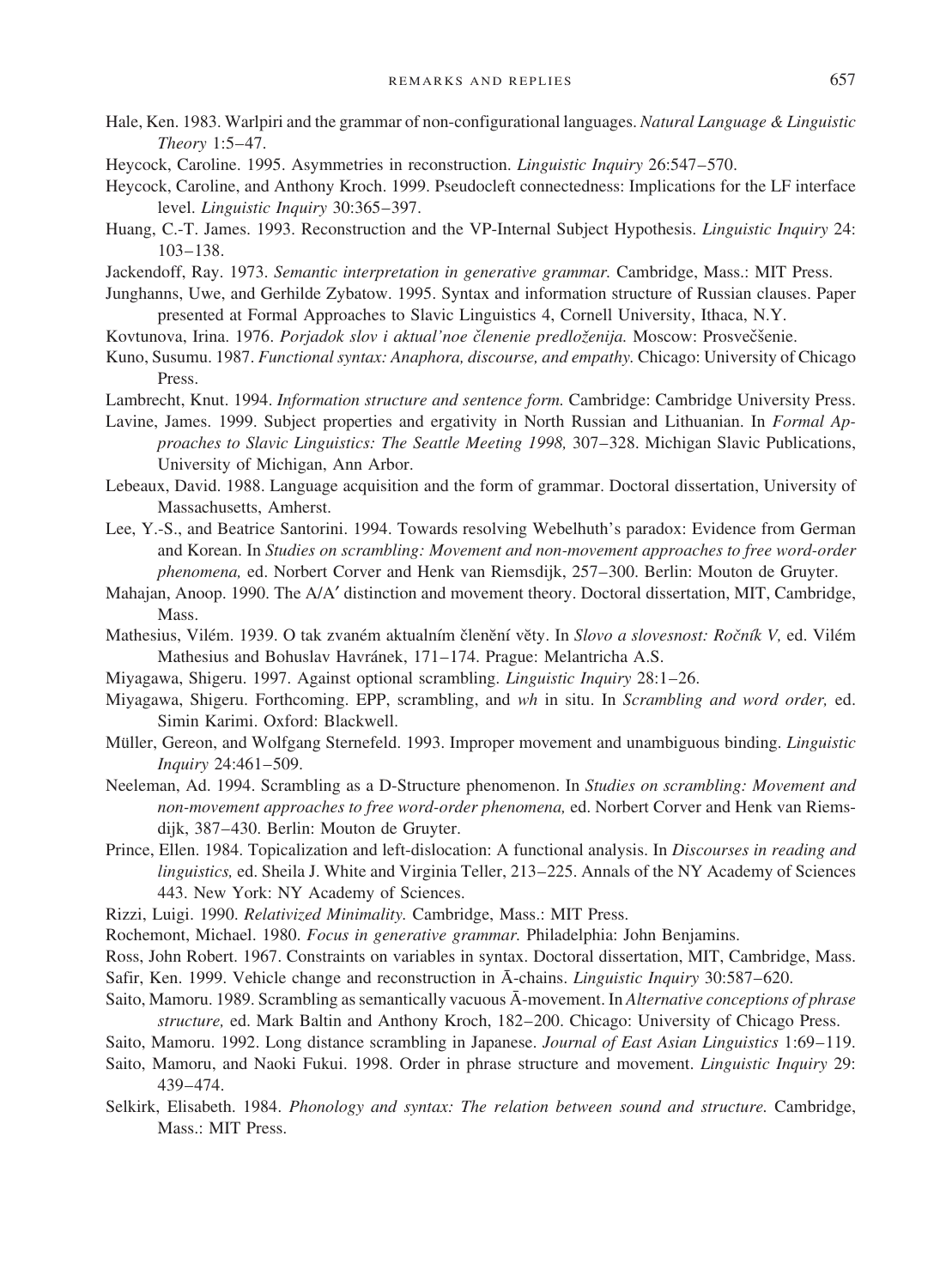Hale, Ken. 1983. Warlpiri and the grammar of non-configurational languages. *Natural Language & Linguistic Theory* 1:5–47.

Heycock, Caroline. 1995. Asymmetries in reconstruction. *Linguistic Inquiry* 26:547–570.

Heycock, Caroline, and Anthony Kroch. 1999. Pseudocleft connectedness: Implications for the LF interface level. *Linguistic Inquiry* 30:365–397.

Huang, C.-T. James. 1993. Reconstruction and the VP-Internal Subject Hypothesis. *Linguistic Inquiry* 24: 103–138.

Jackendoff, Ray. 1973. *Semantic interpretation in generative grammar.* Cambridge, Mass.: MIT Press.

Junghanns, Uwe, and Gerhilde Zybatow. 1995. Syntax and information structure of Russian clauses. Paper presented at Formal Approaches to Slavic Linguistics 4, Cornell University, Ithaca, N.Y.

Kovtunova, Irina. 1976. *Porjadok slov i aktual'noe členenie predloženija.* Moscow: Prosveščenie.

Kuno, Susumu. 1987. *Functional syntax: Anaphora, discourse, and empathy.* Chicago: University of Chicago Press.

Lambrecht, Knut. 1994. *Information structure and sentence form.* Cambridge: Cambridge University Press.

Lavine, James. 1999. Subject properties and ergativity in North Russian and Lithuanian. In *Formal Approaches to Slavic Linguistics: The Seattle Meeting 1998,* 307–328. Michigan Slavic Publications, University of Michigan, Ann Arbor.

Lebeaux, David. 1988. Language acquisition and the form of grammar. Doctoral dissertation, University of Massachusetts, Amherst.

Lee, Y.-S., and Beatrice Santorini. 1994. Towards resolving Webelhuth's paradox: Evidence from German and Korean. In *Studies on scrambling: Movement and non-movement approaches to free word-order phenomena,* ed. Norbert Corver and Henk van Riemsdijk, 257–300. Berlin: Mouton de Gruyter.

Mahajan, Anoop. 1990. The A/A′ distinction and movement theory. Doctoral dissertation, MIT, Cambridge, Mass.

Mathesius, Vilém. 1939. O tak zvaném aktualním členění věty. In *Slovo a slovesnost: Ročník V,* ed. Vilém Mathesius and Bohuslav Havránek, 171–174. Prague: Melantricha A.S.

Miyagawa, Shigeru. 1997. Against optional scrambling. *Linguistic Inquiry* 28:1–26.

Miyagawa, Shigeru. Forthcoming. EPP, scrambling, and *wh* in situ. In *Scrambling and word order,* ed. Simin Karimi. Oxford: Blackwell.

Müller, Gereon, and Wolfgang Sternefeld. 1993. Improper movement and unambiguous binding. *Linguistic Inquiry* 24:461–509.

Neeleman, Ad. 1994. Scrambling as a D-Structure phenomenon. In *Studies on scrambling: Movement and non-movement approaches to free word-order phenomena,* ed. Norbert Corver and Henk van Riemsdijk, 387–430. Berlin: Mouton de Gruyter.

Prince, Ellen. 1984. Topicalization and left-dislocation: A functional analysis. In *Discourses in reading and linguistics,* ed. Sheila J. White and Virginia Teller, 213–225. Annals of the NY Academy of Sciences 443. New York: NY Academy of Sciences.

Rizzi, Luigi. 1990. *Relativized Minimality.* Cambridge, Mass.: MIT Press.

Rochemont, Michael. 1980. *Focus in generative grammar.* Philadelphia: John Benjamins.

Ross, John Robert. 1967. Constraints on variables in syntax. Doctoral dissertation, MIT, Cambridge, Mass.

Safir, Ken. 1999. Vehicle change and reconstruction in Ā-chains. *Linguistic Inquiry* 30:587–620.

Saito, Mamoru. 1989. Scrambling as semantically vacuous Ā-movement. In *Alternative conceptions of phrase structure,* ed. Mark Baltin and Anthony Kroch, 182–200. Chicago: University of Chicago Press.

Saito, Mamoru. 1992. Long distance scrambling in Japanese. *Journal of East Asian Linguistics* 1:69–119.

Saito, Mamoru, and Naoki Fukui. 1998. Order in phrase structure and movement. *Linguistic Inquiry* 29: 439–474.

Selkirk, Elisabeth. 1984. *Phonology and syntax: The relation between sound and structure.* Cambridge, Mass.: MIT Press.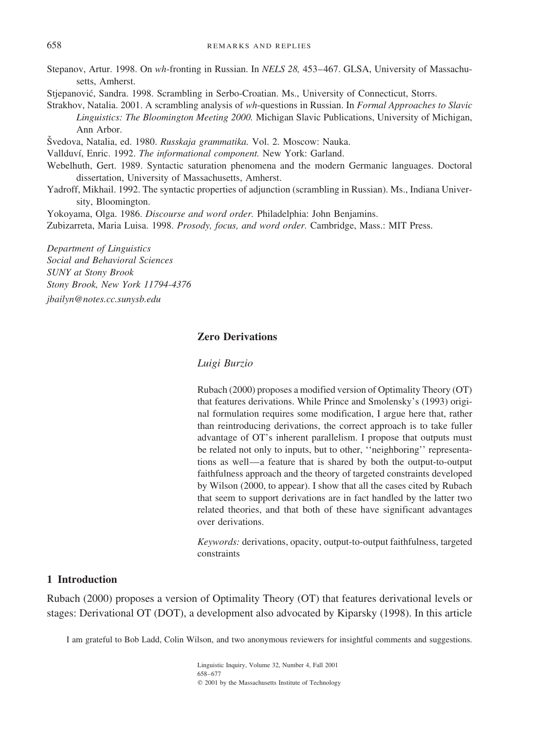Stepanov, Artur. 1998. On *wh*-fronting in Russian. In *NELS 28,* 453–467. GLSA, University of Massachusetts, Amherst.

Stjepanović, Sandra. 1998. Scrambling in Serbo-Croatian. Ms., University of Connecticut, Storrs.

Strakhov, Natalia. 2001. A scrambling analysis of *wh*-questions in Russian. In *Formal Approaches to Slavic Linguistics: The Bloomington Meeting 2000.* Michigan Slavic Publications, University of Michigan, Ann Arbor.

Švedova, Natalia, ed. 1980. *Russkaja grammatika.* Vol. 2. Moscow: Nauka.

Vallduví, Enric. 1992. *The informational component.* New York: Garland.

Webelhuth, Gert. 1989. Syntactic saturation phenomena and the modern Germanic languages. Doctoral dissertation, University of Massachusetts, Amherst.

Yadroff, Mikhail. 1992. The syntactic properties of adjunction (scrambling in Russian). Ms., Indiana University, Bloomington.

Yokoyama, Olga. 1986. *Discourse and word order.* Philadelphia: John Benjamins.

Zubizarreta, Maria Luisa. 1998. *Prosody, focus, and word order.* Cambridge, Mass.: MIT Press.

*Department of Linguistics*
*Social and Behavioral Sciences*
*SUNY at Stony Brook*
*Stony Brook, New York 11794-4376*
*jbailyn@notes.cc.sunysb.edu*

## Zero Derivations

*Luigi Burzio*

Rubach (2000) proposes a modified version of Optimality Theory (OT) that features derivations. While Prince and Smolensky's (1993) original formulation requires some modification, I argue here that, rather than reintroducing derivations, the correct approach is to take fuller advantage of OT's inherent parallelism. I propose that outputs must be related not only to inputs, but to other, ''neighboring'' representations as well—a feature that is shared by both the output-to-output faithfulness approach and the theory of targeted constraints developed by Wilson (2000, to appear). I show that all the cases cited by Rubach that seem to support derivations are in fact handled by the latter two related theories, and that both of these have significant advantages over derivations.

*Keywords:* derivations, opacity, output-to-output faithfulness, targeted constraints

### 1 Introduction

Rubach (2000) proposes a version of Optimality Theory (OT) that features derivational levels or stages: Derivational OT (DOT), a development also advocated by Kiparsky (1998). In this article

I am grateful to Bob Ladd, Colin Wilson, and two anonymous reviewers for insightful comments and suggestions.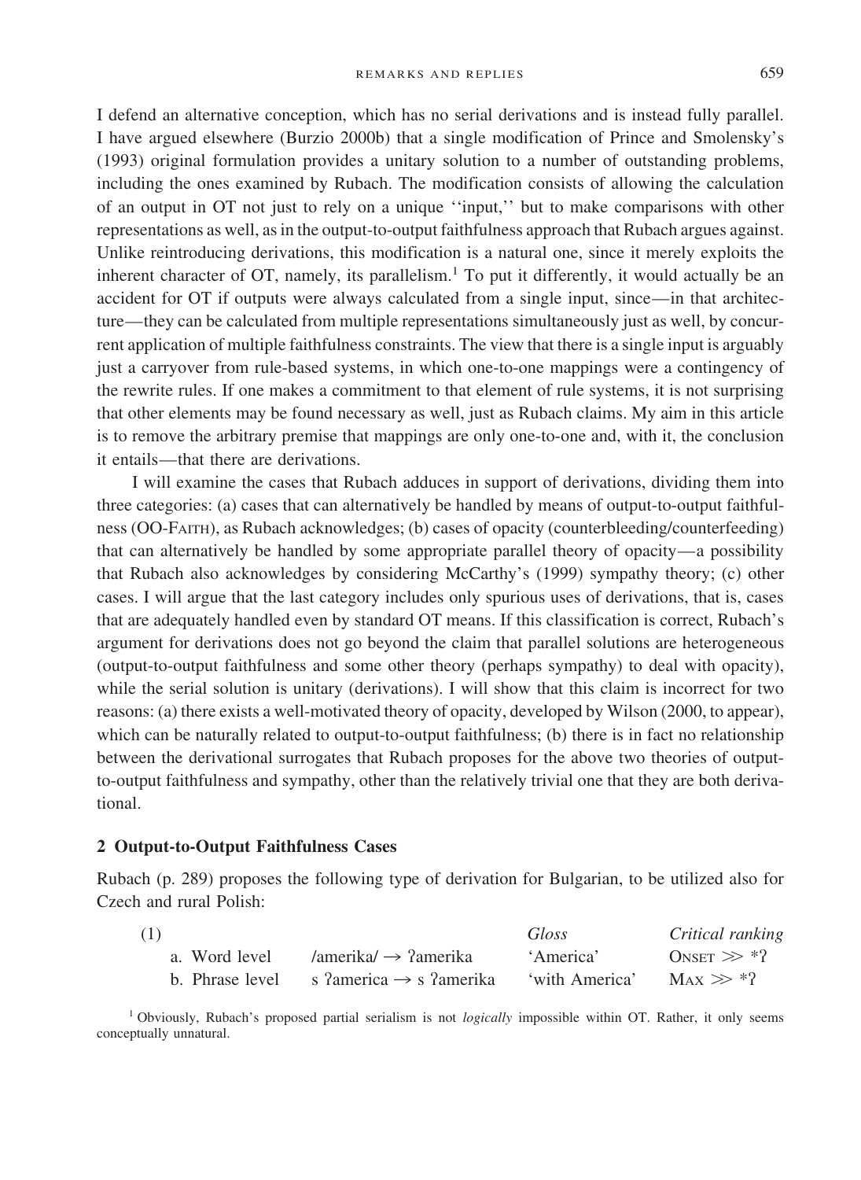I defend an alternative conception, which has no serial derivations and is instead fully parallel. I have argued elsewhere (Burzio 2000b) that a single modification of Prince and Smolensky's (1993) original formulation provides a unitary solution to a number of outstanding problems, including the ones examined by Rubach. The modification consists of allowing the calculation of an output in OT not just to rely on a unique ''input,'' but to make comparisons with other representations as well, as in the output-to-output faithfulness approach that Rubach argues against. Unlike reintroducing derivations, this modification is a natural one, since it merely exploits the inherent character of OT, namely, its parallelism.[1] To put it differently, it would actually be an accident for OT if outputs were always calculated from a single input, since—in that architecture—they can be calculated from multiple representations simultaneously just as well, by concurrent application of multiple faithfulness constraints. The view that there is a single input is arguably just a carryover from rule-based systems, in which one-to-one mappings were a contingency of the rewrite rules. If one makes a commitment to that element of rule systems, it is not surprising that other elements may be found necessary as well, just as Rubach claims. My aim in this article is to remove the arbitrary premise that mappings are only one-to-one and, with it, the conclusion it entails—that there are derivations.

I will examine the cases that Rubach adduces in support of derivations, dividing them into three categories: (a) cases that can alternatively be handled by means of output-to-output faithfulness (OO-FAITH), as Rubach acknowledges; (b) cases of opacity (counterbleeding/counterfeeding) that can alternatively be handled by some appropriate parallel theory of opacity—a possibility that Rubach also acknowledges by considering McCarthy's (1999) sympathy theory; (c) other cases. I will argue that the last category includes only spurious uses of derivations, that is, cases that are adequately handled even by standard OT means. If this classification is correct, Rubach's argument for derivations does not go beyond the claim that parallel solutions are heterogeneous (output-to-output faithfulness and some other theory (perhaps sympathy) to deal with opacity), while the serial solution is unitary (derivations). I will show that this claim is incorrect for two reasons: (a) there exists a well-motivated theory of opacity, developed by Wilson (2000, to appear), which can be naturally related to output-to-output faithfulness; (b) there is in fact no relationship between the derivational surrogates that Rubach proposes for the above two theories of output-to-output faithfulness and sympathy, other than the relatively trivial one that they are both derivational.

## 2 Output-to-Output Faithfulness Cases

Rubach (p. 289) proposes the following type of derivation for Bulgarian, to be utilized also for Czech and rural Polish:

(1)

| | | *Gloss* | *Critical ranking* |
|---|---|---|---|
| a. Word level | /amerika/ → ʔamerika | 'America' | ONSET ≫ *ʔ |
| b. Phrase level | s ʔamerica → s ʔamerika | 'with America' | MAX ≫ *ʔ |

[1] Obviously, Rubach's proposed partial serialism is not *logically* impossible within OT. Rather, it only seems conceptually unnatural.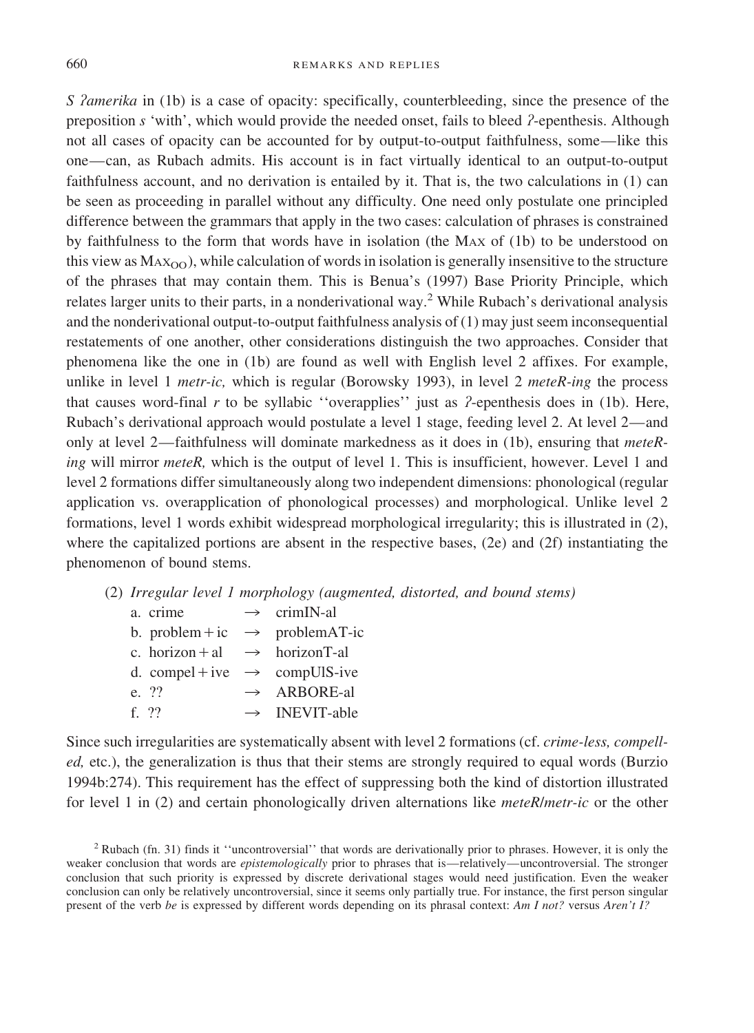*S ʔamerika* in (1b) is a case of opacity: specifically, counterbleeding, since the presence of the preposition *s* 'with', which would provide the needed onset, fails to bleed ʔ-epenthesis. Although not all cases of opacity can be accounted for by output-to-output faithfulness, some—like this one—can, as Rubach admits. His account is in fact virtually identical to an output-to-output faithfulness account, and no derivation is entailed by it. That is, the two calculations in (1) can be seen as proceeding in parallel without any difficulty. One need only postulate one principled difference between the grammars that apply in the two cases: calculation of phrases is constrained by faithfulness to the form that words have in isolation (the MAX of (1b) to be understood on this view as $\text{MAX}_{OO}$), while calculation of words in isolation is generally insensitive to the structure of the phrases that may contain them. This is Benua's (1997) Base Priority Principle, which relates larger units to their parts, in a nonderivational way.[2] While Rubach's derivational analysis and the nonderivational output-to-output faithfulness analysis of (1) may just seem inconsequential restatements of one another, other considerations distinguish the two approaches. Consider that phenomena like the one in (1b) are found as well with English level 2 affixes. For example, unlike in level 1 *metr-ic,* which is regular (Borowsky 1993), in level 2 *meteR-ing* the process that causes word-final *r* to be syllabic ''overapplies'' just as ʔ-epenthesis does in (1b). Here, Rubach's derivational approach would postulate a level 1 stage, feeding level 2. At level 2—and only at level 2—faithfulness will dominate markedness as it does in (1b), ensuring that *meteR-ing* will mirror *meteR,* which is the output of level 1. This is insufficient, however. Level 1 and level 2 formations differ simultaneously along two independent dimensions: phonological (regular application vs. overapplication of phonological processes) and morphological. Unlike level 2 formations, level 1 words exhibit widespread morphological irregularity; this is illustrated in (2), where the capitalized portions are absent in the respective bases, (2e) and (2f) instantiating the phenomenon of bound stems.

(2) *Irregular level 1 morphology (augmented, distorted, and bound stems)*

| | | | |
|---|---|---|---|
| a. | crime | → | crimIN-al |
| b. | problem + ic | → | problemAT-ic |
| c. | horizon + al | → | horizonT-al |
| d. | compel + ive | → | compUlS-ive |
| e. | ?? | → | ARBORE-al |
| f. | ?? | → | INEVIT-able |

Since such irregularities are systematically absent with level 2 formations (cf. *crime-less, compell-ed,* etc.), the generalization is thus that their stems are strongly required to equal words (Burzio 1994b:274). This requirement has the effect of suppressing both the kind of distortion illustrated for level 1 in (2) and certain phonologically driven alternations like *meteR/metr-ic* or the other

[2] Rubach (fn. 31) finds it ''uncontroversial'' that words are derivationally prior to phrases. However, it is only the weaker conclusion that words are *epistemologically* prior to phrases that is—relatively—uncontroversial. The stronger conclusion that such priority is expressed by discrete derivational stages would need justification. Even the weaker conclusion can only be relatively uncontroversial, since it seems only partially true. For instance, the first person singular present of the verb *be* is expressed by different words depending on its phrasal context: *Am I not?* versus *Aren't I?*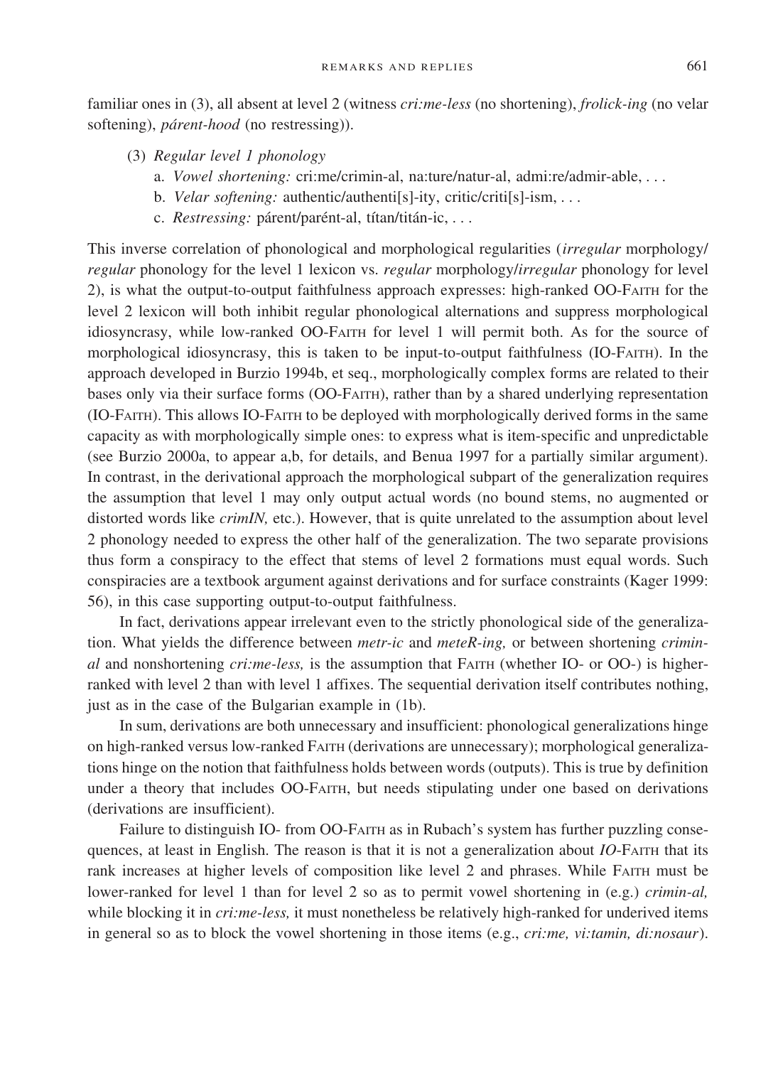familiar ones in (3), all absent at level 2 (witness *cri:me-less* (no shortening), *frolick-ing* (no velar softening), *párent-hood* (no restressing)).

(3) *Regular level 1 phonology*

a. *Vowel shortening:* cri:me/crimin-al, na:ture/natur-al, admi:re/admir-able, . . .

b. *Velar softening:* authentic/authenti[s]-ity, critic/criti[s]-ism, . . .

c. *Restressing:* párent/parént-al, títan/titán-ic, . . .

This inverse correlation of phonological and morphological regularities (*irregular* morphology/*regular* phonology for the level 1 lexicon vs. *regular* morphology/*irregular* phonology for level 2), is what the output-to-output faithfulness approach expresses: high-ranked OO-FAITH for the level 2 lexicon will both inhibit regular phonological alternations and suppress morphological idiosyncrasy, while low-ranked OO-FAITH for level 1 will permit both. As for the source of morphological idiosyncrasy, this is taken to be input-to-output faithfulness (IO-FAITH). In the approach developed in Burzio 1994b, et seq., morphologically complex forms are related to their bases only via their surface forms (OO-FAITH), rather than by a shared underlying representation (IO-FAITH). This allows IO-FAITH to be deployed with morphologically derived forms in the same capacity as with morphologically simple ones: to express what is item-specific and unpredictable (see Burzio 2000a, to appear a,b, for details, and Benua 1997 for a partially similar argument). In contrast, in the derivational approach the morphological subpart of the generalization requires the assumption that level 1 may only output actual words (no bound stems, no augmented or distorted words like *crimIN,* etc.). However, that is quite unrelated to the assumption about level 2 phonology needed to express the other half of the generalization. The two separate provisions thus form a conspiracy to the effect that stems of level 2 formations must equal words. Such conspiracies are a textbook argument against derivations and for surface constraints (Kager 1999: 56), in this case supporting output-to-output faithfulness.

In fact, derivations appear irrelevant even to the strictly phonological side of the generalization. What yields the difference between *metr-ic* and *meteR-ing,* or between shortening *crimin-al* and nonshortening *cri:me-less,* is the assumption that FAITH (whether IO- or OO-) is higher-ranked with level 2 than with level 1 affixes. The sequential derivation itself contributes nothing, just as in the case of the Bulgarian example in (1b).

In sum, derivations are both unnecessary and insufficient: phonological generalizations hinge on high-ranked versus low-ranked FAITH (derivations are unnecessary); morphological generalizations hinge on the notion that faithfulness holds between words (outputs). This is true by definition under a theory that includes OO-FAITH, but needs stipulating under one based on derivations (derivations are insufficient).

Failure to distinguish IO- from OO-FAITH as in Rubach's system has further puzzling consequences, at least in English. The reason is that it is not a generalization about *IO*-FAITH that its rank increases at higher levels of composition like level 2 and phrases. While FAITH must be lower-ranked for level 1 than for level 2 so as to permit vowel shortening in (e.g.) *crimin-al,* while blocking it in *cri:me-less,* it must nonetheless be relatively high-ranked for underived items in general so as to block the vowel shortening in those items (e.g., *cri:me, vi:tamin, di:nosaur*).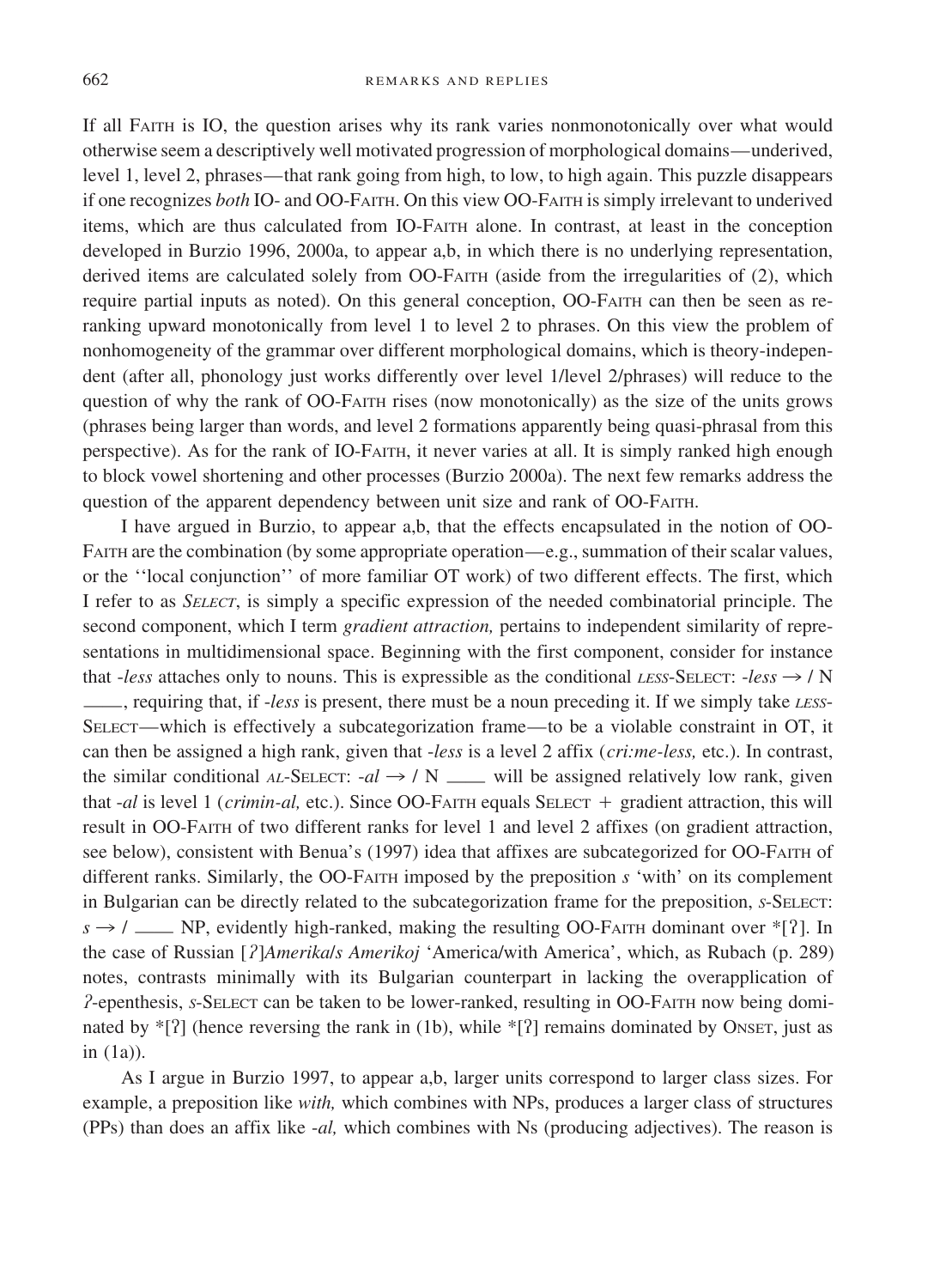If all FAITH is IO, the question arises why its rank varies nonmonotonically over what would otherwise seem a descriptively well motivated progression of morphological domains—underived, level 1, level 2, phrases—that rank going from high, to low, to high again. This puzzle disappears if one recognizes *both* IO- and OO-FAITH. On this view OO-FAITH is simply irrelevant to underived items, which are thus calculated from IO-FAITH alone. In contrast, at least in the conception developed in Burzio 1996, 2000a, to appear a,b, in which there is no underlying representation, derived items are calculated solely from OO-FAITH (aside from the irregularities of (2), which require partial inputs as noted). On this general conception, OO-FAITH can then be seen as reranking upward monotonically from level 1 to level 2 to phrases. On this view the problem of nonhomogeneity of the grammar over different morphological domains, which is theory-independent (after all, phonology just works differently over level 1/level 2/phrases) will reduce to the question of why the rank of OO-FAITH rises (now monotonically) as the size of the units grows (phrases being larger than words, and level 2 formations apparently being quasi-phrasal from this perspective). As for the rank of IO-FAITH, it never varies at all. It is simply ranked high enough to block vowel shortening and other processes (Burzio 2000a). The next few remarks address the question of the apparent dependency between unit size and rank of OO-FAITH.

I have argued in Burzio, to appear a,b, that the effects encapsulated in the notion of OO-FAITH are the combination (by some appropriate operation—e.g., summation of their scalar values, or the ''local conjunction'' of more familiar OT work) of two different effects. The first, which I refer to as *SELECT*, is simply a specific expression of the needed combinatorial principle. The second component, which I term *gradient attraction,* pertains to independent similarity of representations in multidimensional space. Beginning with the first component, consider for instance that *-less* attaches only to nouns. This is expressible as the conditional *LESS*-SELECT: *-less* → / N ___, requiring that, if *-less* is present, there must be a noun preceding it. If we simply take *LESS*-SELECT—which is effectively a subcategorization frame—to be a violable constraint in OT, it can then be assigned a high rank, given that *-less* is a level 2 affix (*cri:me-less,* etc.). In contrast, the similar conditional *AL*-SELECT: *-al* → / N ___ will be assigned relatively low rank, given that *-al* is level 1 (*crimin-al,* etc.). Since OO-FAITH equals SELECT + gradient attraction, this will result in OO-FAITH of two different ranks for level 1 and level 2 affixes (on gradient attraction, see below), consistent with Benua's (1997) idea that affixes are subcategorized for OO-FAITH of different ranks. Similarly, the OO-FAITH imposed by the preposition *s* 'with' on its complement in Bulgarian can be directly related to the subcategorization frame for the preposition, *s*-SELECT: *s* → / ___ NP, evidently high-ranked, making the resulting OO-FAITH dominant over *[ʔ]. In the case of Russian [*ʔ*]*Amerika*/*s Amerikoj* 'America/with America', which, as Rubach (p. 289) notes, contrasts minimally with its Bulgarian counterpart in lacking the overapplication of *ʔ*-epenthesis, *s*-SELECT can be taken to be lower-ranked, resulting in OO-FAITH now being dominated by *[ʔ] (hence reversing the rank in (1b), while *[ʔ] remains dominated by ONSET, just as in (1a)).

As I argue in Burzio 1997, to appear a,b, larger units correspond to larger class sizes. For example, a preposition like *with,* which combines with NPs, produces a larger class of structures (PPs) than does an affix like *-al,* which combines with Ns (producing adjectives). The reason is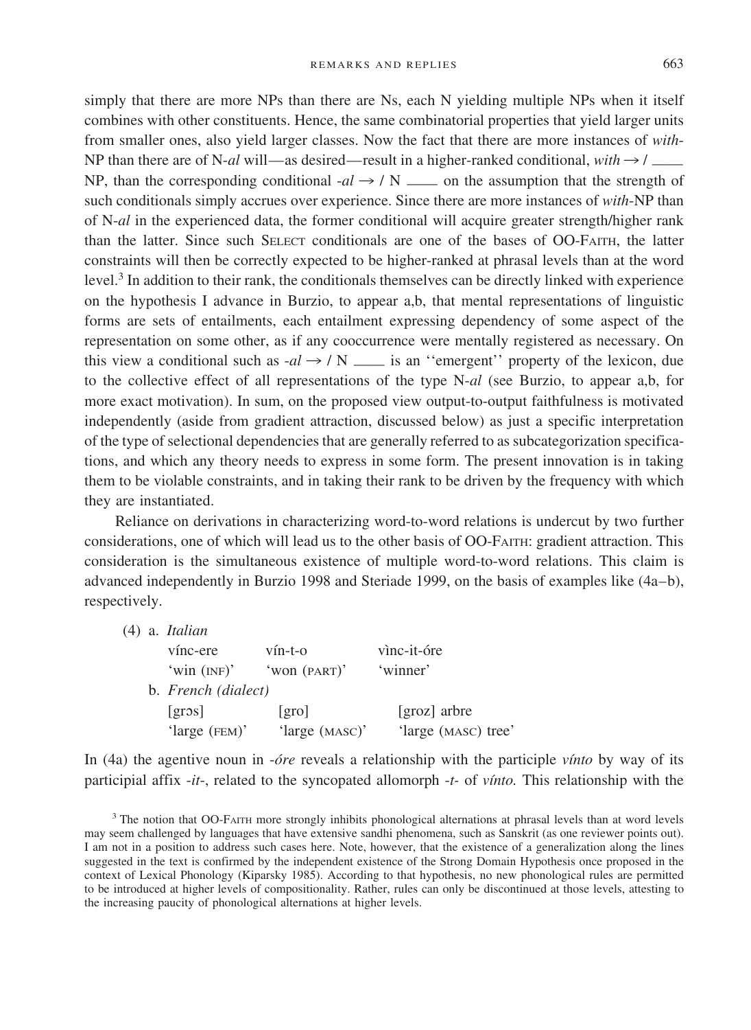simply that there are more NPs than there are Ns, each N yielding multiple NPs when it itself combines with other constituents. Hence, the same combinatorial properties that yield larger units from smaller ones, also yield larger classes. Now the fact that there are more instances of *with*-NP than there are of N-*al* will—as desired—result in a higher-ranked conditional, *with* → / ___ NP, than the corresponding conditional -*al* → / N ___ on the assumption that the strength of such conditionals simply accrues over experience. Since there are more instances of *with*-NP than of N-*al* in the experienced data, the former conditional will acquire greater strength/higher rank than the latter. Since such SELECT conditionals are one of the bases of OO-FAITH, the latter constraints will then be correctly expected to be higher-ranked at phrasal levels than at the word level.[3] In addition to their rank, the conditionals themselves can be directly linked with experience on the hypothesis I advance in Burzio, to appear a,b, that mental representations of linguistic forms are sets of entailments, each entailment expressing dependency of some aspect of the representation on some other, as if any cooccurrence were mentally registered as necessary. On this view a conditional such as -*al* → / N ___ is an ''emergent'' property of the lexicon, due to the collective effect of all representations of the type N-*al* (see Burzio, to appear a,b, for more exact motivation). In sum, on the proposed view output-to-output faithfulness is motivated independently (aside from gradient attraction, discussed below) as just a specific interpretation of the type of selectional dependencies that are generally referred to as subcategorization specifications, and which any theory needs to express in some form. The present innovation is in taking them to be violable constraints, and in taking their rank to be driven by the frequency with which they are instantiated.

Reliance on derivations in characterizing word-to-word relations is undercut by two further considerations, one of which will lead us to the other basis of OO-FAITH: gradient attraction. This consideration is the simultaneous existence of multiple word-to-word relations. This claim is advanced independently in Burzio 1998 and Steriade 1999, on the basis of examples like (4a–b), respectively.

(4) a. *Italian*

| vínc-ere | vín-t-o | vìnc-it-óre |
|---|---|---|
| 'win (INF)' | 'won (PART)' | 'winner' |

b. *French (dialect)*

| [grɔs] | [gro] | [groz] arbre |
|---|---|---|
| 'large (FEM)' | 'large (MASC)' | 'large (MASC) tree' |

In (4a) the agentive noun in -*óre* reveals a relationship with the participle *vínto* by way of its participial affix -*it*-, related to the syncopated allomorph -*t*- of *vínto.* This relationship with the

[3] The notion that OO-FAITH more strongly inhibits phonological alternations at phrasal levels than at word levels may seem challenged by languages that have extensive sandhi phenomena, such as Sanskrit (as one reviewer points out). I am not in a position to address such cases here. Note, however, that the existence of a generalization along the lines suggested in the text is confirmed by the independent existence of the Strong Domain Hypothesis once proposed in the context of Lexical Phonology (Kiparsky 1985). According to that hypothesis, no new phonological rules are permitted to be introduced at higher levels of compositionality. Rather, rules can only be discontinued at those levels, attesting to the increasing paucity of phonological alternations at higher levels.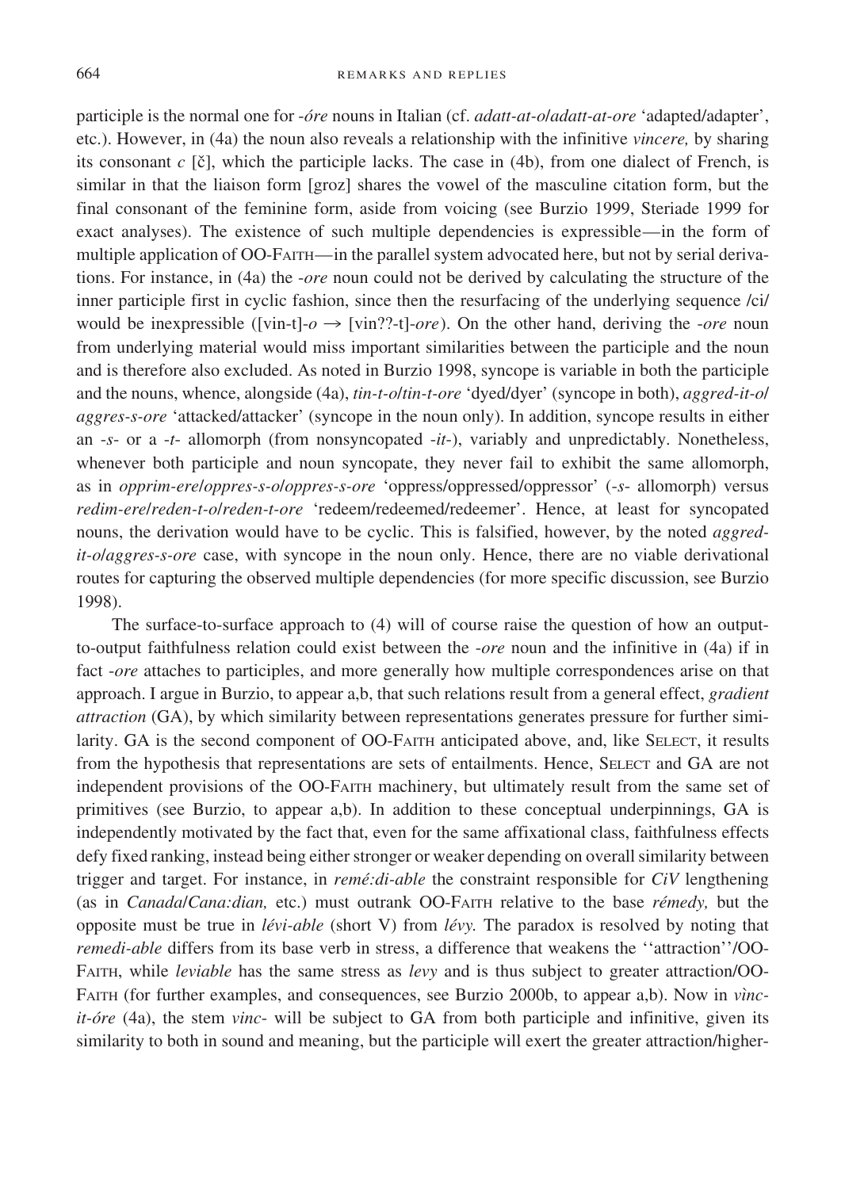participle is the normal one for *-óre* nouns in Italian (cf. *adatt-at-o*/*adatt-at-ore* 'adapted/adapter', etc.). However, in (4a) the noun also reveals a relationship with the infinitive *vincere,* by sharing its consonant *c* [č], which the participle lacks. The case in (4b), from one dialect of French, is similar in that the liaison form [groz] shares the vowel of the masculine citation form, but the final consonant of the feminine form, aside from voicing (see Burzio 1999, Steriade 1999 for exact analyses). The existence of such multiple dependencies is expressible—in the form of multiple application of OO-Faith—in the parallel system advocated here, but not by serial derivations. For instance, in (4a) the *-ore* noun could not be derived by calculating the structure of the inner participle first in cyclic fashion, since then the resurfacing of the underlying sequence /ci/ would be inexpressible ([vin-t]-*o* → [vin??-t]-*ore*). On the other hand, deriving the *-ore* noun from underlying material would miss important similarities between the participle and the noun and is therefore also excluded. As noted in Burzio 1998, syncope is variable in both the participle and the nouns, whence, alongside (4a), *tin-t-o*/*tin-t-ore* 'dyed/dyer' (syncope in both), *aggred-it-o*/*aggres-s-ore* 'attacked/attacker' (syncope in the noun only). In addition, syncope results in either an *-s-* or a *-t-* allomorph (from nonsyncopated *-it-*), variably and unpredictably. Nonetheless, whenever both participle and noun syncopate, they never fail to exhibit the same allomorph, as in *opprim-ere*/*oppres-s-o*/*oppres-s-ore* 'oppress/oppressed/oppressor' (*-s-* allomorph) versus *redim-ere*/*reden-t-o*/*reden-t-ore* 'redeem/redeemed/redeemer'. Hence, at least for syncopated nouns, the derivation would have to be cyclic. This is falsified, however, by the noted *aggred-it-o*/*aggres-s-ore* case, with syncope in the noun only. Hence, there are no viable derivational routes for capturing the observed multiple dependencies (for more specific discussion, see Burzio 1998).

The surface-to-surface approach to (4) will of course raise the question of how an output-to-output faithfulness relation could exist between the *-ore* noun and the infinitive in (4a) if in fact *-ore* attaches to participles, and more generally how multiple correspondences arise on that approach. I argue in Burzio, to appear a,b, that such relations result from a general effect, *gradient attraction* (GA), by which similarity between representations generates pressure for further similarity. GA is the second component of OO-Faith anticipated above, and, like Select, it results from the hypothesis that representations are sets of entailments. Hence, Select and GA are not independent provisions of the OO-Faith machinery, but ultimately result from the same set of primitives (see Burzio, to appear a,b). In addition to these conceptual underpinnings, GA is independently motivated by the fact that, even for the same affixational class, faithfulness effects defy fixed ranking, instead being either stronger or weaker depending on overall similarity between trigger and target. For instance, in *remé:di-able* the constraint responsible for *CiV* lengthening (as in *Canada*/*Cana:dian,* etc.) must outrank OO-Faith relative to the base *rémedy,* but the opposite must be true in *lévi-able* (short V) from *lévy.* The paradox is resolved by noting that *remedi-able* differs from its base verb in stress, a difference that weakens the ''attraction''/OO-Faith, while *leviable* has the same stress as *levy* and is thus subject to greater attraction/OO-Faith (for further examples, and consequences, see Burzio 2000b, to appear a,b). Now in *vìnc-it-óre* (4a), the stem *vinc-* will be subject to GA from both participle and infinitive, given its similarity to both in sound and meaning, but the participle will exert the greater attraction/higher-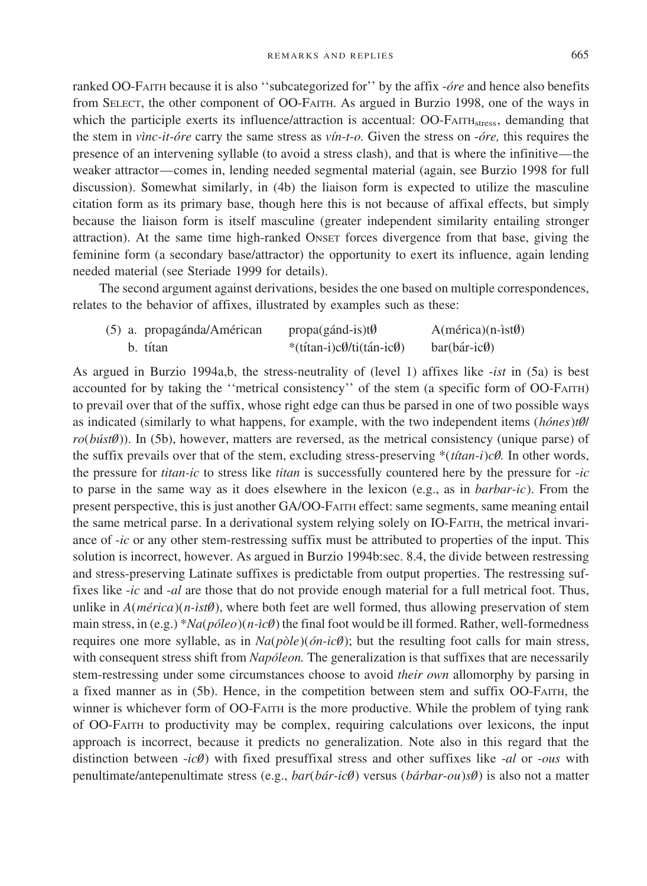ranked OO-FAITH because it is also ''subcategorized for'' by the affix *-óre* and hence also benefits from SELECT, the other component of OO-FAITH. As argued in Burzio 1998, one of the ways in which the participle exerts its influence/attraction is accentual: OO-FAITH$_{\text{stress}}$, demanding that the stem in *vìnc-it-óre* carry the same stress as *vín-t-o.* Given the stress on *-óre,* this requires the presence of an intervening syllable (to avoid a stress clash), and that is where the infinitive—the weaker attractor—comes in, lending needed segmental material (again, see Burzio 1998 for full discussion). Somewhat similarly, in (4b) the liaison form is expected to utilize the masculine citation form as its primary base, though here this is not because of affixal effects, but simply because the liaison form is itself masculine (greater independent similarity entailing stronger attraction). At the same time high-ranked ONSET forces divergence from that base, giving the feminine form (a secondary base/attractor) the opportunity to exert its influence, again lending needed material (see Steriade 1999 for details).

The second argument against derivations, besides the one based on multiple correspondences, relates to the behavior of affixes, illustrated by examples such as these:

(5) a. propagánda/Américan　　propa(gánd-is)tØ　　A(mérica)(n-ìstØ)
　　b. títan　　*(títan-i)cØ/ti(tán-icØ)　　bar(bár-icØ)

As argued in Burzio 1994a,b, the stress-neutrality of (level 1) affixes like *-ist* in (5a) is best accounted for by taking the ''metrical consistency'' of the stem (a specific form of OO-FAITH) to prevail over that of the suffix, whose right edge can thus be parsed in one of two possible ways as indicated (similarly to what happens, for example, with the two independent items (*hónes*)*tØ*/*ro*(*bústØ*)). In (5b), however, matters are reversed, as the metrical consistency (unique parse) of the suffix prevails over that of the stem, excluding stress-preserving *(*títan-i*)*cØ.* In other words, the pressure for *titan-ic* to stress like *titan* is successfully countered here by the pressure for *-ic* to parse in the same way as it does elsewhere in the lexicon (e.g., as in *barbar-ic*). From the present perspective, this is just another GA/OO-FAITH effect: same segments, same meaning entail the same metrical parse. In a derivational system relying solely on IO-FAITH, the metrical invariance of *-ic* or any other stem-restressing suffix must be attributed to properties of the input. This solution is incorrect, however. As argued in Burzio 1994b:sec. 8.4, the divide between restressing and stress-preserving Latinate suffixes is predictable from output properties. The restressing suffixes like *-ic* and *-al* are those that do not provide enough material for a full metrical foot. Thus, unlike in *A*(*mérica*)(*n-ìstØ*), where both feet are well formed, thus allowing preservation of stem main stress, in (e.g.) **Na*(*póleo*)(*n-ìcØ*) the final foot would be ill formed. Rather, well-formedness requires one more syllable, as in *Na*(*pòle*)(*ón-icØ*); but the resulting foot calls for main stress, with consequent stress shift from *Napóleon.* The generalization is that suffixes that are necessarily stem-restressing under some circumstances choose to avoid *their own* allomorphy by parsing in a fixed manner as in (5b). Hence, in the competition between stem and suffix OO-FAITH, the winner is whichever form of OO-FAITH is the more productive. While the problem of tying rank of OO-FAITH to productivity may be complex, requiring calculations over lexicons, the input approach is incorrect, because it predicts no generalization. Note also in this regard that the distinction between *-icØ*) with fixed presuffixal stress and other suffixes like *-al* or *-ous* with penultimate/antepenultimate stress (e.g., *bar*(*bár-icØ*) versus (*bárbar-ou*)*sØ*) is also not a matter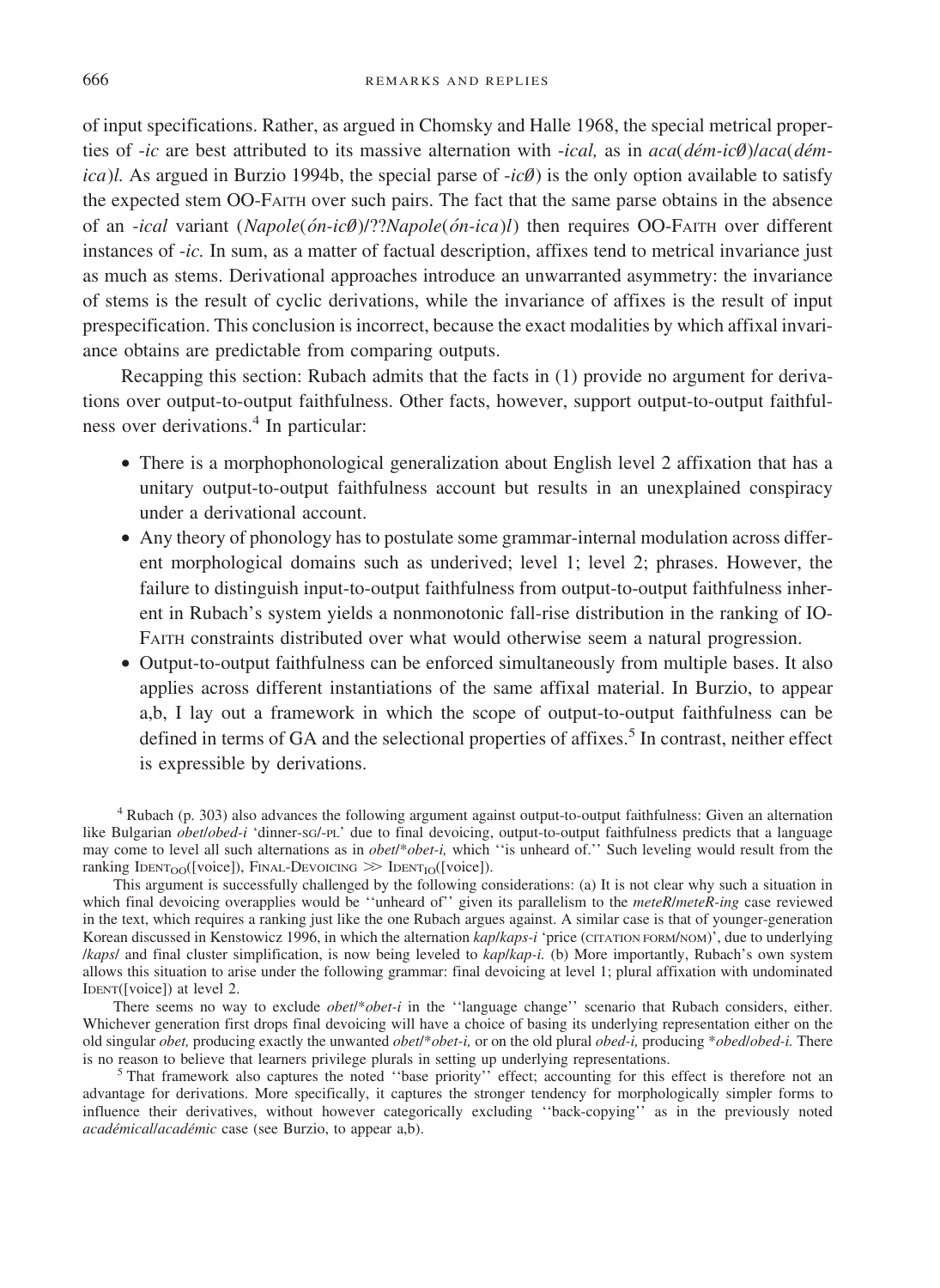of input specifications. Rather, as argued in Chomsky and Halle 1968, the special metrical properties of *-ic* are best attributed to its massive alternation with *-ical,* as in *aca*(*dém-icØ*)/*aca*(*dém-ica*)*l.* As argued in Burzio 1994b, the special parse of *-ic*Ø) is the only option available to satisfy the expected stem OO-FAITH over such pairs. The fact that the same parse obtains in the absence of an *-ical* variant (*Napole*(*ón-icØ*)/??*Napole*(*ón-ica*)*l*) then requires OO-FAITH over different instances of *-ic*. In sum, as a matter of factual description, affixes tend to metrical invariance just as much as stems. Derivational approaches introduce an unwarranted asymmetry: the invariance of stems is the result of cyclic derivations, while the invariance of affixes is the result of input prespecification. This conclusion is incorrect, because the exact modalities by which affixal invariance obtains are predictable from comparing outputs.

Recapping this section: Rubach admits that the facts in (1) provide no argument for derivations over output-to-output faithfulness. Other facts, however, support output-to-output faithfulness over derivations.[4] In particular:

- There is a morphophonological generalization about English level 2 affixation that has a unitary output-to-output faithfulness account but results in an unexplained conspiracy under a derivational account.
- Any theory of phonology has to postulate some grammar-internal modulation across different morphological domains such as underived; level 1; level 2; phrases. However, the failure to distinguish input-to-output faithfulness from output-to-output faithfulness inherent in Rubach's system yields a nonmonotonic fall-rise distribution in the ranking of IO-FAITH constraints distributed over what would otherwise seem a natural progression.
- Output-to-output faithfulness can be enforced simultaneously from multiple bases. It also applies across different instantiations of the same affixal material. In Burzio, to appear a,b, I lay out a framework in which the scope of output-to-output faithfulness can be defined in terms of GA and the selectional properties of affixes.[5] In contrast, neither effect is expressible by derivations.

[4] Rubach (p. 303) also advances the following argument against output-to-output faithfulness: Given an alternation like Bulgarian *obet*/*obed-i* 'dinner-SG/-PL' due to final devoicing, output-to-output faithfulness predicts that a language may come to level all such alternations as in *obet*/\**obet-i,* which ''is unheard of.'' Such leveling would result from the ranking $\text{IDENT}_{OO}$([voice]), FINAL-DEVOICING $\gg$ $\text{IDENT}_{IO}$([voice]).

This argument is successfully challenged by the following considerations: (a) It is not clear why such a situation in which final devoicing overapplies would be ''unheard of'' given its parallelism to the *meteR*/*meteR-ing* case reviewed in the text, which requires a ranking just like the one Rubach argues against. A similar case is that of younger-generation Korean discussed in Kenstowicz 1996, in which the alternation *kap*/*kaps-i* 'price (CITATION FORM/NOM)', due to underlying /*kaps*/ and final cluster simplification, is now being leveled to *kap*/*kap-i.* (b) More importantly, Rubach's own system allows this situation to arise under the following grammar: final devoicing at level 1; plural affixation with undominated IDENT([voice]) at level 2.

There seems no way to exclude *obet*/\**obet-i* in the ''language change'' scenario that Rubach considers, either. Whichever generation first drops final devoicing will have a choice of basing its underlying representation either on the old singular *obet,* producing exactly the unwanted *obet*/\**obet-i,* or on the old plural *obed-i,* producing \**obed*/*obed-i.* There is no reason to believe that learners privilege plurals in setting up underlying representations.

[5] That framework also captures the noted ''base priority'' effect; accounting for this effect is therefore not an advantage for derivations. More specifically, it captures the stronger tendency for morphologically simpler forms to influence their derivatives, without however categorically excluding ''back-copying'' as in the previously noted *académical*/*académic* case (see Burzio, to appear a,b).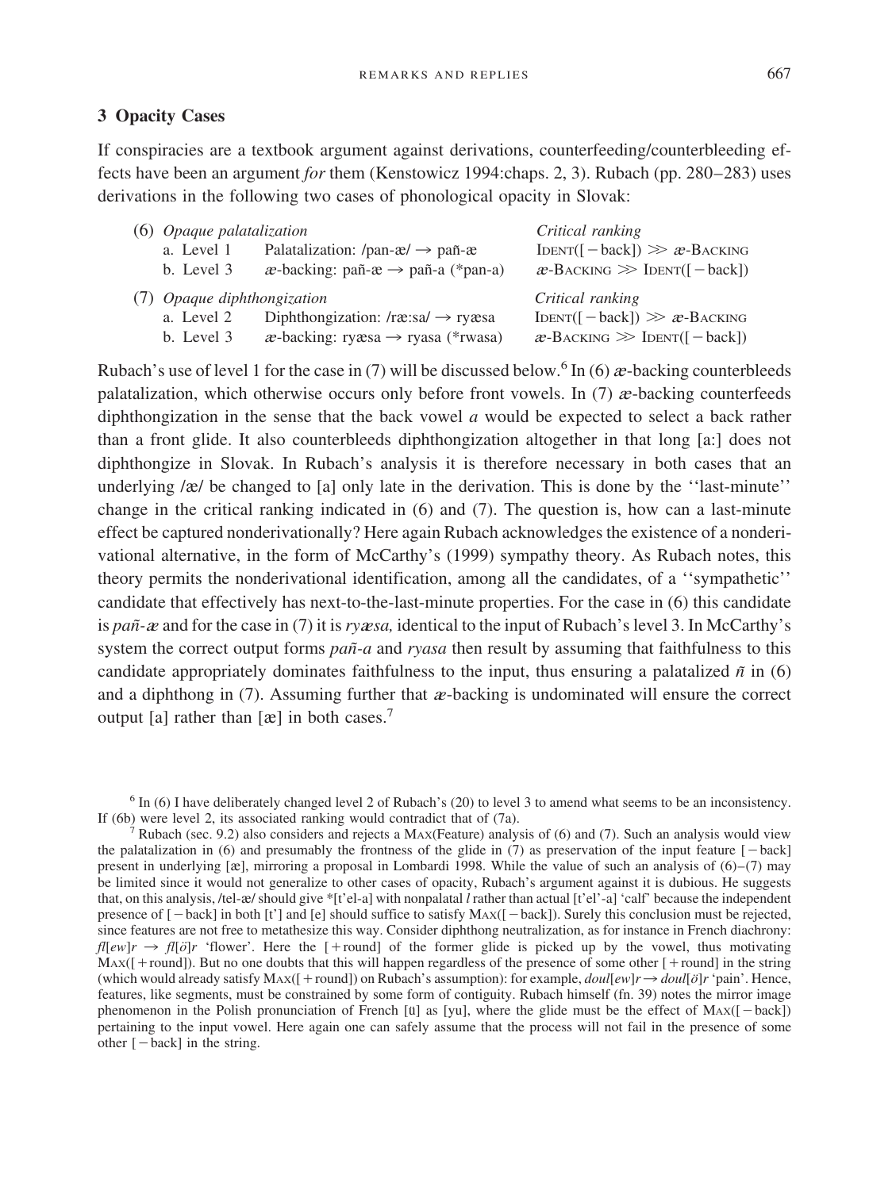## 3 Opacity Cases

If conspiracies are a textbook argument against derivations, counterfeeding/counterbleeding effects have been an argument *for* them (Kenstowicz 1994:chaps. 2, 3). Rubach (pp. 280–283) uses derivations in the following two cases of phonological opacity in Slovak:

(6) *Opaque palatalization* — *Critical ranking*

| | | | |
|---|---|---|---|
| a. | Level 1 | Palatalization: /pan-æ/ → pañ-æ | IDENT([−back]) ≫ æ-BACKING |
| b. | Level 3 | æ-backing: pañ-æ → pañ-a (*pan-a) | æ-BACKING ≫ IDENT([−back]) |

(7) *Opaque diphthongization* — *Critical ranking*

| | | | |
|---|---|---|---|
| a. | Level 2 | Diphthongization: /ræ:sa/ → ryæsa | IDENT([−back]) ≫ æ-BACKING |
| b. | Level 3 | æ-backing: ryæsa → ryasa (*rwasa) | æ-BACKING ≫ IDENT([−back]) |

Rubach's use of level 1 for the case in (7) will be discussed below.[6] In (6) æ-backing counterbleeds palatalization, which otherwise occurs only before front vowels. In (7) æ-backing counterfeeds diphthongization in the sense that the back vowel *a* would be expected to select a back rather than a front glide. It also counterbleeds diphthongization altogether in that long [a:] does not diphthongize in Slovak. In Rubach's analysis it is therefore necessary in both cases that an underlying /æ/ be changed to [a] only late in the derivation. This is done by the ''last-minute'' change in the critical ranking indicated in (6) and (7). The question is, how can a last-minute effect be captured nonderivationally? Here again Rubach acknowledges the existence of a nonderivational alternative, in the form of McCarthy's (1999) sympathy theory. As Rubach notes, this theory permits the nonderivational identification, among all the candidates, of a ''sympathetic'' candidate that effectively has next-to-the-last-minute properties. For the case in (6) this candidate is *pañ-æ* and for the case in (7) it is *ryæsa,* identical to the input of Rubach's level 3. In McCarthy's system the correct output forms *pañ-a* and *ryasa* then result by assuming that faithfulness to this candidate appropriately dominates faithfulness to the input, thus ensuring a palatalized *ñ* in (6) and a diphthong in (7). Assuming further that æ-backing is undominated will ensure the correct output [a] rather than [æ] in both cases.[7]

[6] In (6) I have deliberately changed level 2 of Rubach's (20) to level 3 to amend what seems to be an inconsistency. If (6b) were level 2, its associated ranking would contradict that of (7a).

[7] Rubach (sec. 9.2) also considers and rejects a MAX(Feature) analysis of (6) and (7). Such an analysis would view the palatalization in (6) and presumably the frontness of the glide in (7) as preservation of the input feature [−back] present in underlying [æ], mirroring a proposal in Lombardi 1998. While the value of such an analysis of (6)–(7) may be limited since it would not generalize to other cases of opacity, Rubach's argument against it is dubious. He suggests that, on this analysis, /tel-æ/ should give *[t'el-a] with nonpalatal *l* rather than actual [t'el'-a] 'calf' because the independent presence of [−back] in both [t'] and [e] should suffice to satisfy MAX([−back]). Surely this conclusion must be rejected, since features are not free to metathesize this way. Consider diphthong neutralization, as for instance in French diachrony: *fl*[*ew*]*r* → *fl*[*ö*]*r* 'flower'. Here the [+round] of the former glide is picked up by the vowel, thus motivating MAX([+round]). But no one doubts that this will happen regardless of the presence of some other [+round] in the string (which would already satisfy MAX([+round]) on Rubach's assumption): for example, *doul*[*ew*]*r* → *doul*[*ö*]*r* 'pain'. Hence, features, like segments, must be constrained by some form of contiguity. Rubach himself (fn. 39) notes the mirror image phenomenon in the Polish pronunciation of French [ü] as [yu], where the glide must be the effect of MAX([−back]) pertaining to the input vowel. Here again one can safely assume that the process will not fail in the presence of some other [−back] in the string.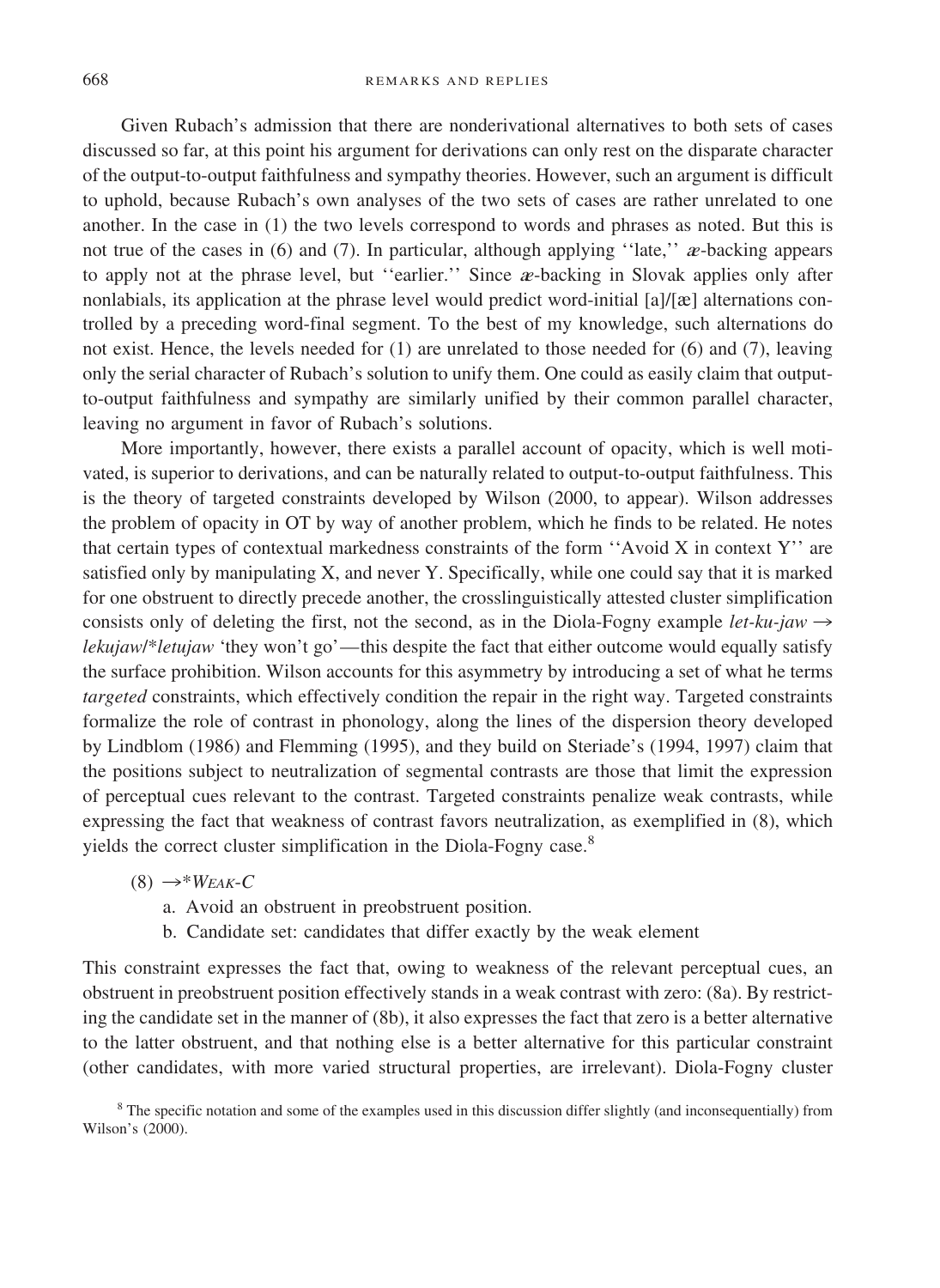Given Rubach's admission that there are nonderivational alternatives to both sets of cases discussed so far, at this point his argument for derivations can only rest on the disparate character of the output-to-output faithfulness and sympathy theories. However, such an argument is difficult to uphold, because Rubach's own analyses of the two sets of cases are rather unrelated to one another. In the case in (1) the two levels correspond to words and phrases as noted. But this is not true of the cases in (6) and (7). In particular, although applying ''late,'' *æ*-backing appears to apply not at the phrase level, but ''earlier.'' Since *æ*-backing in Slovak applies only after nonlabials, its application at the phrase level would predict word-initial [a]/[æ] alternations controlled by a preceding word-final segment. To the best of my knowledge, such alternations do not exist. Hence, the levels needed for (1) are unrelated to those needed for (6) and (7), leaving only the serial character of Rubach's solution to unify them. One could as easily claim that output-to-output faithfulness and sympathy are similarly unified by their common parallel character, leaving no argument in favor of Rubach's solutions.

More importantly, however, there exists a parallel account of opacity, which is well motivated, is superior to derivations, and can be naturally related to output-to-output faithfulness. This is the theory of targeted constraints developed by Wilson (2000, to appear). Wilson addresses the problem of opacity in OT by way of another problem, which he finds to be related. He notes that certain types of contextual markedness constraints of the form ''Avoid X in context Y'' are satisfied only by manipulating X, and never Y. Specifically, while one could say that it is marked for one obstruent to directly precede another, the crosslinguistically attested cluster simplification consists only of deleting the first, not the second, as in the Diola-Fogny example *let-ku-jaw* → *lekujaw*/\**letujaw* 'they won't go'—this despite the fact that either outcome would equally satisfy the surface prohibition. Wilson accounts for this asymmetry by introducing a set of what he terms *targeted* constraints, which effectively condition the repair in the right way. Targeted constraints formalize the role of contrast in phonology, along the lines of the dispersion theory developed by Lindblom (1986) and Flemming (1995), and they build on Steriade's (1994, 1997) claim that the positions subject to neutralization of segmental contrasts are those that limit the expression of perceptual cues relevant to the contrast. Targeted constraints penalize weak contrasts, while expressing the fact that weakness of contrast favors neutralization, as exemplified in (8), which yields the correct cluster simplification in the Diola-Fogny case.[8]

(8) →\**WEAK-C*
  a. Avoid an obstruent in preobstruent position.
  b. Candidate set: candidates that differ exactly by the weak element

This constraint expresses the fact that, owing to weakness of the relevant perceptual cues, an obstruent in preobstruent position effectively stands in a weak contrast with zero: (8a). By restricting the candidate set in the manner of (8b), it also expresses the fact that zero is a better alternative to the latter obstruent, and that nothing else is a better alternative for this particular constraint (other candidates, with more varied structural properties, are irrelevant). Diola-Fogny cluster

[8] The specific notation and some of the examples used in this discussion differ slightly (and inconsequentially) from Wilson's (2000).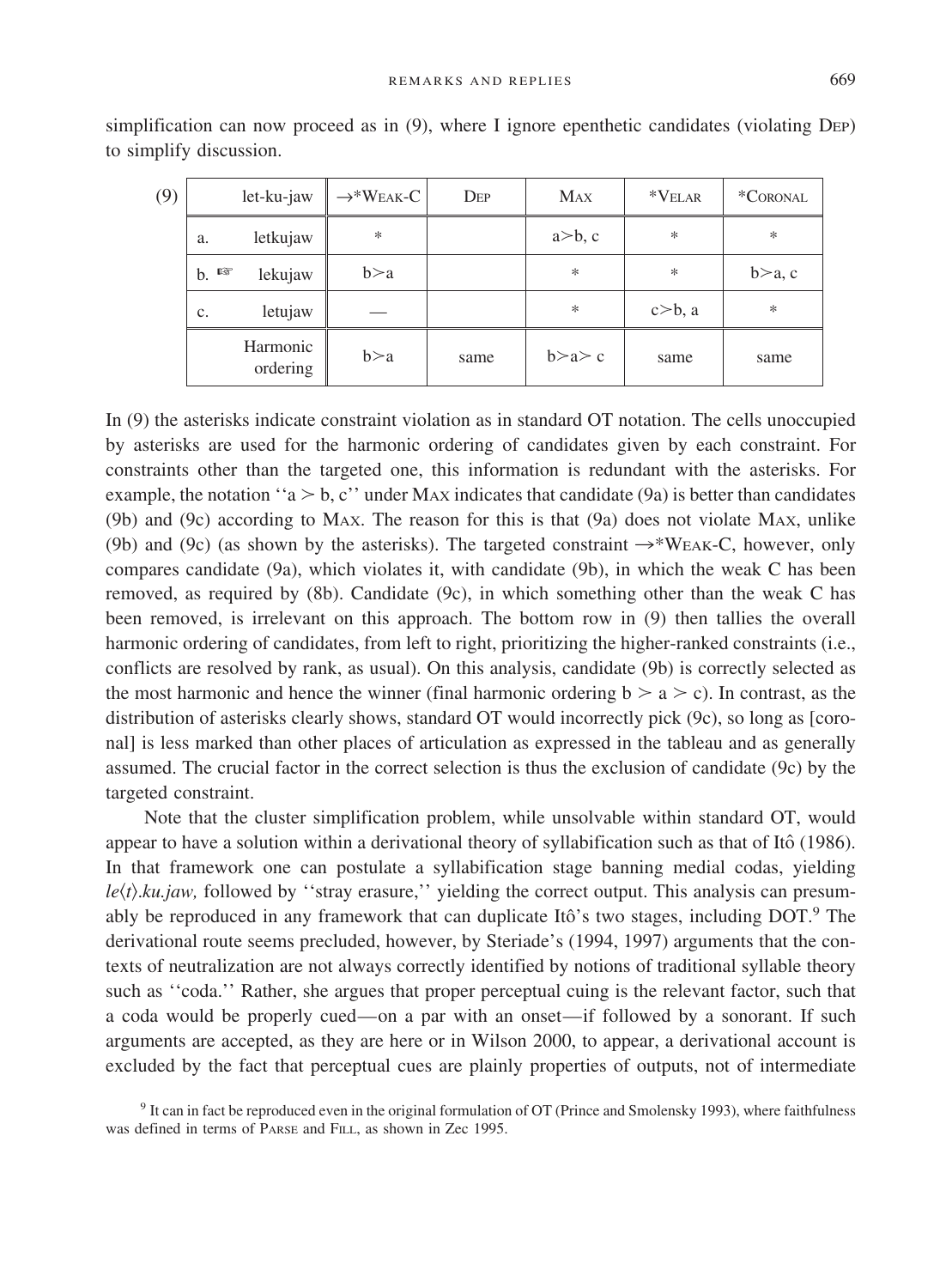simplification can now proceed as in (9), where I ignore epenthetic candidates (violating DEP) to simplify discussion.

| (9) | let-ku-jaw | →*WEAK-C | DEP | MAX | *VELAR | *CORONAL |
|---|---|---|---|---|---|---|
| a. | letkujaw | * | | a≻b, c | * | * |
| b. ☞ | lekujaw | b≻a | | * | * | b≻a, c |
| c. | letujaw | — | | * | c≻b, a | * |
| | Harmonic ordering | b≻a | same | b≻a≻ c | same | same |

In (9) the asterisks indicate constraint violation as in standard OT notation. The cells unoccupied by asterisks are used for the harmonic ordering of candidates given by each constraint. For constraints other than the targeted one, this information is redundant with the asterisks. For example, the notation ''a ≻ b, c'' under MAX indicates that candidate (9a) is better than candidates (9b) and (9c) according to MAX. The reason for this is that (9a) does not violate MAX, unlike (9b) and (9c) (as shown by the asterisks). The targeted constraint →*WEAK-C, however, only compares candidate (9a), which violates it, with candidate (9b), in which the weak C has been removed, as required by (8b). Candidate (9c), in which something other than the weak C has been removed, is irrelevant on this approach. The bottom row in (9) then tallies the overall harmonic ordering of candidates, from left to right, prioritizing the higher-ranked constraints (i.e., conflicts are resolved by rank, as usual). On this analysis, candidate (9b) is correctly selected as the most harmonic and hence the winner (final harmonic ordering b ≻ a ≻ c). In contrast, as the distribution of asterisks clearly shows, standard OT would incorrectly pick (9c), so long as [coronal] is less marked than other places of articulation as expressed in the tableau and as generally assumed. The crucial factor in the correct selection is thus the exclusion of candidate (9c) by the targeted constraint.

Note that the cluster simplification problem, while unsolvable within standard OT, would appear to have a solution within a derivational theory of syllabification such as that of Itô (1986). In that framework one can postulate a syllabification stage banning medial codas, yielding *le⟨t⟩.ku.jaw,* followed by ''stray erasure,'' yielding the correct output. This analysis can presumably be reproduced in any framework that can duplicate Itô's two stages, including DOT.[9] The derivational route seems precluded, however, by Steriade's (1994, 1997) arguments that the contexts of neutralization are not always correctly identified by notions of traditional syllable theory such as ''coda.'' Rather, she argues that proper perceptual cuing is the relevant factor, such that a coda would be properly cued—on a par with an onset—if followed by a sonorant. If such arguments are accepted, as they are here or in Wilson 2000, to appear, a derivational account is excluded by the fact that perceptual cues are plainly properties of outputs, not of intermediate

[9] It can in fact be reproduced even in the original formulation of OT (Prince and Smolensky 1993), where faithfulness was defined in terms of PARSE and FILL, as shown in Zec 1995.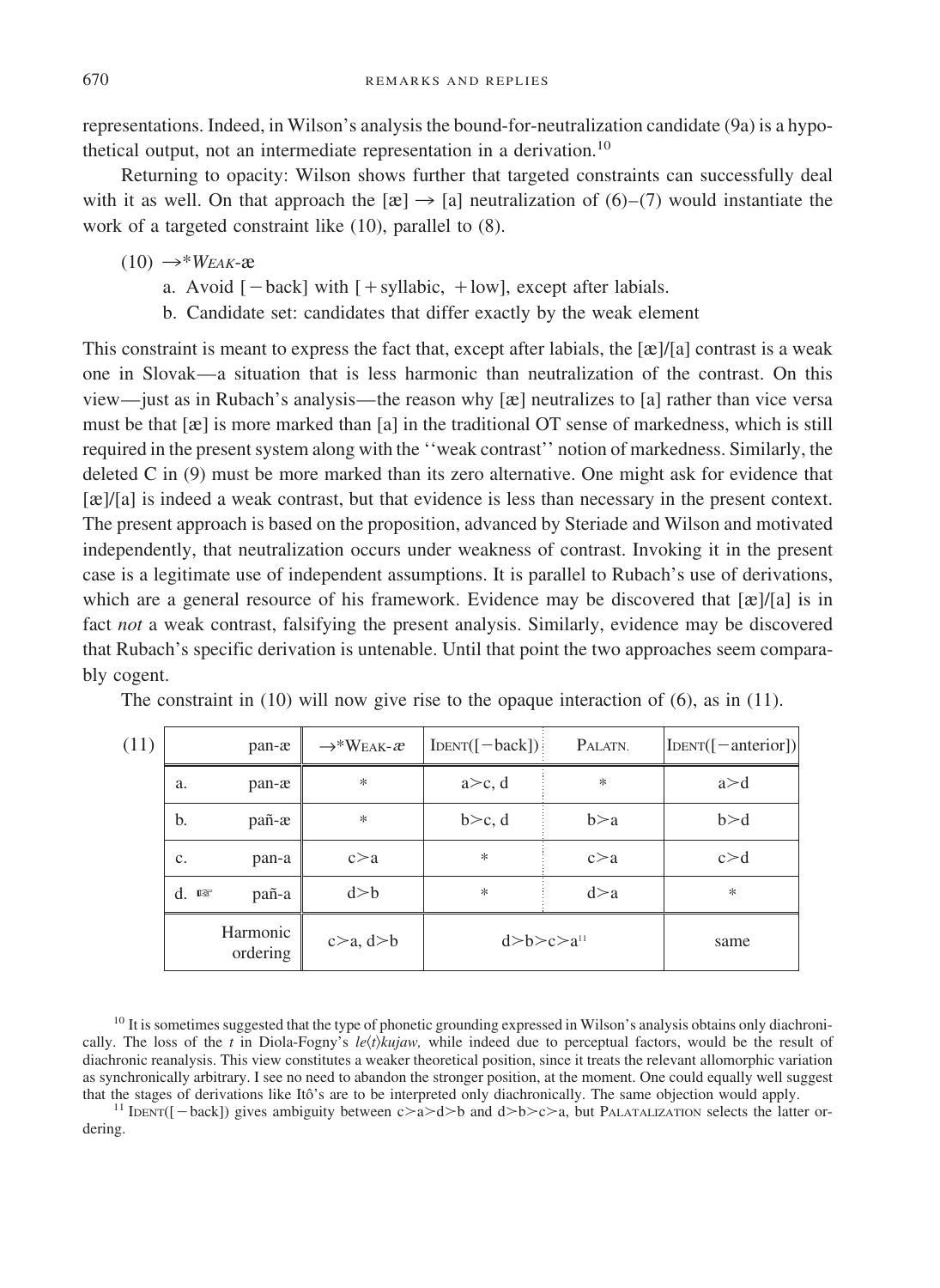representations. Indeed, in Wilson's analysis the bound-for-neutralization candidate (9a) is a hypothetical output, not an intermediate representation in a derivation.[10]

Returning to opacity: Wilson shows further that targeted constraints can successfully deal with it as well. On that approach the [æ] → [a] neutralization of (6)–(7) would instantiate the work of a targeted constraint like (10), parallel to (8).

(10) →**WEAK*-æ

a. Avoid [−back] with [+syllabic, +low], except after labials.

b. Candidate set: candidates that differ exactly by the weak element

This constraint is meant to express the fact that, except after labials, the [æ]/[a] contrast is a weak one in Slovak—a situation that is less harmonic than neutralization of the contrast. On this view—just as in Rubach's analysis—the reason why [æ] neutralizes to [a] rather than vice versa must be that [æ] is more marked than [a] in the traditional OT sense of markedness, which is still required in the present system along with the ''weak contrast'' notion of markedness. Similarly, the deleted C in (9) must be more marked than its zero alternative. One might ask for evidence that [æ]/[a] is indeed a weak contrast, but that evidence is less than necessary in the present context. The present approach is based on the proposition, advanced by Steriade and Wilson and motivated independently, that neutralization occurs under weakness of contrast. Invoking it in the present case is a legitimate use of independent assumptions. It is parallel to Rubach's use of derivations, which are a general resource of his framework. Evidence may be discovered that [æ]/[a] is in fact *not* a weak contrast, falsifying the present analysis. Similarly, evidence may be discovered that Rubach's specific derivation is untenable. Until that point the two approaches seem comparably cogent.

The constraint in (10) will now give rise to the opaque interaction of (6), as in (11).

(11)

| pan-æ | →*WEAK-æ | IDENT([−back]) | PALATN. | IDENT([−anterior]) |
|---|---|---|---|---|
| a. pan-æ | * | a>c, d | * | a>d |
| b. pañ-æ | * | b>c, d | b>a | b>d |
| c. pan-a | c>a | * | c>a | c>d |
| d. ☞ pañ-a | d>b | * | d>a | * |
| Harmonic ordering | c>a, d>b | d>b>c>a[11] | | same |

[10] It is sometimes suggested that the type of phonetic grounding expressed in Wilson's analysis obtains only diachronically. The loss of the *t* in Diola-Fogny's *le⟨t⟩kujaw,* while indeed due to perceptual factors, would be the result of diachronic reanalysis. This view constitutes a weaker theoretical position, since it treats the relevant allomorphic variation as synchronically arbitrary. I see no need to abandon the stronger position, at the moment. One could equally well suggest that the stages of derivations like Itô's are to be interpreted only diachronically. The same objection would apply.

[11] IDENT([−back]) gives ambiguity between c>a>d>b and d>b>c>a, but PALATALIZATION selects the latter ordering.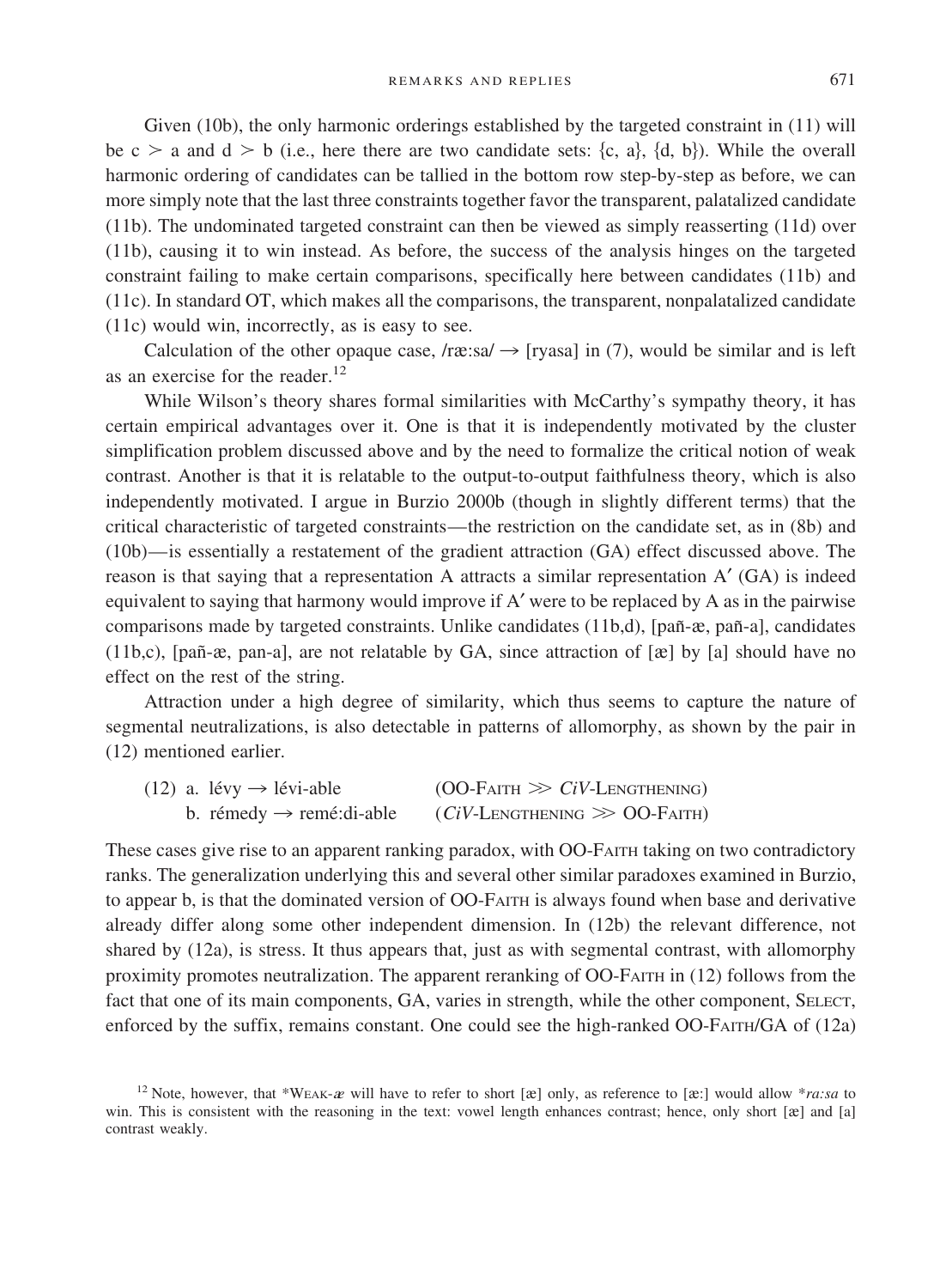Given (10b), the only harmonic orderings established by the targeted constraint in (11) will be c ≻ a and d ≻ b (i.e., here there are two candidate sets: {c, a}, {d, b}). While the overall harmonic ordering of candidates can be tallied in the bottom row step-by-step as before, we can more simply note that the last three constraints together favor the transparent, palatalized candidate (11b). The undominated targeted constraint can then be viewed as simply reasserting (11d) over (11b), causing it to win instead. As before, the success of the analysis hinges on the targeted constraint failing to make certain comparisons, specifically here between candidates (11b) and (11c). In standard OT, which makes all the comparisons, the transparent, nonpalatalized candidate (11c) would win, incorrectly, as is easy to see.

Calculation of the other opaque case, /ræ:sa/ → [ryasa] in (7), would be similar and is left as an exercise for the reader.[12]

While Wilson's theory shares formal similarities with McCarthy's sympathy theory, it has certain empirical advantages over it. One is that it is independently motivated by the cluster simplification problem discussed above and by the need to formalize the critical notion of weak contrast. Another is that it is relatable to the output-to-output faithfulness theory, which is also independently motivated. I argue in Burzio 2000b (though in slightly different terms) that the critical characteristic of targeted constraints—the restriction on the candidate set, as in (8b) and (10b)—is essentially a restatement of the gradient attraction (GA) effect discussed above. The reason is that saying that a representation A attracts a similar representation A′ (GA) is indeed equivalent to saying that harmony would improve if A′ were to be replaced by A as in the pairwise comparisons made by targeted constraints. Unlike candidates (11b,d), [pañ-æ, pañ-a], candidates (11b,c), [pañ-æ, pan-a], are not relatable by GA, since attraction of [æ] by [a] should have no effect on the rest of the string.

Attraction under a high degree of similarity, which thus seems to capture the nature of segmental neutralizations, is also detectable in patterns of allomorphy, as shown by the pair in (12) mentioned earlier.

(12) a. lévy → lévi-able (OO-Faith ≫ *CiV*-Lengthening)
 b. rémedy → remé:di-able (*CiV*-Lengthening ≫ OO-Faith)

These cases give rise to an apparent ranking paradox, with OO-Faith taking on two contradictory ranks. The generalization underlying this and several other similar paradoxes examined in Burzio, to appear b, is that the dominated version of OO-Faith is always found when base and derivative already differ along some other independent dimension. In (12b) the relevant difference, not shared by (12a), is stress. It thus appears that, just as with segmental contrast, with allomorphy proximity promotes neutralization. The apparent reranking of OO-Faith in (12) follows from the fact that one of its main components, GA, varies in strength, while the other component, Select, enforced by the suffix, remains constant. One could see the high-ranked OO-Faith/GA of (12a)

[12] Note, however, that *Weak-*æ* will have to refer to short [æ] only, as reference to [æ:] would allow **ra:sa* to win. This is consistent with the reasoning in the text: vowel length enhances contrast; hence, only short [æ] and [a] contrast weakly.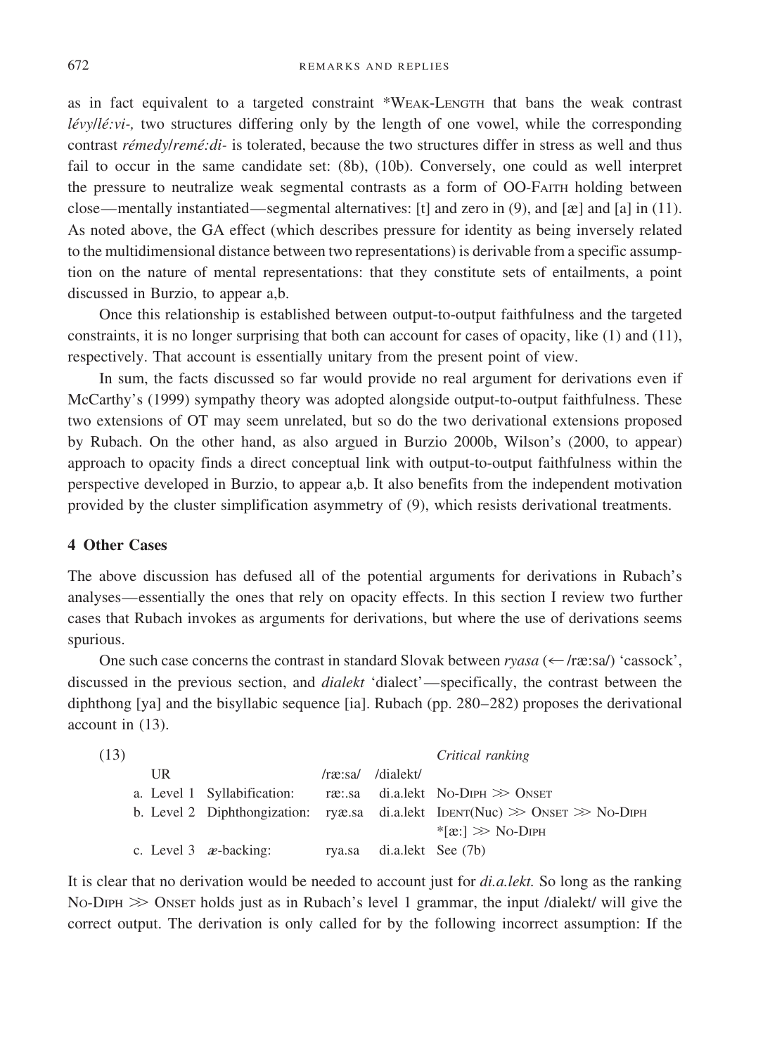as in fact equivalent to a targeted constraint *Weak-Length that bans the weak contrast *lévy*/*lé:vi-*, two structures differing only by the length of one vowel, while the corresponding contrast *rémedy*/*remé:di-* is tolerated, because the two structures differ in stress as well and thus fail to occur in the same candidate set: (8b), (10b). Conversely, one could as well interpret the pressure to neutralize weak segmental contrasts as a form of OO-Faith holding between close—mentally instantiated—segmental alternatives: [t] and zero in (9), and [æ] and [a] in (11). As noted above, the GA effect (which describes pressure for identity as being inversely related to the multidimensional distance between two representations) is derivable from a specific assumption on the nature of mental representations: that they constitute sets of entailments, a point discussed in Burzio, to appear a,b.

Once this relationship is established between output-to-output faithfulness and the targeted constraints, it is no longer surprising that both can account for cases of opacity, like (1) and (11), respectively. That account is essentially unitary from the present point of view.

In sum, the facts discussed so far would provide no real argument for derivations even if McCarthy's (1999) sympathy theory was adopted alongside output-to-output faithfulness. These two extensions of OT may seem unrelated, but so do the two derivational extensions proposed by Rubach. On the other hand, as also argued in Burzio 2000b, Wilson's (2000, to appear) approach to opacity finds a direct conceptual link with output-to-output faithfulness within the perspective developed in Burzio, to appear a,b. It also benefits from the independent motivation provided by the cluster simplification asymmetry of (9), which resists derivational treatments.

## 4 Other Cases

The above discussion has defused all of the potential arguments for derivations in Rubach's analyses—essentially the ones that rely on opacity effects. In this section I review two further cases that Rubach invokes as arguments for derivations, but where the use of derivations seems spurious.

One such case concerns the contrast in standard Slovak between *ryasa* (← /ræ:sa/) 'cassock', discussed in the previous section, and *dialekt* 'dialect'—specifically, the contrast between the diphthong [ya] and the bisyllabic sequence [ia]. Rubach (pp. 280–282) proposes the derivational account in (13).

(13)

| | | | | Critical ranking |
|---|---|---|---|---|
| UR | | /ræ:sa/ | /dialekt/ | |
| a. Level 1 | Syllabification: | ræ:.sa | di.a.lekt | No-Diph ≫ Onset |
| b. Level 2 | Diphthongization: | ryæ.sa | di.a.lekt | Ident(Nuc) ≫ Onset ≫ No-Diph; *[æ:] ≫ No-Diph |
| c. Level 3 | *æ*-backing: | rya.sa | di.a.lekt | See (7b) |

It is clear that no derivation would be needed to account just for *di.a.lekt.* So long as the ranking No-Diph ≫ Onset holds just as in Rubach's level 1 grammar, the input /dialekt/ will give the correct output. The derivation is only called for by the following incorrect assumption: If the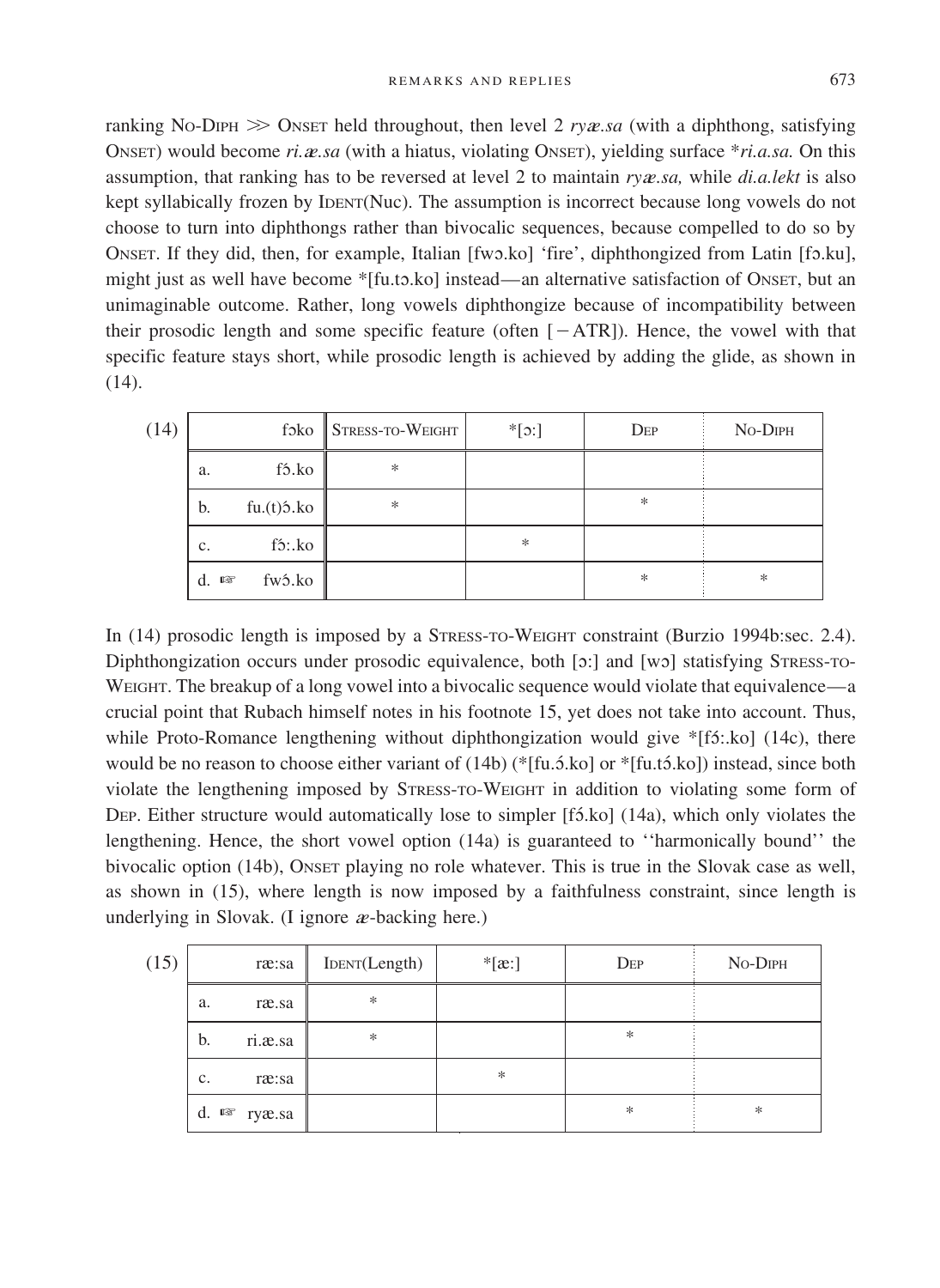ranking NO-DIPH ≫ ONSET held throughout, then level 2 *ryæ.sa* (with a diphthong, satisfying ONSET) would become *ri.æ.sa* (with a hiatus, violating ONSET), yielding surface \**ri.a.sa.* On this assumption, that ranking has to be reversed at level 2 to maintain *ryæ.sa,* while *di.a.lekt* is also kept syllabically frozen by IDENT(Nuc). The assumption is incorrect because long vowels do not choose to turn into diphthongs rather than bivocalic sequences, because compelled to do so by ONSET. If they did, then, for example, Italian [fwɔ.ko] 'fire', diphthongized from Latin [fɔ.ku], might just as well have become *[fu.tɔ.ko] instead—an alternative satisfaction of ONSET, but an unimaginable outcome. Rather, long vowels diphthongize because of incompatibility between their prosodic length and some specific feature (often [−ATR]). Hence, the vowel with that specific feature stays short, while prosodic length is achieved by adding the glide, as shown in (14).

(14)

| fɔko | STRESS-TO-WEIGHT | *[ɔ:] | DEP | NO-DIPH |
|---|---|---|---|---|
| a. fɔ́.ko | * | | | |
| b. fu.(t)ɔ́.ko | * | | * | |
| c. fɔ́:.ko | | * | | |
| d. ☞ fwɔ́.ko | | | * | * |

In (14) prosodic length is imposed by a STRESS-TO-WEIGHT constraint (Burzio 1994b:sec. 2.4). Diphthongization occurs under prosodic equivalence, both [ɔ:] and [wɔ] satisfying STRESS-TO-WEIGHT. The breakup of a long vowel into a bivocalic sequence would violate that equivalence—a crucial point that Rubach himself notes in his footnote 15, yet does not take into account. Thus, while Proto-Romance lengthening without diphthongization would give *[fɔ́:.ko] (14c), there would be no reason to choose either variant of (14b) (*[fu.ɔ́.ko] or *[fu.tɔ́.ko]) instead, since both violate the lengthening imposed by STRESS-TO-WEIGHT in addition to violating some form of DEP. Either structure would automatically lose to simpler [fɔ́.ko] (14a), which only violates the lengthening. Hence, the short vowel option (14a) is guaranteed to ''harmonically bound'' the bivocalic option (14b), ONSET playing no role whatever. This is true in the Slovak case as well, as shown in (15), where length is now imposed by a faithfulness constraint, since length is underlying in Slovak. (I ignore *æ*-backing here.)

(15)

| ræ:sa | IDENT(Length) | *[æ:] | DEP | NO-DIPH |
|---|---|---|---|---|
| a. ræ.sa | * | | | |
| b. ri.æ.sa | * | | * | |
| c. ræ:sa | | * | | |
| d. ☞ ryæ.sa | | | * | * |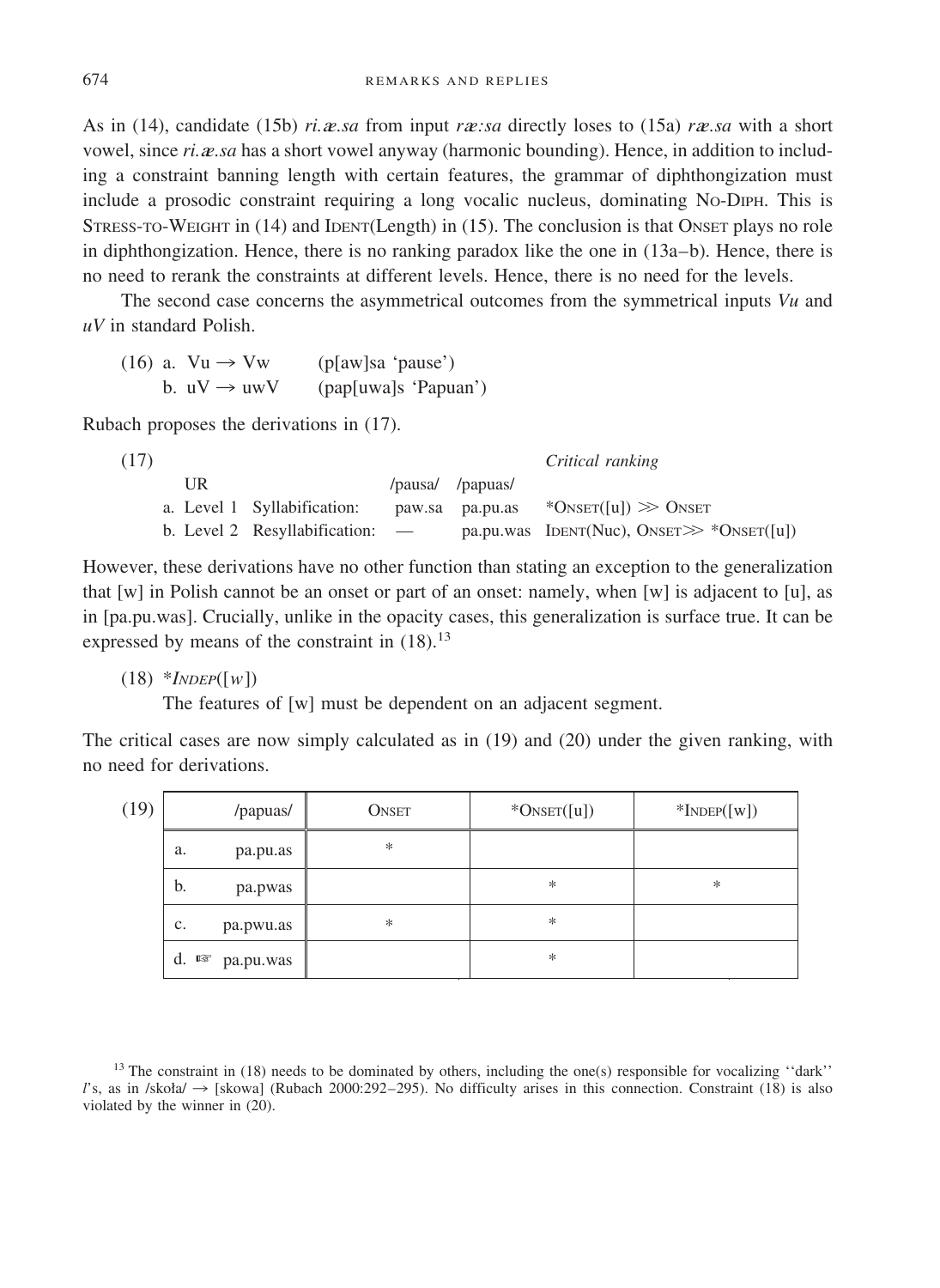As in (14), candidate (15b) *ri.æ.sa* from input *ræ:sa* directly loses to (15a) *ræ.sa* with a short vowel, since *ri.æ.sa* has a short vowel anyway (harmonic bounding). Hence, in addition to including a constraint banning length with certain features, the grammar of diphthongization must include a prosodic constraint requiring a long vocalic nucleus, dominating No-Diph. This is Stress-to-Weight in (14) and Ident(Length) in (15). The conclusion is that Onset plays no role in diphthongization. Hence, there is no ranking paradox like the one in (13a–b). Hence, there is no need to rerank the constraints at different levels. Hence, there is no need for the levels.

The second case concerns the asymmetrical outcomes from the symmetrical inputs *Vu* and *uV* in standard Polish.

(16) a. Vu → Vw (p[aw]sa 'pause')
  b. uV → uwV (pap[uwa]s 'Papuan')

Rubach proposes the derivations in (17).

(17)

| | | | | *Critical ranking* |
|---|---|---|---|---|
| UR | | /pausa/ | /papuas/ | |
| a. Level 1 | Syllabification: | paw.sa | pa.pu.as | *Onset([u]) ≫ Onset |
| b. Level 2 | Resyllabification: | — | pa.pu.was | Ident(Nuc), Onset ≫ *Onset([u]) |

However, these derivations have no other function than stating an exception to the generalization that [w] in Polish cannot be an onset or part of an onset: namely, when [w] is adjacent to [u], as in [pa.pu.was]. Crucially, unlike in the opacity cases, this generalization is surface true. It can be expressed by means of the constraint in (18).[13]

(18) **Indep*([*w*])
  The features of [w] must be dependent on an adjacent segment.

The critical cases are now simply calculated as in (19) and (20) under the given ranking, with no need for derivations.

(19)

| /papuas/ | Onset | *Onset([u]) | *Indep([w]) |
|---|---|---|---|
| a. pa.pu.as | * | | |
| b. pa.pwas | | * | * |
| c. pa.pwu.as | * | * | |
| d. ☞ pa.pu.was | | * | |

[13] The constraint in (18) needs to be dominated by others, including the one(s) responsible for vocalizing ''dark'' *l*'s, as in /skoła/ → [skowa] (Rubach 2000:292–295). No difficulty arises in this connection. Constraint (18) is also violated by the winner in (20).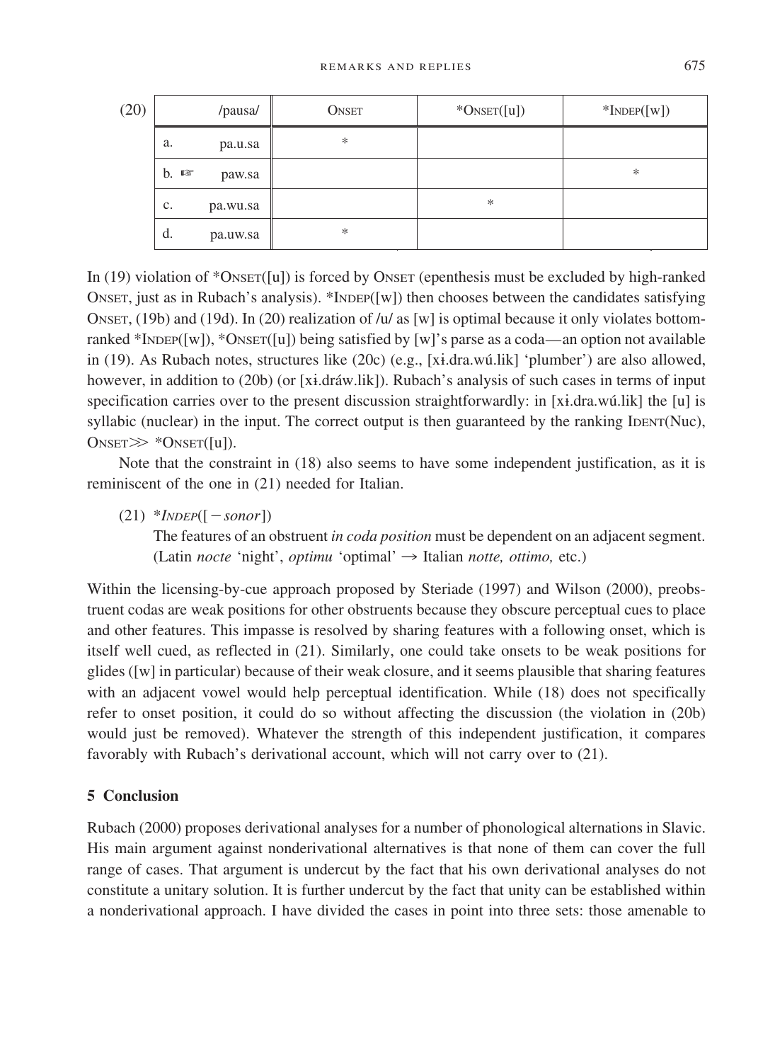(20)

| /pausa/ | Onset | *Onset([u]) | *Indep([w]) |
|---|---|---|---|
| a. pa.u.sa | * | | |
| b. ☞ paw.sa | | | * |
| c. pa.wu.sa | | * | |
| d. pa.uw.sa | * | | |

In (19) violation of *Onset([u]) is forced by Onset (epenthesis must be excluded by high-ranked Onset, just as in Rubach's analysis). *Indep([w]) then chooses between the candidates satisfying Onset, (19b) and (19d). In (20) realization of /u/ as [w] is optimal because it only violates bottom-ranked *Indep([w]), *Onset([u]) being satisfied by [w]'s parse as a coda—an option not available in (19). As Rubach notes, structures like (20c) (e.g., [xɨ.dra.wú.lik] 'plumber') are also allowed, however, in addition to (20b) (or [xɨ.dráw.lik]). Rubach's analysis of such cases in terms of input specification carries over to the present discussion straightforwardly: in [xɨ.dra.wú.lik] the [u] is syllabic (nuclear) in the input. The correct output is then guaranteed by the ranking Ident(Nuc), Onset ≫ *Onset([u]).

Note that the constraint in (18) also seems to have some independent justification, as it is reminiscent of the one in (21) needed for Italian.

(21) **Indep*([−*sonor*])
The features of an obstruent *in coda position* must be dependent on an adjacent segment. (Latin *nocte* 'night', *optimu* 'optimal' → Italian *notte, ottimo,* etc.)

Within the licensing-by-cue approach proposed by Steriade (1997) and Wilson (2000), preobstruent codas are weak positions for other obstruents because they obscure perceptual cues to place and other features. This impasse is resolved by sharing features with a following onset, which is itself well cued, as reflected in (21). Similarly, one could take onsets to be weak positions for glides ([w] in particular) because of their weak closure, and it seems plausible that sharing features with an adjacent vowel would help perceptual identification. While (18) does not specifically refer to onset position, it could do so without affecting the discussion (the violation in (20b) would just be removed). Whatever the strength of this independent justification, it compares favorably with Rubach's derivational account, which will not carry over to (21).

## 5 Conclusion

Rubach (2000) proposes derivational analyses for a number of phonological alternations in Slavic. His main argument against nonderivational alternatives is that none of them can cover the full range of cases. That argument is undercut by the fact that his own derivational analyses do not constitute a unitary solution. It is further undercut by the fact that unity can be established within a nonderivational approach. I have divided the cases in point into three sets: those amenable to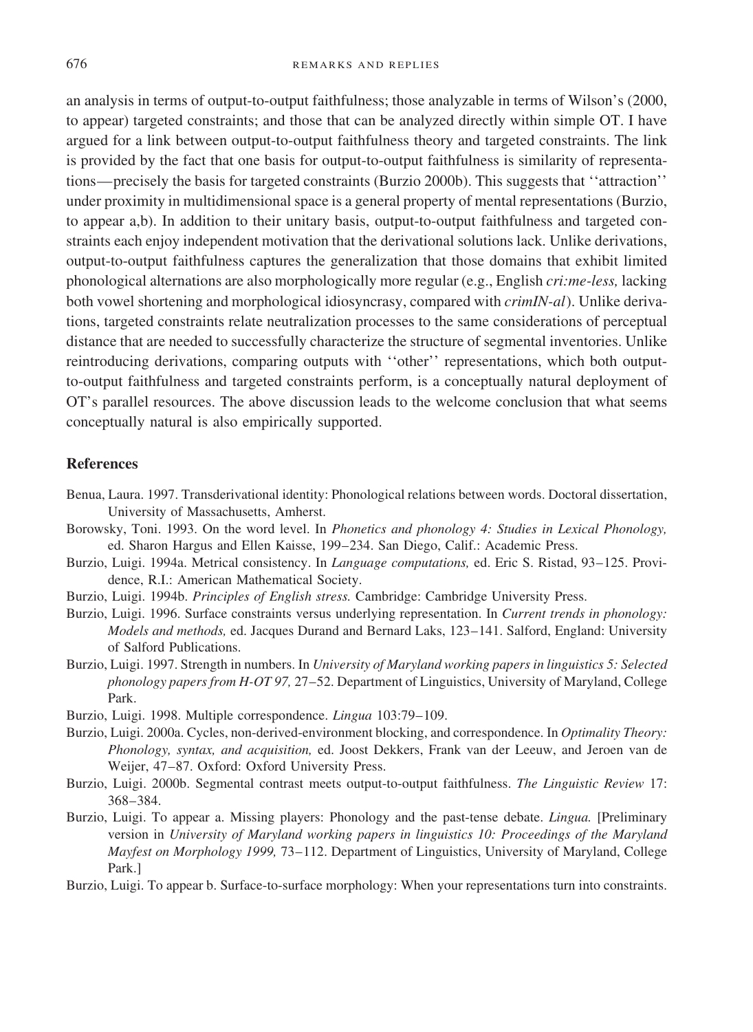an analysis in terms of output-to-output faithfulness; those analyzable in terms of Wilson's (2000, to appear) targeted constraints; and those that can be analyzed directly within simple OT. I have argued for a link between output-to-output faithfulness theory and targeted constraints. The link is provided by the fact that one basis for output-to-output faithfulness is similarity of representations—precisely the basis for targeted constraints (Burzio 2000b). This suggests that ''attraction'' under proximity in multidimensional space is a general property of mental representations (Burzio, to appear a,b). In addition to their unitary basis, output-to-output faithfulness and targeted constraints each enjoy independent motivation that the derivational solutions lack. Unlike derivations, output-to-output faithfulness captures the generalization that those domains that exhibit limited phonological alternations are also morphologically more regular (e.g., English *cri:me-less,* lacking both vowel shortening and morphological idiosyncrasy, compared with *crimIN-al*). Unlike derivations, targeted constraints relate neutralization processes to the same considerations of perceptual distance that are needed to successfully characterize the structure of segmental inventories. Unlike reintroducing derivations, comparing outputs with ''other'' representations, which both output-to-output faithfulness and targeted constraints perform, is a conceptually natural deployment of OT's parallel resources. The above discussion leads to the welcome conclusion that what seems conceptually natural is also empirically supported.

## References

Benua, Laura. 1997. Transderivational identity: Phonological relations between words. Doctoral dissertation, University of Massachusetts, Amherst.

Borowsky, Toni. 1993. On the word level. In *Phonetics and phonology 4: Studies in Lexical Phonology,* ed. Sharon Hargus and Ellen Kaisse, 199–234. San Diego, Calif.: Academic Press.

Burzio, Luigi. 1994a. Metrical consistency. In *Language computations,* ed. Eric S. Ristad, 93–125. Providence, R.I.: American Mathematical Society.

Burzio, Luigi. 1994b. *Principles of English stress.* Cambridge: Cambridge University Press.

Burzio, Luigi. 1996. Surface constraints versus underlying representation. In *Current trends in phonology: Models and methods,* ed. Jacques Durand and Bernard Laks, 123–141. Salford, England: University of Salford Publications.

Burzio, Luigi. 1997. Strength in numbers. In *University of Maryland working papers in linguistics 5: Selected phonology papers from H-OT 97,* 27–52. Department of Linguistics, University of Maryland, College Park.

Burzio, Luigi. 1998. Multiple correspondence. *Lingua* 103:79–109.

Burzio, Luigi. 2000a. Cycles, non-derived-environment blocking, and correspondence. In *Optimality Theory: Phonology, syntax, and acquisition,* ed. Joost Dekkers, Frank van der Leeuw, and Jeroen van de Weijer, 47–87. Oxford: Oxford University Press.

Burzio, Luigi. 2000b. Segmental contrast meets output-to-output faithfulness. *The Linguistic Review* 17: 368–384.

Burzio, Luigi. To appear a. Missing players: Phonology and the past-tense debate. *Lingua.* [Preliminary version in *University of Maryland working papers in linguistics 10: Proceedings of the Maryland Mayfest on Morphology 1999,* 73–112. Department of Linguistics, University of Maryland, College Park.]

Burzio, Luigi. To appear b. Surface-to-surface morphology: When your representations turn into constraints.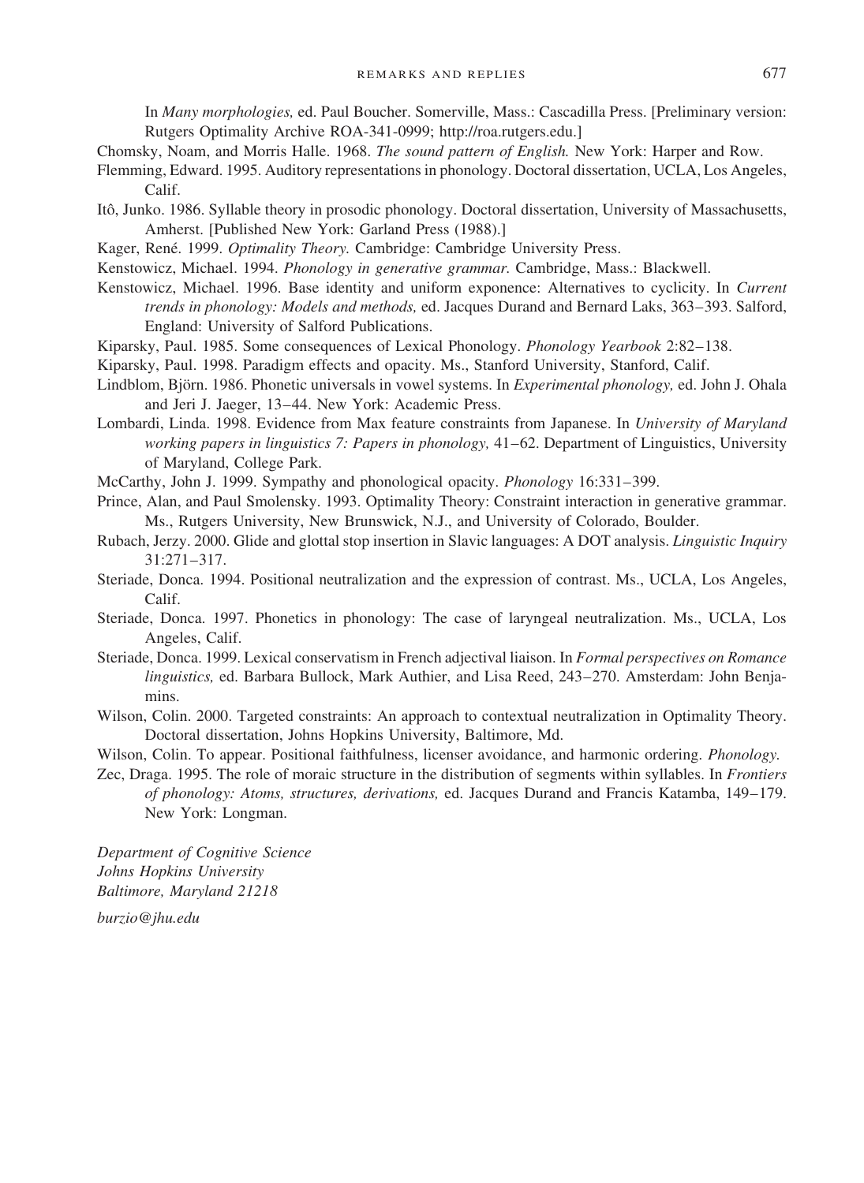In *Many morphologies,* ed. Paul Boucher. Somerville, Mass.: Cascadilla Press. [Preliminary version: Rutgers Optimality Archive ROA-341-0999; http://roa.rutgers.edu.]

Chomsky, Noam, and Morris Halle. 1968. *The sound pattern of English.* New York: Harper and Row.

Flemming, Edward. 1995. Auditory representations in phonology. Doctoral dissertation, UCLA, Los Angeles, Calif.

Itô, Junko. 1986. Syllable theory in prosodic phonology. Doctoral dissertation, University of Massachusetts, Amherst. [Published New York: Garland Press (1988).]

Kager, René. 1999. *Optimality Theory.* Cambridge: Cambridge University Press.

Kenstowicz, Michael. 1994. *Phonology in generative grammar.* Cambridge, Mass.: Blackwell.

Kenstowicz, Michael. 1996. Base identity and uniform exponence: Alternatives to cyclicity. In *Current trends in phonology: Models and methods,* ed. Jacques Durand and Bernard Laks, 363–393. Salford, England: University of Salford Publications.

Kiparsky, Paul. 1985. Some consequences of Lexical Phonology. *Phonology Yearbook* 2:82–138.

Kiparsky, Paul. 1998. Paradigm effects and opacity. Ms., Stanford University, Stanford, Calif.

Lindblom, Björn. 1986. Phonetic universals in vowel systems. In *Experimental phonology,* ed. John J. Ohala and Jeri J. Jaeger, 13–44. New York: Academic Press.

Lombardi, Linda. 1998. Evidence from Max feature constraints from Japanese. In *University of Maryland working papers in linguistics 7: Papers in phonology,* 41–62. Department of Linguistics, University of Maryland, College Park.

McCarthy, John J. 1999. Sympathy and phonological opacity. *Phonology* 16:331–399.

Prince, Alan, and Paul Smolensky. 1993. Optimality Theory: Constraint interaction in generative grammar. Ms., Rutgers University, New Brunswick, N.J., and University of Colorado, Boulder.

Rubach, Jerzy. 2000. Glide and glottal stop insertion in Slavic languages: A DOT analysis. *Linguistic Inquiry* 31:271–317.

Steriade, Donca. 1994. Positional neutralization and the expression of contrast. Ms., UCLA, Los Angeles, Calif.

Steriade, Donca. 1997. Phonetics in phonology: The case of laryngeal neutralization. Ms., UCLA, Los Angeles, Calif.

Steriade, Donca. 1999. Lexical conservatism in French adjectival liaison. In *Formal perspectives on Romance linguistics,* ed. Barbara Bullock, Mark Authier, and Lisa Reed, 243–270. Amsterdam: John Benjamins.

Wilson, Colin. 2000. Targeted constraints: An approach to contextual neutralization in Optimality Theory. Doctoral dissertation, Johns Hopkins University, Baltimore, Md.

Wilson, Colin. To appear. Positional faithfulness, licenser avoidance, and harmonic ordering. *Phonology.*

Zec, Draga. 1995. The role of moraic structure in the distribution of segments within syllables. In *Frontiers of phonology: Atoms, structures, derivations,* ed. Jacques Durand and Francis Katamba, 149–179. New York: Longman.

*Department of Cognitive Science*
*Johns Hopkins University*
*Baltimore, Maryland 21218*

*burzio@jhu.edu*